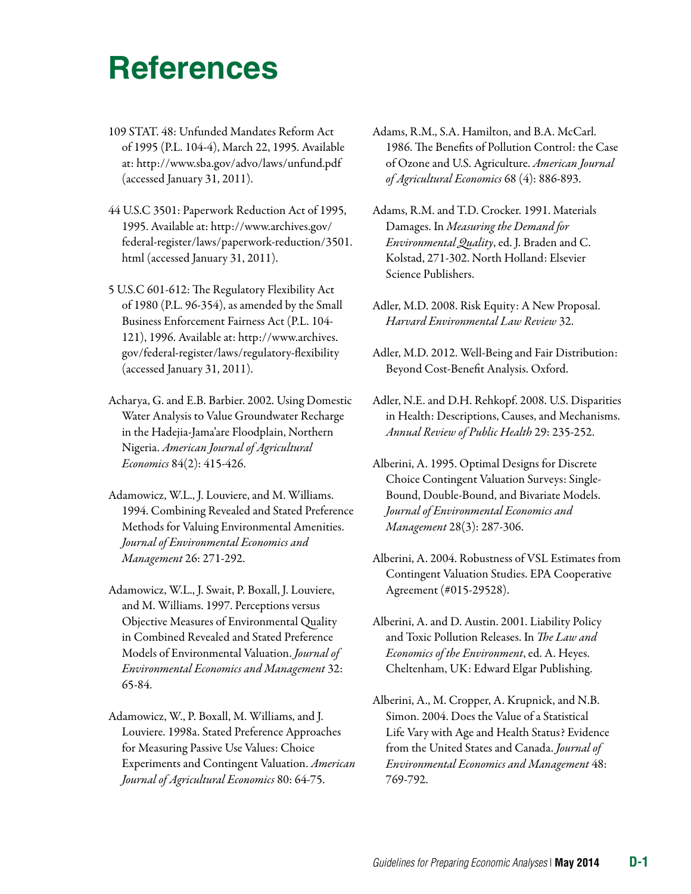# References

109 STAT. 48: Unfunded Mandates Reform Act of 1995 (P.L. 104-4), March 22, 1995. Available at: http://www.sba.gov/advo/laws/unfund.pdf (accessed January 31, 2011).

44 U.S.C 3501: Paperwork Reduction Act of 1995, 1995. Available at: http://www.archives.gov/federal-register/laws/paperwork-reduction/3501.html (accessed January 31, 2011).

5 U.S.C 601-612: The Regulatory Flexibility Act of 1980 (P.L. 96-354), as amended by the Small Business Enforcement Fairness Act (P.L. 104-121), 1996. Available at: http://www.archives.gov/federal-register/laws/regulatory-flexibility (accessed January 31, 2011).

Acharya, G. and E.B. Barbier. 2002. Using Domestic Water Analysis to Value Groundwater Recharge in the Hadejia-Jama'are Floodplain, Northern Nigeria. *American Journal of Agricultural Economics* 84(2): 415-426.

Adamowicz, W.L., J. Louviere, and M. Williams. 1994. Combining Revealed and Stated Preference Methods for Valuing Environmental Amenities. *Journal of Environmental Economics and Management* 26: 271-292.

Adamowicz, W.L., J. Swait, P. Boxall, J. Louviere, and M. Williams. 1997. Perceptions versus Objective Measures of Environmental Quality in Combined Revealed and Stated Preference Models of Environmental Valuation. *Journal of Environmental Economics and Management* 32: 65-84.

Adamowicz, W., P. Boxall, M. Williams, and J. Louviere. 1998a. Stated Preference Approaches for Measuring Passive Use Values: Choice Experiments and Contingent Valuation. *American Journal of Agricultural Economics* 80: 64-75.

Adams, R.M., S.A. Hamilton, and B.A. McCarl. 1986. The Benefits of Pollution Control: the Case of Ozone and U.S. Agriculture. *American Journal of Agricultural Economics* 68 (4): 886-893.

Adams, R.M. and T.D. Crocker. 1991. Materials Damages. In *Measuring the Demand for Environmental Quality*, ed. J. Braden and C. Kolstad, 271-302. North Holland: Elsevier Science Publishers.

Adler, M.D. 2008. Risk Equity: A New Proposal. *Harvard Environmental Law Review* 32.

Adler, M.D. 2012. Well-Being and Fair Distribution: Beyond Cost-Benefit Analysis. Oxford.

Adler, N.E. and D.H. Rehkopf. 2008. U.S. Disparities in Health: Descriptions, Causes, and Mechanisms. *Annual Review of Public Health* 29: 235-252.

Alberini, A. 1995. Optimal Designs for Discrete Choice Contingent Valuation Surveys: Single-Bound, Double-Bound, and Bivariate Models. *Journal of Environmental Economics and Management* 28(3): 287-306.

Alberini, A. 2004. Robustness of VSL Estimates from Contingent Valuation Studies. EPA Cooperative Agreement (#015-29528).

Alberini, A. and D. Austin. 2001. Liability Policy and Toxic Pollution Releases. In *The Law and Economics of the Environment*, ed. A. Heyes. Cheltenham, UK: Edward Elgar Publishing.

Alberini, A., M. Cropper, A. Krupnick, and N.B. Simon. 2004. Does the Value of a Statistical Life Vary with Age and Health Status? Evidence from the United States and Canada. *Journal of Environmental Economics and Management* 48: 769-792.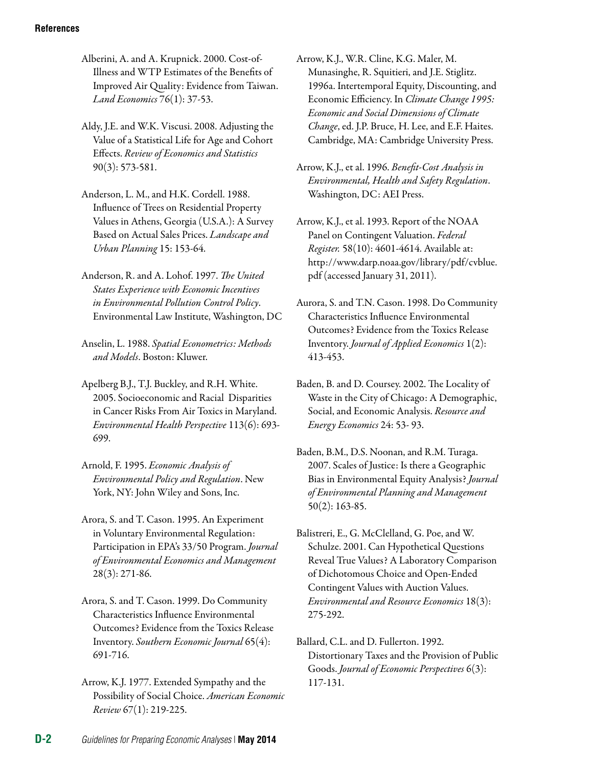## References

Alberini, A. and A. Krupnick. 2000. Cost-of-Illness and WTP Estimates of the Benefits of Improved Air Quality: Evidence from Taiwan. *Land Economics* 76(1): 37-53.

Aldy, J.E. and W.K. Viscusi. 2008. Adjusting the Value of a Statistical Life for Age and Cohort Effects. *Review of Economics and Statistics* 90(3): 573-581.

Anderson, L. M., and H.K. Cordell. 1988. Influence of Trees on Residential Property Values in Athens, Georgia (U.S.A.): A Survey Based on Actual Sales Prices. *Landscape and Urban Planning* 15: 153-64.

Anderson, R. and A. Lohof. 1997. *The United States Experience with Economic Incentives in Environmental Pollution Control Policy*. Environmental Law Institute, Washington, DC

Anselin, L. 1988. *Spatial Econometrics: Methods and Models*. Boston: Kluwer.

Apelberg B.J., T.J. Buckley, and R.H. White. 2005. Socioeconomic and Racial Disparities in Cancer Risks From Air Toxics in Maryland. *Environmental Health Perspective* 113(6): 693-699.

Arnold, F. 1995. *Economic Analysis of Environmental Policy and Regulation*. New York, NY: John Wiley and Sons, Inc.

Arora, S. and T. Cason. 1995. An Experiment in Voluntary Environmental Regulation: Participation in EPA's 33/50 Program. *Journal of Environmental Economics and Management* 28(3): 271-86.

Arora, S. and T. Cason. 1999. Do Community Characteristics Influence Environmental Outcomes? Evidence from the Toxics Release Inventory. *Southern Economic Journal* 65(4): 691-716.

Arrow, K.J. 1977. Extended Sympathy and the Possibility of Social Choice. *American Economic Review* 67(1): 219-225.

Arrow, K.J., W.R. Cline, K.G. Maler, M. Munasinghe, R. Squitieri, and J.E. Stiglitz. 1996a. Intertemporal Equity, Discounting, and Economic Efficiency. In *Climate Change 1995: Economic and Social Dimensions of Climate Change*, ed. J.P. Bruce, H. Lee, and E.F. Haites. Cambridge, MA: Cambridge University Press.

Arrow, K.J., et al. 1996. *Benefit-Cost Analysis in Environmental, Health and Safety Regulation*. Washington, DC: AEI Press.

Arrow, K.J., et al. 1993. Report of the NOAA Panel on Contingent Valuation. *Federal Register.* 58(10): 4601-4614. Available at: http://www.darp.noaa.gov/library/pdf/cvblue.pdf (accessed January 31, 2011).

Aurora, S. and T.N. Cason. 1998. Do Community Characteristics Influence Environmental Outcomes? Evidence from the Toxics Release Inventory. *Journal of Applied Economics* 1(2): 413-453.

Baden, B. and D. Coursey. 2002. The Locality of Waste in the City of Chicago: A Demographic, Social, and Economic Analysis. *Resource and Energy Economics* 24: 53- 93.

Baden, B.M., D.S. Noonan, and R.M. Turaga. 2007. Scales of Justice: Is there a Geographic Bias in Environmental Equity Analysis? *Journal of Environmental Planning and Management* 50(2): 163-85.

Balistreri, E., G. McClelland, G. Poe, and W. Schulze. 2001. Can Hypothetical Questions Reveal True Values? A Laboratory Comparison of Dichotomous Choice and Open-Ended Contingent Values with Auction Values. *Environmental and Resource Economics* 18(3): 275-292.

Ballard, C.L. and D. Fullerton. 1992. Distortionary Taxes and the Provision of Public Goods. *Journal of Economic Perspectives* 6(3): 117-131.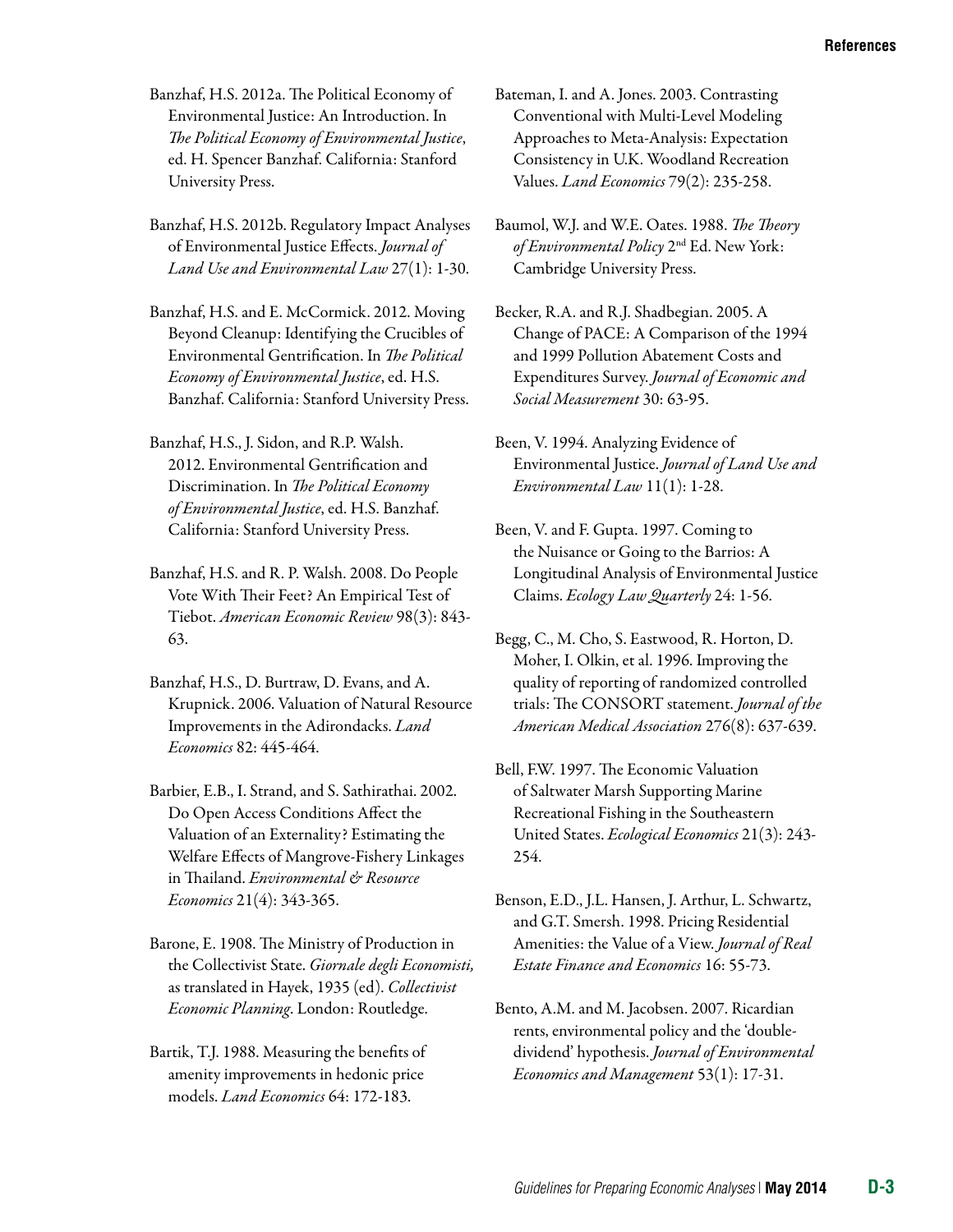Banzhaf, H.S. 2012a. The Political Economy of Environmental Justice: An Introduction. In *The Political Economy of Environmental Justice*, ed. H. Spencer Banzhaf. California: Stanford University Press.

Banzhaf, H.S. 2012b. Regulatory Impact Analyses of Environmental Justice Effects. *Journal of Land Use and Environmental Law* 27(1): 1-30.

Banzhaf, H.S. and E. McCormick. 2012. Moving Beyond Cleanup: Identifying the Crucibles of Environmental Gentrification. In *The Political Economy of Environmental Justice*, ed. H.S. Banzhaf. California: Stanford University Press.

Banzhaf, H.S., J. Sidon, and R.P. Walsh. 2012. Environmental Gentrification and Discrimination. In *The Political Economy of Environmental Justice*, ed. H.S. Banzhaf. California: Stanford University Press.

Banzhaf, H.S. and R. P. Walsh. 2008. Do People Vote With Their Feet? An Empirical Test of Tiebot. *American Economic Review* 98(3): 843-63.

Banzhaf, H.S., D. Burtraw, D. Evans, and A. Krupnick. 2006. Valuation of Natural Resource Improvements in the Adirondacks. *Land Economics* 82: 445-464.

Barbier, E.B., I. Strand, and S. Sathirathai. 2002. Do Open Access Conditions Affect the Valuation of an Externality? Estimating the Welfare Effects of Mangrove-Fishery Linkages in Thailand. *Environmental & Resource Economics* 21(4): 343-365.

Barone, E. 1908. The Ministry of Production in the Collectivist State. *Giornale degli Economisti,* as translated in Hayek, 1935 (ed). *Collectivist Economic Planning*. London: Routledge.

Bartik, T.J. 1988. Measuring the benefits of amenity improvements in hedonic price models. *Land Economics* 64: 172-183.

Bateman, I. and A. Jones. 2003. Contrasting Conventional with Multi-Level Modeling Approaches to Meta-Analysis: Expectation Consistency in U.K. Woodland Recreation Values. *Land Economics* 79(2): 235-258.

Baumol, W.J. and W.E. Oates. 1988. *The Theory of Environmental Policy* 2nd Ed. New York: Cambridge University Press.

Becker, R.A. and R.J. Shadbegian. 2005. A Change of PACE: A Comparison of the 1994 and 1999 Pollution Abatement Costs and Expenditures Survey. *Journal of Economic and Social Measurement* 30: 63-95.

Been, V. 1994. Analyzing Evidence of Environmental Justice. *Journal of Land Use and Environmental Law* 11(1): 1-28.

Been, V. and F. Gupta. 1997. Coming to the Nuisance or Going to the Barrios: A Longitudinal Analysis of Environmental Justice Claims. *Ecology Law Quarterly* 24: 1-56.

Begg, C., M. Cho, S. Eastwood, R. Horton, D. Moher, I. Olkin, et al. 1996. Improving the quality of reporting of randomized controlled trials: The CONSORT statement. *Journal of the American Medical Association* 276(8): 637-639.

Bell, F.W. 1997. The Economic Valuation of Saltwater Marsh Supporting Marine Recreational Fishing in the Southeastern United States. *Ecological Economics* 21(3): 243-254.

Benson, E.D., J.L. Hansen, J. Arthur, L. Schwartz, and G.T. Smersh. 1998. Pricing Residential Amenities: the Value of a View. *Journal of Real Estate Finance and Economics* 16: 55-73.

Bento, A.M. and M. Jacobsen. 2007. Ricardian rents, environmental policy and the 'double-dividend' hypothesis. *Journal of Environmental Economics and Management* 53(1): 17-31.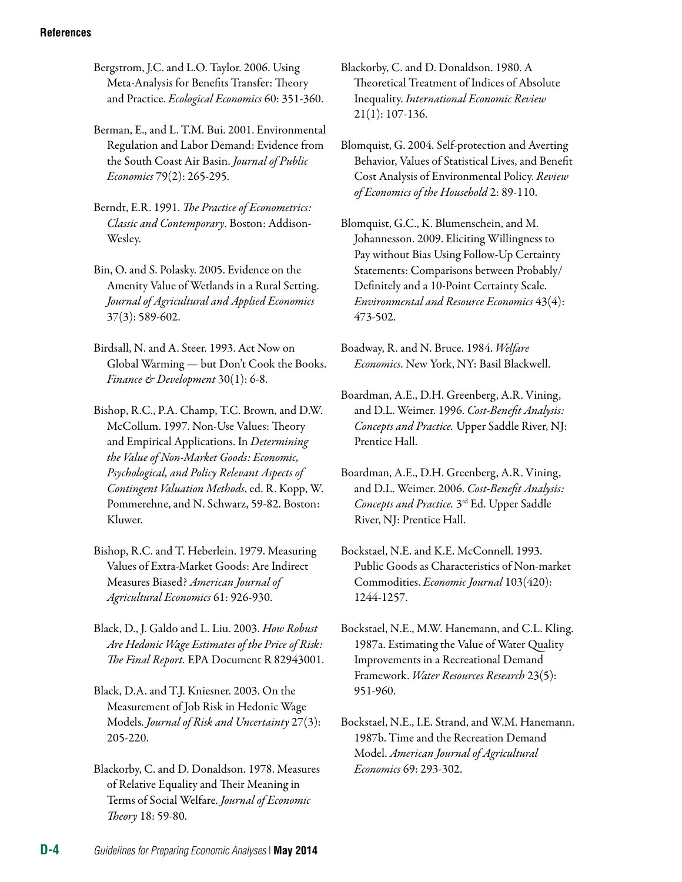Bergstrom, J.C. and L.O. Taylor. 2006. Using Meta-Analysis for Benefits Transfer: Theory and Practice. *Ecological Economics* 60: 351-360.

Berman, E., and L. T.M. Bui. 2001. Environmental Regulation and Labor Demand: Evidence from the South Coast Air Basin. *Journal of Public Economics* 79(2): 265-295.

Berndt, E.R. 1991. *The Practice of Econometrics: Classic and Contemporary*. Boston: Addison-Wesley.

Bin, O. and S. Polasky. 2005. Evidence on the Amenity Value of Wetlands in a Rural Setting. *Journal of Agricultural and Applied Economics* 37(3): 589-602.

Birdsall, N. and A. Steer. 1993. Act Now on Global Warming — but Don't Cook the Books. *Finance & Development* 30(1): 6-8.

Bishop, R.C., P.A. Champ, T.C. Brown, and D.W. McCollum. 1997. Non-Use Values: Theory and Empirical Applications. In *Determining the Value of Non-Market Goods: Economic, Psychological, and Policy Relevant Aspects of Contingent Valuation Methods*, ed. R. Kopp, W. Pommerehne, and N. Schwarz, 59-82. Boston: Kluwer.

Bishop, R.C. and T. Heberlein. 1979. Measuring Values of Extra-Market Goods: Are Indirect Measures Biased? *American Journal of Agricultural Economics* 61: 926-930.

Black, D., J. Galdo and L. Liu. 2003. *How Robust Are Hedonic Wage Estimates of the Price of Risk: The Final Report.* EPA Document R 82943001.

Black, D.A. and T.J. Kniesner. 2003. On the Measurement of Job Risk in Hedonic Wage Models. *Journal of Risk and Uncertainty* 27(3): 205-220.

Blackorby, C. and D. Donaldson. 1978. Measures of Relative Equality and Their Meaning in Terms of Social Welfare. *Journal of Economic Theory* 18: 59-80.

Blackorby, C. and D. Donaldson. 1980. A Theoretical Treatment of Indices of Absolute Inequality. *International Economic Review* 21(1): 107-136.

Blomquist, G. 2004. Self-protection and Averting Behavior, Values of Statistical Lives, and Benefit Cost Analysis of Environmental Policy. *Review of Economics of the Household* 2: 89-110.

Blomquist, G.C., K. Blumenschein, and M. Johannesson. 2009. Eliciting Willingness to Pay without Bias Using Follow-Up Certainty Statements: Comparisons between Probably/Definitely and a 10-Point Certainty Scale. *Environmental and Resource Economics* 43(4): 473-502.

Boadway, R. and N. Bruce. 1984. *Welfare Economics*. New York, NY: Basil Blackwell.

Boardman, A.E., D.H. Greenberg, A.R. Vining, and D.L. Weimer. 1996. *Cost-Benefit Analysis: Concepts and Practice.* Upper Saddle River, NJ: Prentice Hall.

Boardman, A.E., D.H. Greenberg, A.R. Vining, and D.L. Weimer. 2006. *Cost-Benefit Analysis: Concepts and Practice.* 3rd Ed. Upper Saddle River, NJ: Prentice Hall.

Bockstael, N.E. and K.E. McConnell. 1993. Public Goods as Characteristics of Non-market Commodities. *Economic Journal* 103(420): 1244-1257.

Bockstael, N.E., M.W. Hanemann, and C.L. Kling. 1987a. Estimating the Value of Water Quality Improvements in a Recreational Demand Framework. *Water Resources Research* 23(5): 951-960.

Bockstael, N.E., I.E. Strand, and W.M. Hanemann. 1987b. Time and the Recreation Demand Model. *American Journal of Agricultural Economics* 69: 293-302.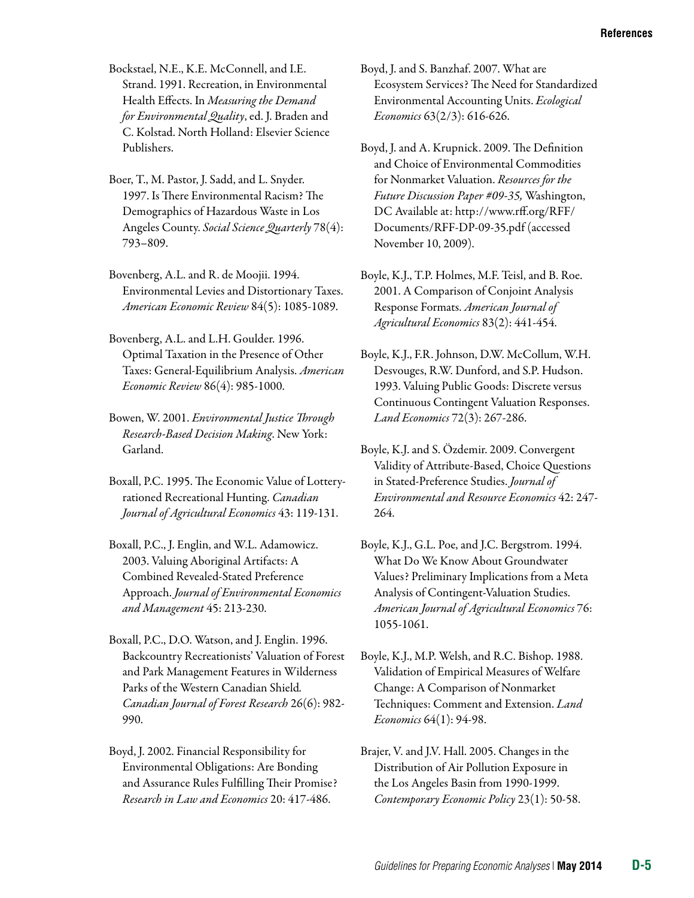Bockstael, N.E., K.E. McConnell, and I.E. Strand. 1991. Recreation, in Environmental Health Effects. In *Measuring the Demand for Environmental Quality*, ed. J. Braden and C. Kolstad. North Holland: Elsevier Science Publishers.

Boer, T., M. Pastor, J. Sadd, and L. Snyder. 1997. Is There Environmental Racism? The Demographics of Hazardous Waste in Los Angeles County. *Social Science Quarterly* 78(4): 793–809.

Bovenberg, A.L. and R. de Moojii. 1994. Environmental Levies and Distortionary Taxes. *American Economic Review* 84(5): 1085-1089.

Bovenberg, A.L. and L.H. Goulder. 1996. Optimal Taxation in the Presence of Other Taxes: General-Equilibrium Analysis. *American Economic Review* 86(4): 985-1000.

Bowen, W. 2001. *Environmental Justice Through Research-Based Decision Making*. New York: Garland.

Boxall, P.C. 1995. The Economic Value of Lottery-rationed Recreational Hunting. *Canadian Journal of Agricultural Economics* 43: 119-131.

Boxall, P.C., J. Englin, and W.L. Adamowicz. 2003. Valuing Aboriginal Artifacts: A Combined Revealed-Stated Preference Approach. *Journal of Environmental Economics and Management* 45: 213-230.

Boxall, P.C., D.O. Watson, and J. Englin. 1996. Backcountry Recreationists' Valuation of Forest and Park Management Features in Wilderness Parks of the Western Canadian Shield. *Canadian Journal of Forest Research* 26(6): 982-990.

Boyd, J. 2002. Financial Responsibility for Environmental Obligations: Are Bonding and Assurance Rules Fulfilling Their Promise? *Research in Law and Economics* 20: 417-486.

Boyd, J. and S. Banzhaf. 2007. What are Ecosystem Services? The Need for Standardized Environmental Accounting Units. *Ecological Economics* 63(2/3): 616-626.

Boyd, J. and A. Krupnick. 2009. The Definition and Choice of Environmental Commodities for Nonmarket Valuation. *Resources for the Future Discussion Paper #09-35,* Washington, DC Available at: http://www.rff.org/RFF/Documents/RFF-DP-09-35.pdf (accessed November 10, 2009).

Boyle, K.J., T.P. Holmes, M.F. Teisl, and B. Roe. 2001. A Comparison of Conjoint Analysis Response Formats. *American Journal of Agricultural Economics* 83(2): 441-454.

Boyle, K.J., F.R. Johnson, D.W. McCollum, W.H. Desvouges, R.W. Dunford, and S.P. Hudson. 1993. Valuing Public Goods: Discrete versus Continuous Contingent Valuation Responses. *Land Economics* 72(3): 267-286.

Boyle, K.J. and S. Özdemir. 2009. Convergent Validity of Attribute-Based, Choice Questions in Stated-Preference Studies. *Journal of Environmental and Resource Economics* 42: 247-264.

Boyle, K.J., G.L. Poe, and J.C. Bergstrom. 1994. What Do We Know About Groundwater Values? Preliminary Implications from a Meta Analysis of Contingent-Valuation Studies. *American Journal of Agricultural Economics* 76: 1055-1061.

Boyle, K.J., M.P. Welsh, and R.C. Bishop. 1988. Validation of Empirical Measures of Welfare Change: A Comparison of Nonmarket Techniques: Comment and Extension. *Land Economics* 64(1): 94-98.

Brajer, V. and J.V. Hall. 2005. Changes in the Distribution of Air Pollution Exposure in the Los Angeles Basin from 1990-1999. *Contemporary Economic Policy* 23(1): 50-58.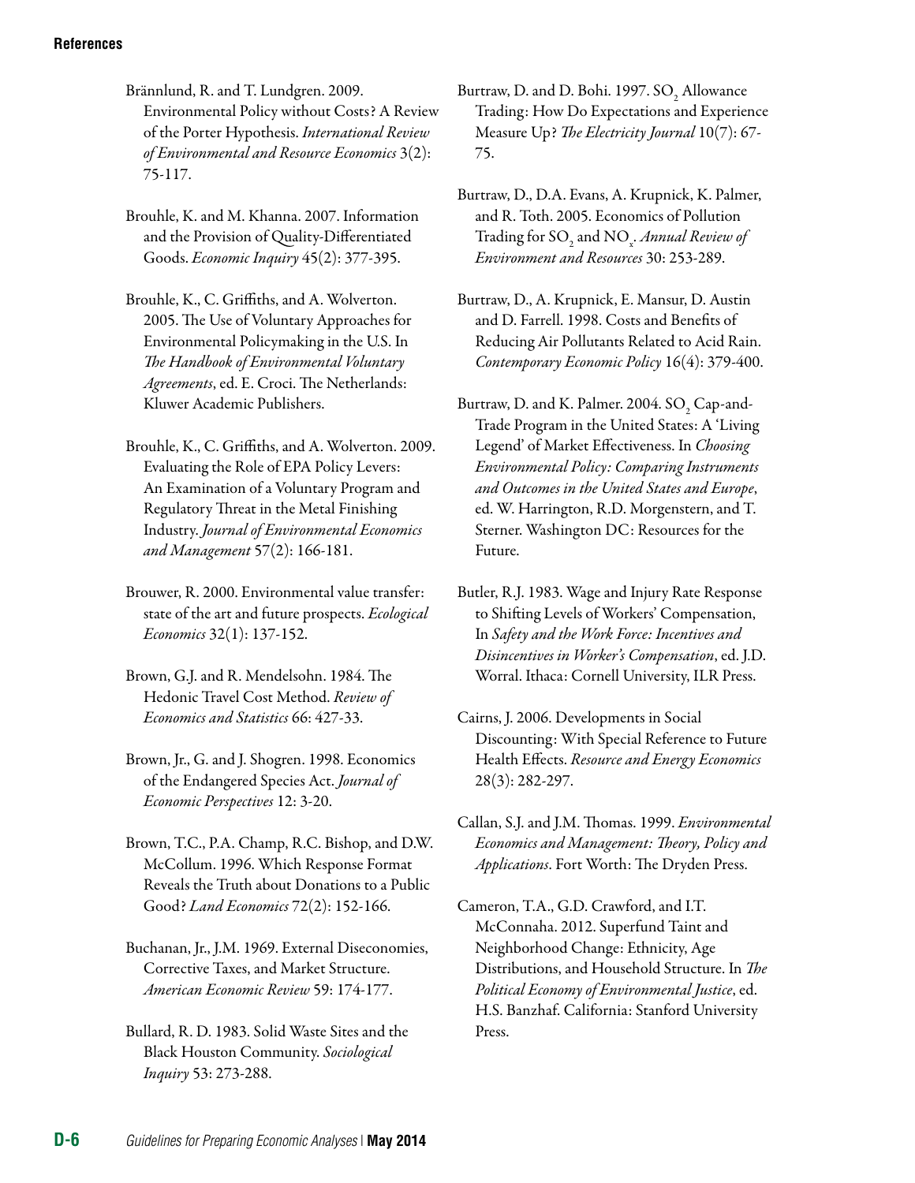Brännlund, R. and T. Lundgren. 2009. Environmental Policy without Costs? A Review of the Porter Hypothesis. *International Review of Environmental and Resource Economics* 3(2): 75-117.

Brouhle, K. and M. Khanna. 2007. Information and the Provision of Quality-Differentiated Goods. *Economic Inquiry* 45(2): 377-395.

Brouhle, K., C. Griffiths, and A. Wolverton. 2005. The Use of Voluntary Approaches for Environmental Policymaking in the U.S. In *The Handbook of Environmental Voluntary Agreements*, ed. E. Croci. The Netherlands: Kluwer Academic Publishers.

Brouhle, K., C. Griffiths, and A. Wolverton. 2009. Evaluating the Role of EPA Policy Levers: An Examination of a Voluntary Program and Regulatory Threat in the Metal Finishing Industry. *Journal of Environmental Economics and Management* 57(2): 166-181.

Brouwer, R. 2000. Environmental value transfer: state of the art and future prospects. *Ecological Economics* 32(1): 137-152.

Brown, G.J. and R. Mendelsohn. 1984. The Hedonic Travel Cost Method. *Review of Economics and Statistics* 66: 427-33.

Brown, Jr., G. and J. Shogren. 1998. Economics of the Endangered Species Act. *Journal of Economic Perspectives* 12: 3-20.

Brown, T.C., P.A. Champ, R.C. Bishop, and D.W. McCollum. 1996. Which Response Format Reveals the Truth about Donations to a Public Good? *Land Economics* 72(2): 152-166.

Buchanan, Jr., J.M. 1969. External Diseconomies, Corrective Taxes, and Market Structure. *American Economic Review* 59: 174-177.

Bullard, R. D. 1983. Solid Waste Sites and the Black Houston Community. *Sociological Inquiry* 53: 273-288.

Burtraw, D. and D. Bohi. 1997. $SO_2$ Allowance Trading: How Do Expectations and Experience Measure Up? *The Electricity Journal* 10(7): 67-75.

Burtraw, D., D.A. Evans, A. Krupnick, K. Palmer, and R. Toth. 2005. Economics of Pollution Trading for $SO_2$ and $NO_x$. *Annual Review of Environment and Resources* 30: 253-289.

Burtraw, D., A. Krupnick, E. Mansur, D. Austin and D. Farrell. 1998. Costs and Benefits of Reducing Air Pollutants Related to Acid Rain. *Contemporary Economic Policy* 16(4): 379-400.

Burtraw, D. and K. Palmer. 2004. $SO_2$ Cap-and-Trade Program in the United States: A 'Living Legend' of Market Effectiveness. In *Choosing Environmental Policy: Comparing Instruments and Outcomes in the United States and Europe*, ed. W. Harrington, R.D. Morgenstern, and T. Sterner. Washington DC: Resources for the Future.

Butler, R.J. 1983. Wage and Injury Rate Response to Shifting Levels of Workers' Compensation, In *Safety and the Work Force: Incentives and Disincentives in Worker's Compensation*, ed. J.D. Worral. Ithaca: Cornell University, ILR Press.

Cairns, J. 2006. Developments in Social Discounting: With Special Reference to Future Health Effects. *Resource and Energy Economics* 28(3): 282-297.

Callan, S.J. and J.M. Thomas. 1999. *Environmental Economics and Management: Theory, Policy and Applications*. Fort Worth: The Dryden Press.

Cameron, T.A., G.D. Crawford, and I.T. McConnaha. 2012. Superfund Taint and Neighborhood Change: Ethnicity, Age Distributions, and Household Structure. In *The Political Economy of Environmental Justice*, ed. H.S. Banzhaf. California: Stanford University Press.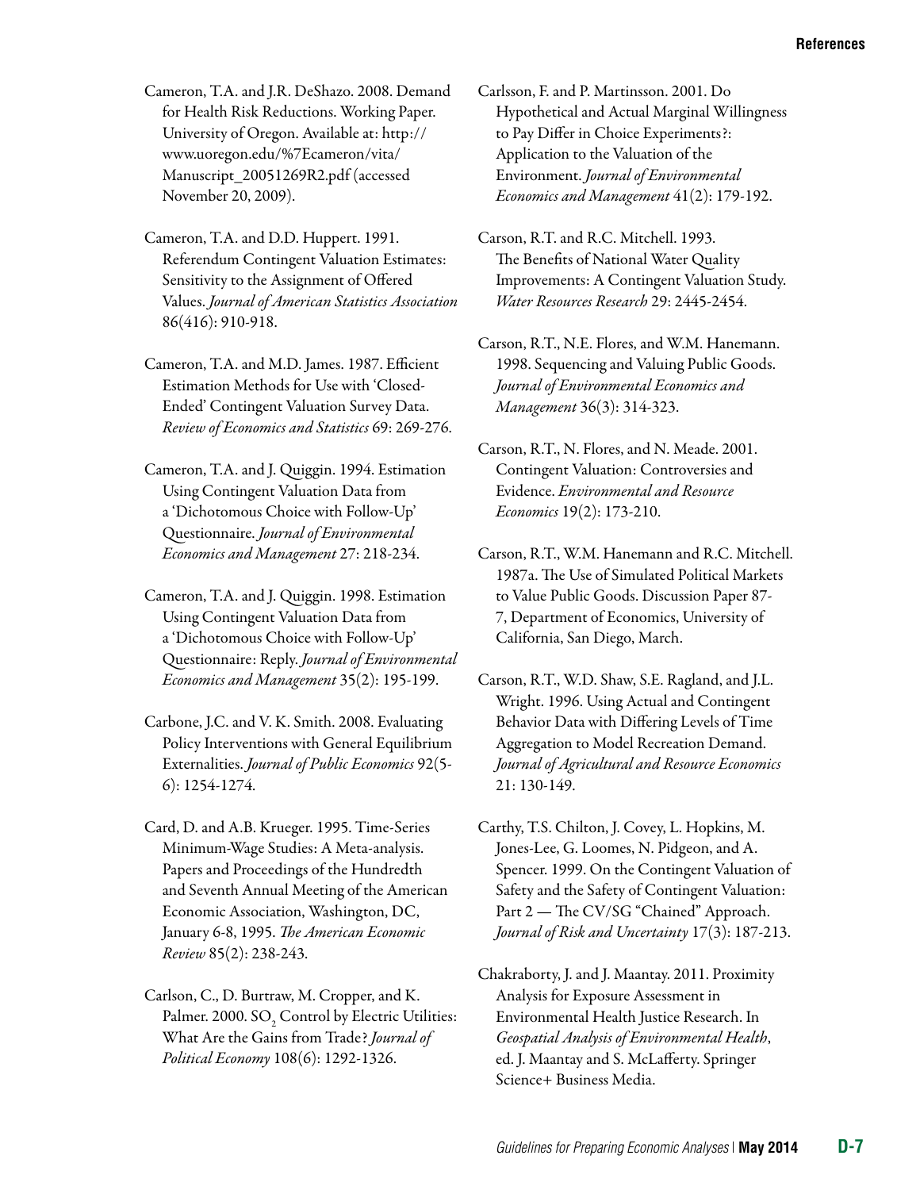Cameron, T.A. and J.R. DeShazo. 2008. Demand for Health Risk Reductions. Working Paper. University of Oregon. Available at: http://www.uoregon.edu/%7Ecameron/vita/Manuscript_20051269R2.pdf (accessed November 20, 2009).

Cameron, T.A. and D.D. Huppert. 1991. Referendum Contingent Valuation Estimates: Sensitivity to the Assignment of Offered Values. *Journal of American Statistics Association* 86(416): 910-918.

Cameron, T.A. and M.D. James. 1987. Efficient Estimation Methods for Use with 'Closed-Ended' Contingent Valuation Survey Data. *Review of Economics and Statistics* 69: 269-276.

Cameron, T.A. and J. Quiggin. 1994. Estimation Using Contingent Valuation Data from a 'Dichotomous Choice with Follow-Up' Questionnaire. *Journal of Environmental Economics and Management* 27: 218-234.

Cameron, T.A. and J. Quiggin. 1998. Estimation Using Contingent Valuation Data from a 'Dichotomous Choice with Follow-Up' Questionnaire: Reply. *Journal of Environmental Economics and Management* 35(2): 195-199.

Carbone, J.C. and V. K. Smith. 2008. Evaluating Policy Interventions with General Equilibrium Externalities. *Journal of Public Economics* 92(5-6): 1254-1274.

Card, D. and A.B. Krueger. 1995. Time-Series Minimum-Wage Studies: A Meta-analysis. Papers and Proceedings of the Hundredth and Seventh Annual Meeting of the American Economic Association, Washington, DC, January 6-8, 1995. *The American Economic Review* 85(2): 238-243.

Carlson, C., D. Burtraw, M. Cropper, and K. Palmer. 2000. $SO_2$ Control by Electric Utilities: What Are the Gains from Trade? *Journal of Political Economy* 108(6): 1292-1326.

Carlsson, F. and P. Martinsson. 2001. Do Hypothetical and Actual Marginal Willingness to Pay Differ in Choice Experiments?: Application to the Valuation of the Environment. *Journal of Environmental Economics and Management* 41(2): 179-192.

Carson, R.T. and R.C. Mitchell. 1993. The Benefits of National Water Quality Improvements: A Contingent Valuation Study. *Water Resources Research* 29: 2445-2454.

Carson, R.T., N.E. Flores, and W.M. Hanemann. 1998. Sequencing and Valuing Public Goods. *Journal of Environmental Economics and Management* 36(3): 314-323.

Carson, R.T., N. Flores, and N. Meade. 2001. Contingent Valuation: Controversies and Evidence. *Environmental and Resource Economics* 19(2): 173-210.

Carson, R.T., W.M. Hanemann and R.C. Mitchell. 1987a. The Use of Simulated Political Markets to Value Public Goods. Discussion Paper 87-7, Department of Economics, University of California, San Diego, March.

Carson, R.T., W.D. Shaw, S.E. Ragland, and J.L. Wright. 1996. Using Actual and Contingent Behavior Data with Differing Levels of Time Aggregation to Model Recreation Demand. *Journal of Agricultural and Resource Economics* 21: 130-149.

Carthy, T.S. Chilton, J. Covey, L. Hopkins, M. Jones-Lee, G. Loomes, N. Pidgeon, and A. Spencer. 1999. On the Contingent Valuation of Safety and the Safety of Contingent Valuation: Part 2 — The CV/SG "Chained" Approach. *Journal of Risk and Uncertainty* 17(3): 187-213.

Chakraborty, J. and J. Maantay. 2011. Proximity Analysis for Exposure Assessment in Environmental Health Justice Research. In *Geospatial Analysis of Environmental Health*, ed. J. Maantay and S. McLafferty. Springer Science+ Business Media.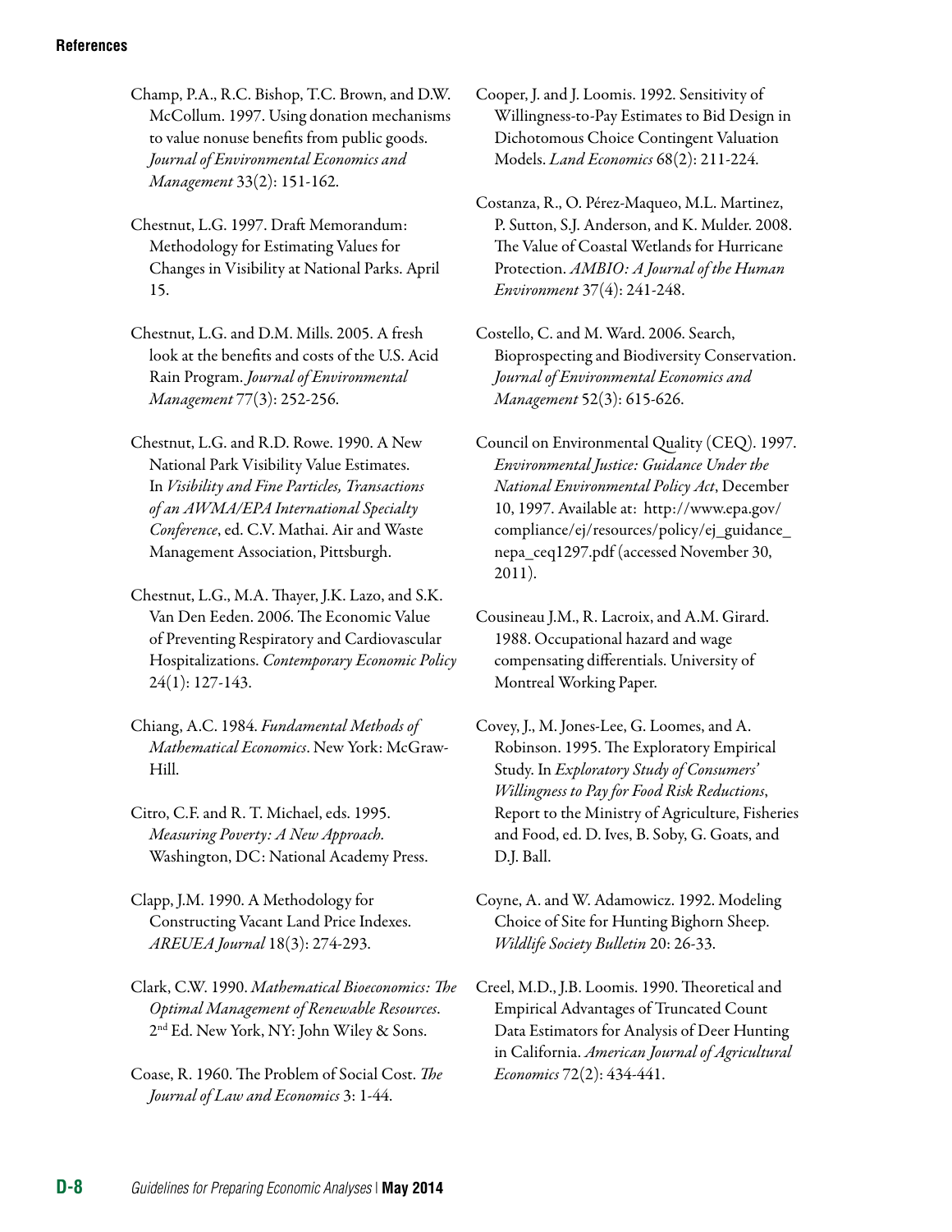Champ, P.A., R.C. Bishop, T.C. Brown, and D.W. McCollum. 1997. Using donation mechanisms to value nonuse benefits from public goods. *Journal of Environmental Economics and Management* 33(2): 151-162.

Chestnut, L.G. 1997. Draft Memorandum: Methodology for Estimating Values for Changes in Visibility at National Parks. April 15.

Chestnut, L.G. and D.M. Mills. 2005. A fresh look at the benefits and costs of the U.S. Acid Rain Program. *Journal of Environmental Management* 77(3): 252-256.

Chestnut, L.G. and R.D. Rowe. 1990. A New National Park Visibility Value Estimates. In *Visibility and Fine Particles, Transactions of an AWMA/EPA International Specialty Conference*, ed. C.V. Mathai. Air and Waste Management Association, Pittsburgh.

Chestnut, L.G., M.A. Thayer, J.K. Lazo, and S.K. Van Den Eeden. 2006. The Economic Value of Preventing Respiratory and Cardiovascular Hospitalizations. *Contemporary Economic Policy* 24(1): 127-143.

Chiang, A.C. 1984. *Fundamental Methods of Mathematical Economics*. New York: McGraw-Hill.

Citro, C.F. and R. T. Michael, eds. 1995. *Measuring Poverty: A New Approach.* Washington, DC: National Academy Press.

Clapp, J.M. 1990. A Methodology for Constructing Vacant Land Price Indexes. *AREUEA Journal* 18(3): 274-293.

Clark, C.W. 1990. *Mathematical Bioeconomics: The Optimal Management of Renewable Resources*. 2nd Ed. New York, NY: John Wiley & Sons.

Coase, R. 1960. The Problem of Social Cost. *The Journal of Law and Economics* 3: 1-44.

Cooper, J. and J. Loomis. 1992. Sensitivity of Willingness-to-Pay Estimates to Bid Design in Dichotomous Choice Contingent Valuation Models. *Land Economics* 68(2): 211-224.

Costanza, R., O. Pérez-Maqueo, M.L. Martinez, P. Sutton, S.J. Anderson, and K. Mulder. 2008. The Value of Coastal Wetlands for Hurricane Protection. *AMBIO: A Journal of the Human Environment* 37(4): 241-248.

Costello, C. and M. Ward. 2006. Search, Bioprospecting and Biodiversity Conservation. *Journal of Environmental Economics and Management* 52(3): 615-626.

Council on Environmental Quality (CEQ). 1997. *Environmental Justice: Guidance Under the National Environmental Policy Act*, December 10, 1997. Available at: http://www.epa.gov/compliance/ej/resources/policy/ej_guidance_nepa_ceq1297.pdf (accessed November 30, 2011).

Cousineau J.M., R. Lacroix, and A.M. Girard. 1988. Occupational hazard and wage compensating differentials. University of Montreal Working Paper.

Covey, J., M. Jones-Lee, G. Loomes, and A. Robinson. 1995. The Exploratory Empirical Study. In *Exploratory Study of Consumers' Willingness to Pay for Food Risk Reductions*, Report to the Ministry of Agriculture, Fisheries and Food, ed. D. Ives, B. Soby, G. Goats, and D.J. Ball.

Coyne, A. and W. Adamowicz. 1992. Modeling Choice of Site for Hunting Bighorn Sheep. *Wildlife Society Bulletin* 20: 26-33.

Creel, M.D., J.B. Loomis. 1990. Theoretical and Empirical Advantages of Truncated Count Data Estimators for Analysis of Deer Hunting in California. *American Journal of Agricultural Economics* 72(2): 434-441.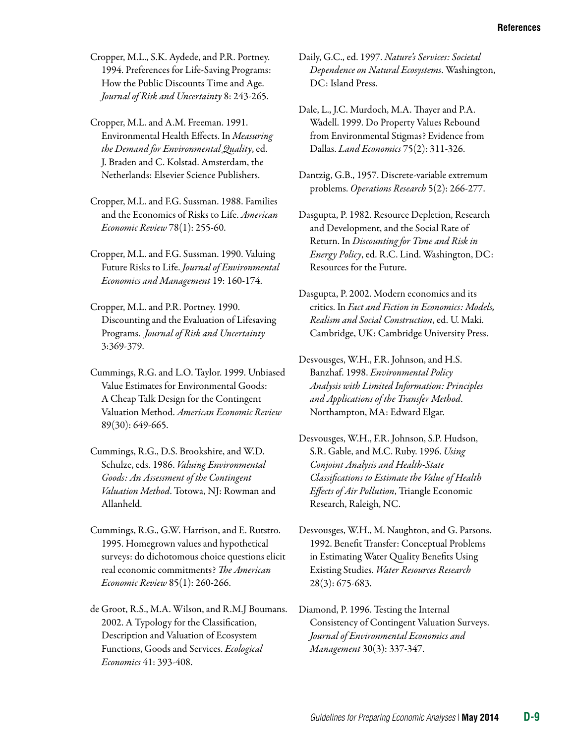Cropper, M.L., S.K. Aydede, and P.R. Portney. 1994. Preferences for Life-Saving Programs: How the Public Discounts Time and Age. *Journal of Risk and Uncertainty* 8: 243-265.

Cropper, M.L. and A.M. Freeman. 1991. Environmental Health Effects. In *Measuring the Demand for Environmental Quality*, ed. J. Braden and C. Kolstad. Amsterdam, the Netherlands: Elsevier Science Publishers.

Cropper, M.L. and F.G. Sussman. 1988. Families and the Economics of Risks to Life. *American Economic Review* 78(1): 255-60.

Cropper, M.L. and F.G. Sussman. 1990. Valuing Future Risks to Life. *Journal of Environmental Economics and Management* 19: 160-174.

Cropper, M.L. and P.R. Portney. 1990. Discounting and the Evaluation of Lifesaving Programs. *Journal of Risk and Uncertainty* 3:369-379.

Cummings, R.G. and L.O. Taylor. 1999. Unbiased Value Estimates for Environmental Goods: A Cheap Talk Design for the Contingent Valuation Method. *American Economic Review* 89(30): 649-665.

Cummings, R.G., D.S. Brookshire, and W.D. Schulze, eds. 1986. *Valuing Environmental Goods: An Assessment of the Contingent Valuation Method*. Totowa, NJ: Rowman and Allanheld.

Cummings, R.G., G.W. Harrison, and E. Rutstro. 1995. Homegrown values and hypothetical surveys: do dichotomous choice questions elicit real economic commitments? *The American Economic Review* 85(1): 260-266.

de Groot, R.S., M.A. Wilson, and R.M.J Boumans. 2002. A Typology for the Classification, Description and Valuation of Ecosystem Functions, Goods and Services. *Ecological Economics* 41: 393-408.

Daily, G.C., ed. 1997. *Nature's Services: Societal Dependence on Natural Ecosystems*. Washington, DC: Island Press.

Dale, L., J.C. Murdoch, M.A. Thayer and P.A. Wadell. 1999. Do Property Values Rebound from Environmental Stigmas? Evidence from Dallas. *Land Economics* 75(2): 311-326.

Dantzig, G.B., 1957. Discrete-variable extremum problems. *Operations Research* 5(2): 266-277.

Dasgupta, P. 1982. Resource Depletion, Research and Development, and the Social Rate of Return. In *Discounting for Time and Risk in Energy Policy*, ed. R.C. Lind. Washington, DC: Resources for the Future.

Dasgupta, P. 2002. Modern economics and its critics. In *Fact and Fiction in Economics: Models, Realism and Social Construction*, ed. U. Maki. Cambridge, UK: Cambridge University Press.

Desvousges, W.H., F.R. Johnson, and H.S. Banzhaf. 1998. *Environmental Policy Analysis with Limited Information: Principles and Applications of the Transfer Method*. Northampton, MA: Edward Elgar.

Desvousges, W.H., F.R. Johnson, S.P. Hudson, S.R. Gable, and M.C. Ruby. 1996. *Using Conjoint Analysis and Health-State Classifications to Estimate the Value of Health Effects of Air Pollution*, Triangle Economic Research, Raleigh, NC.

Desvousges, W.H., M. Naughton, and G. Parsons. 1992. Benefit Transfer: Conceptual Problems in Estimating Water Quality Benefits Using Existing Studies. *Water Resources Research* 28(3): 675-683.

Diamond, P. 1996. Testing the Internal Consistency of Contingent Valuation Surveys. *Journal of Environmental Economics and Management* 30(3): 337-347.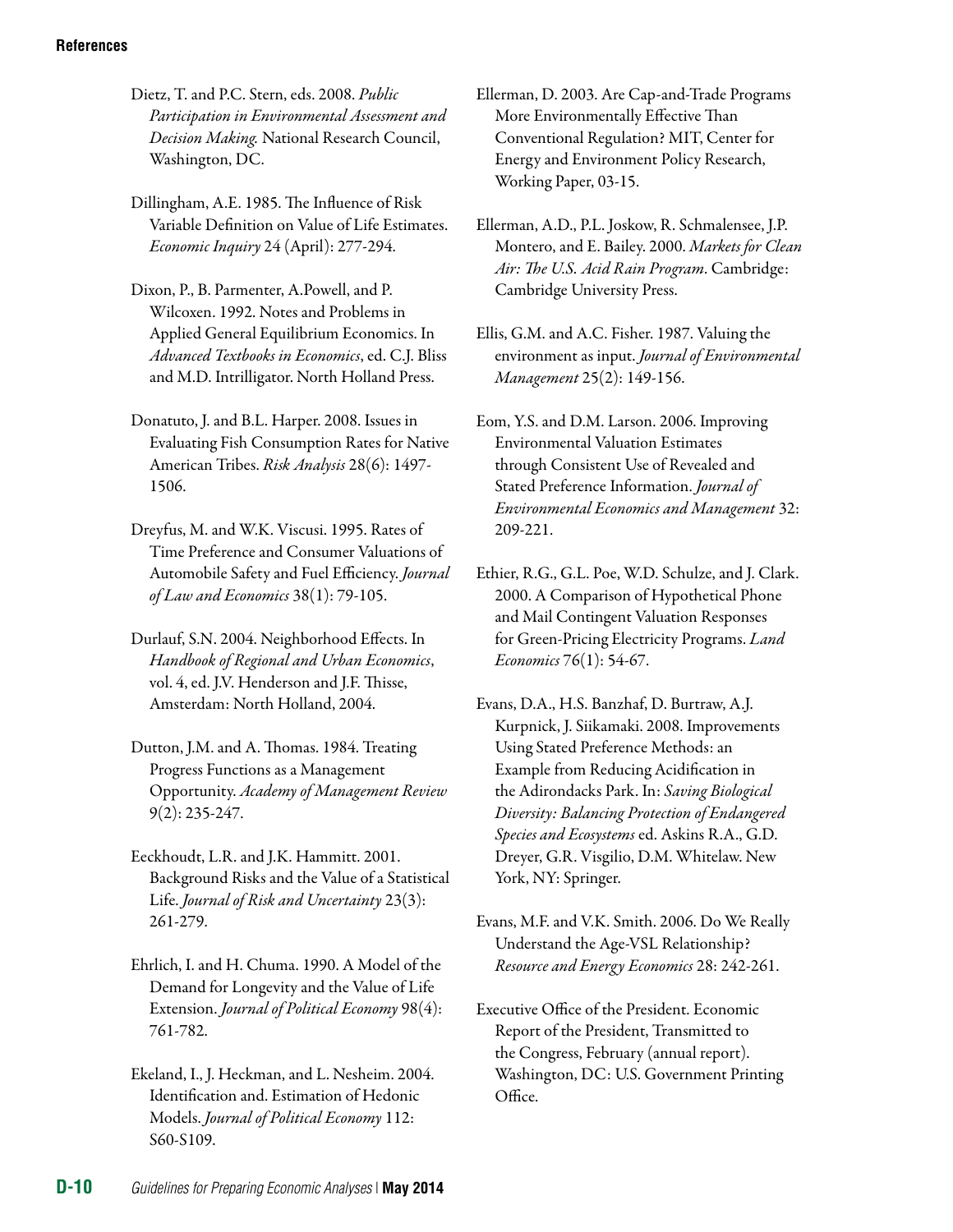Dietz, T. and P.C. Stern, eds. 2008. *Public Participation in Environmental Assessment and Decision Making.* National Research Council, Washington, DC.

Dillingham, A.E. 1985. The Influence of Risk Variable Definition on Value of Life Estimates. *Economic Inquiry* 24 (April): 277-294.

Dixon, P., B. Parmenter, A.Powell, and P. Wilcoxen. 1992. Notes and Problems in Applied General Equilibrium Economics. In *Advanced Textbooks in Economics*, ed. C.J. Bliss and M.D. Intrilligator. North Holland Press.

Donatuto, J. and B.L. Harper. 2008. Issues in Evaluating Fish Consumption Rates for Native American Tribes. *Risk Analysis* 28(6): 1497-1506.

Dreyfus, M. and W.K. Viscusi. 1995. Rates of Time Preference and Consumer Valuations of Automobile Safety and Fuel Efficiency. *Journal of Law and Economics* 38(1): 79-105.

Durlauf, S.N. 2004. Neighborhood Effects. In *Handbook of Regional and Urban Economics*, vol. 4, ed. J.V. Henderson and J.F. Thisse, Amsterdam: North Holland, 2004.

Dutton, J.M. and A. Thomas. 1984. Treating Progress Functions as a Management Opportunity. *Academy of Management Review* 9(2): 235-247.

Eeckhoudt, L.R. and J.K. Hammitt. 2001. Background Risks and the Value of a Statistical Life. *Journal of Risk and Uncertainty* 23(3): 261-279.

Ehrlich, I. and H. Chuma. 1990. A Model of the Demand for Longevity and the Value of Life Extension. *Journal of Political Economy* 98(4): 761-782.

Ekeland, I., J. Heckman, and L. Nesheim. 2004. Identification and. Estimation of Hedonic Models. *Journal of Political Economy* 112: S60-S109.

Ellerman, D. 2003. Are Cap-and-Trade Programs More Environmentally Effective Than Conventional Regulation? MIT, Center for Energy and Environment Policy Research, Working Paper, 03-15.

Ellerman, A.D., P.L. Joskow, R. Schmalensee, J.P. Montero, and E. Bailey. 2000. *Markets for Clean Air: The U.S. Acid Rain Program*. Cambridge: Cambridge University Press.

Ellis, G.M. and A.C. Fisher. 1987. Valuing the environment as input. *Journal of Environmental Management* 25(2): 149-156.

Eom, Y.S. and D.M. Larson. 2006. Improving Environmental Valuation Estimates through Consistent Use of Revealed and Stated Preference Information. *Journal of Environmental Economics and Management* 32: 209-221.

Ethier, R.G., G.L. Poe, W.D. Schulze, and J. Clark. 2000. A Comparison of Hypothetical Phone and Mail Contingent Valuation Responses for Green-Pricing Electricity Programs. *Land Economics* 76(1): 54-67.

Evans, D.A., H.S. Banzhaf, D. Burtraw, A.J. Kurpnick, J. Siikamaki. 2008. Improvements Using Stated Preference Methods: an Example from Reducing Acidification in the Adirondacks Park. In: *Saving Biological Diversity: Balancing Protection of Endangered Species and Ecosystems* ed. Askins R.A., G.D. Dreyer, G.R. Visgilio, D.M. Whitelaw. New York, NY: Springer.

Evans, M.F. and V.K. Smith. 2006. Do We Really Understand the Age-VSL Relationship? *Resource and Energy Economics* 28: 242-261.

Executive Office of the President. Economic Report of the President, Transmitted to the Congress, February (annual report). Washington, DC: U.S. Government Printing Office.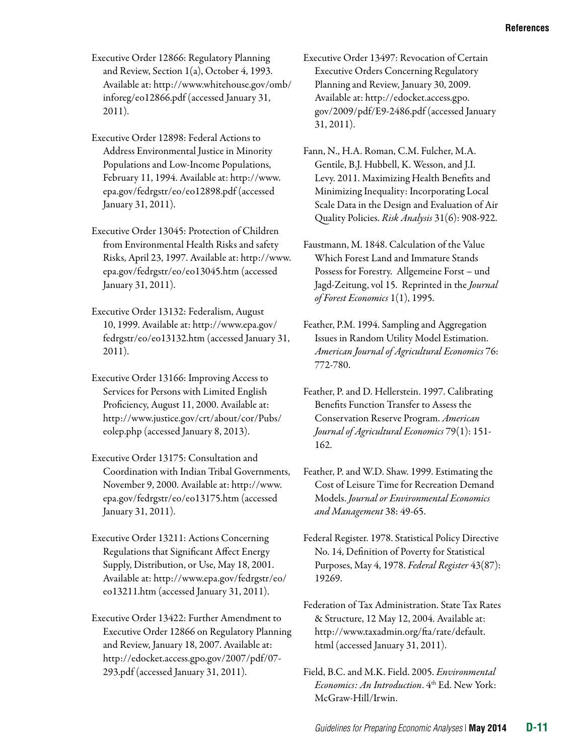Executive Order 12866: Regulatory Planning and Review, Section 1(a), October 4, 1993. Available at: http://www.whitehouse.gov/omb/inforeg/eo12866.pdf (accessed January 31, 2011).

Executive Order 12898: Federal Actions to Address Environmental Justice in Minority Populations and Low-Income Populations, February 11, 1994. Available at: http://www.epa.gov/fedrgstr/eo/eo12898.pdf (accessed January 31, 2011).

Executive Order 13045: Protection of Children from Environmental Health Risks and safety Risks, April 23, 1997. Available at: http://www.epa.gov/fedrgstr/eo/eo13045.htm (accessed January 31, 2011).

Executive Order 13132: Federalism, August 10, 1999. Available at: http://www.epa.gov/fedrgstr/eo/eo13132.htm (accessed January 31, 2011).

Executive Order 13166: Improving Access to Services for Persons with Limited English Proficiency, August 11, 2000. Available at: http://www.justice.gov/crt/about/cor/Pubs/eolep.php (accessed January 8, 2013).

Executive Order 13175: Consultation and Coordination with Indian Tribal Governments, November 9, 2000. Available at: http://www.epa.gov/fedrgstr/eo/eo13175.htm (accessed January 31, 2011).

Executive Order 13211: Actions Concerning Regulations that Significant Affect Energy Supply, Distribution, or Use, May 18, 2001. Available at: http://www.epa.gov/fedrgstr/eo/eo13211.htm (accessed January 31, 2011).

Executive Order 13422: Further Amendment to Executive Order 12866 on Regulatory Planning and Review, January 18, 2007. Available at: http://edocket.access.gpo.gov/2007/pdf/07-293.pdf (accessed January 31, 2011).

Executive Order 13497: Revocation of Certain Executive Orders Concerning Regulatory Planning and Review, January 30, 2009. Available at: http://edocket.access.gpo.gov/2009/pdf/E9-2486.pdf (accessed January 31, 2011).

Fann, N., H.A. Roman, C.M. Fulcher, M.A. Gentile, B.J. Hubbell, K. Wesson, and J.I. Levy. 2011. Maximizing Health Benefits and Minimizing Inequality: Incorporating Local Scale Data in the Design and Evaluation of Air Quality Policies. *Risk Analysis* 31(6): 908-922.

Faustmann, M. 1848. Calculation of the Value Which Forest Land and Immature Stands Possess for Forestry. Allgemeine Forst – und Jagd-Zeitung, vol 15. Reprinted in the *Journal of Forest Economics* 1(1), 1995.

Feather, P.M. 1994. Sampling and Aggregation Issues in Random Utility Model Estimation. *American Journal of Agricultural Economics* 76: 772-780.

Feather, P. and D. Hellerstein. 1997. Calibrating Benefits Function Transfer to Assess the Conservation Reserve Program. *American Journal of Agricultural Economics* 79(1): 151-162.

Feather, P. and W.D. Shaw. 1999. Estimating the Cost of Leisure Time for Recreation Demand Models. *Journal or Environmental Economics and Management* 38: 49-65.

Federal Register. 1978. Statistical Policy Directive No. 14, Definition of Poverty for Statistical Purposes, May 4, 1978. *Federal Register* 43(87): 19269.

Federation of Tax Administration. State Tax Rates & Structure, 12 May 12, 2004. Available at: http://www.taxadmin.org/fta/rate/default.html (accessed January 31, 2011).

Field, B.C. and M.K. Field. 2005. *Environmental Economics: An Introduction*. 4th Ed. New York: McGraw-Hill/Irwin.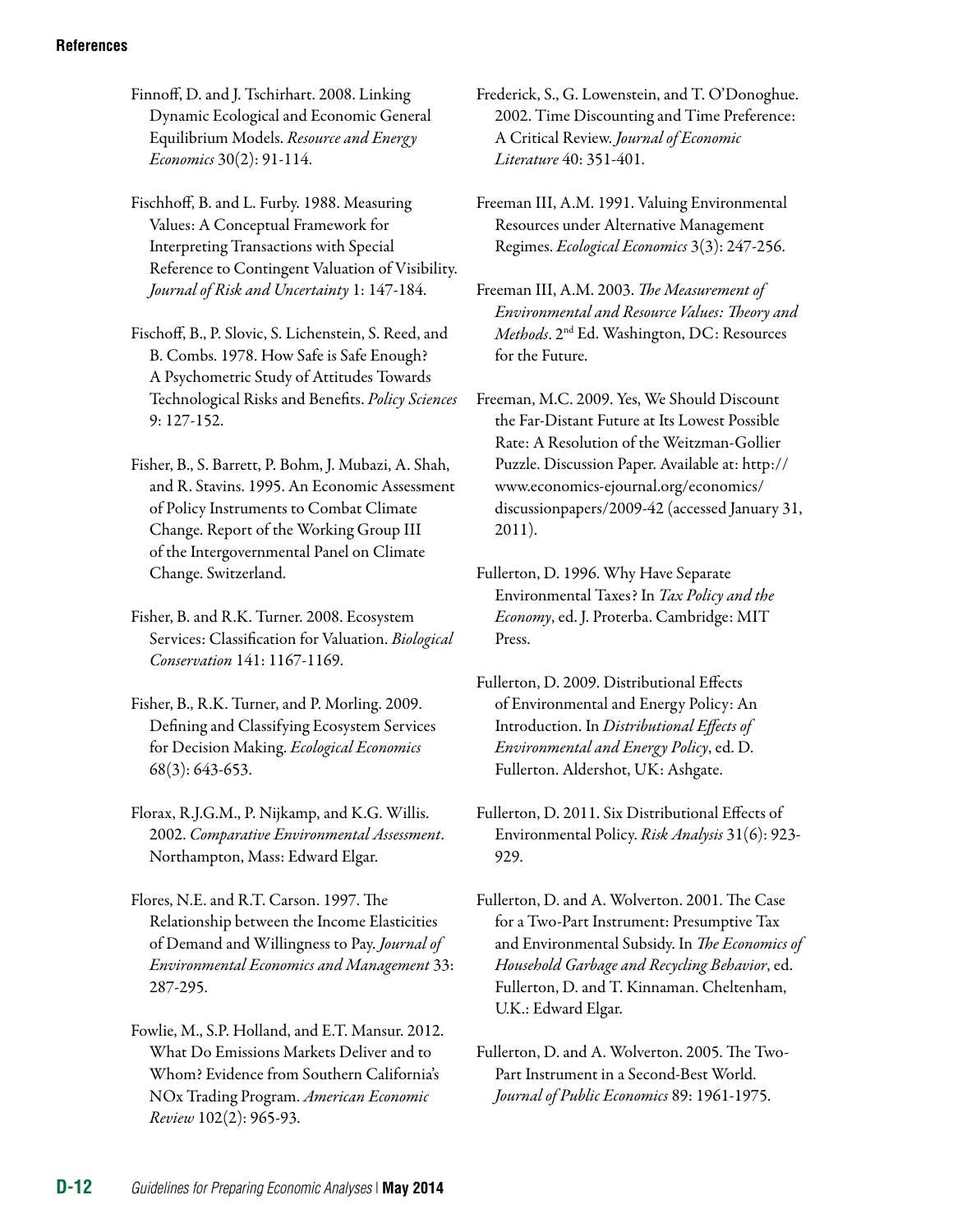Finnoff, D. and J. Tschirhart. 2008. Linking Dynamic Ecological and Economic General Equilibrium Models. *Resource and Energy Economics* 30(2): 91-114.

Fischhoff, B. and L. Furby. 1988. Measuring Values: A Conceptual Framework for Interpreting Transactions with Special Reference to Contingent Valuation of Visibility. *Journal of Risk and Uncertainty* 1: 147-184.

Fischoff, B., P. Slovic, S. Lichenstein, S. Reed, and B. Combs. 1978. How Safe is Safe Enough? A Psychometric Study of Attitudes Towards Technological Risks and Benefits. *Policy Sciences* 9: 127-152.

Fisher, B., S. Barrett, P. Bohm, J. Mubazi, A. Shah, and R. Stavins. 1995. An Economic Assessment of Policy Instruments to Combat Climate Change. Report of the Working Group III of the Intergovernmental Panel on Climate Change. Switzerland.

Fisher, B. and R.K. Turner. 2008. Ecosystem Services: Classification for Valuation. *Biological Conservation* 141: 1167-1169.

Fisher, B., R.K. Turner, and P. Morling. 2009. Defining and Classifying Ecosystem Services for Decision Making. *Ecological Economics* 68(3): 643-653.

Florax, R.J.G.M., P. Nijkamp, and K.G. Willis. 2002. *Comparative Environmental Assessment*. Northampton, Mass: Edward Elgar.

Flores, N.E. and R.T. Carson. 1997. The Relationship between the Income Elasticities of Demand and Willingness to Pay. *Journal of Environmental Economics and Management* 33: 287-295.

Fowlie, M., S.P. Holland, and E.T. Mansur. 2012. What Do Emissions Markets Deliver and to Whom? Evidence from Southern California's NOx Trading Program. *American Economic Review* 102(2): 965-93.

Frederick, S., G. Lowenstein, and T. O'Donoghue. 2002. Time Discounting and Time Preference: A Critical Review. *Journal of Economic Literature* 40: 351-401.

Freeman III, A.M. 1991. Valuing Environmental Resources under Alternative Management Regimes. *Ecological Economics* 3(3): 247-256.

Freeman III, A.M. 2003. *The Measurement of Environmental and Resource Values: Theory and Methods*. 2nd Ed. Washington, DC: Resources for the Future.

Freeman, M.C. 2009. Yes, We Should Discount the Far-Distant Future at Its Lowest Possible Rate: A Resolution of the Weitzman-Gollier Puzzle. Discussion Paper. Available at: http://www.economics-ejournal.org/economics/discussionpapers/2009-42 (accessed January 31, 2011).

Fullerton, D. 1996. Why Have Separate Environmental Taxes? In *Tax Policy and the Economy*, ed. J. Proterba. Cambridge: MIT Press.

Fullerton, D. 2009. Distributional Effects of Environmental and Energy Policy: An Introduction. In *Distributional Effects of Environmental and Energy Policy*, ed. D. Fullerton. Aldershot, UK: Ashgate.

Fullerton, D. 2011. Six Distributional Effects of Environmental Policy. *Risk Analysis* 31(6): 923-929.

Fullerton, D. and A. Wolverton. 2001. The Case for a Two-Part Instrument: Presumptive Tax and Environmental Subsidy. In *The Economics of Household Garbage and Recycling Behavior*, ed. Fullerton, D. and T. Kinnaman. Cheltenham, U.K.: Edward Elgar.

Fullerton, D. and A. Wolverton. 2005. The Two-Part Instrument in a Second-Best World. *Journal of Public Economics* 89: 1961-1975.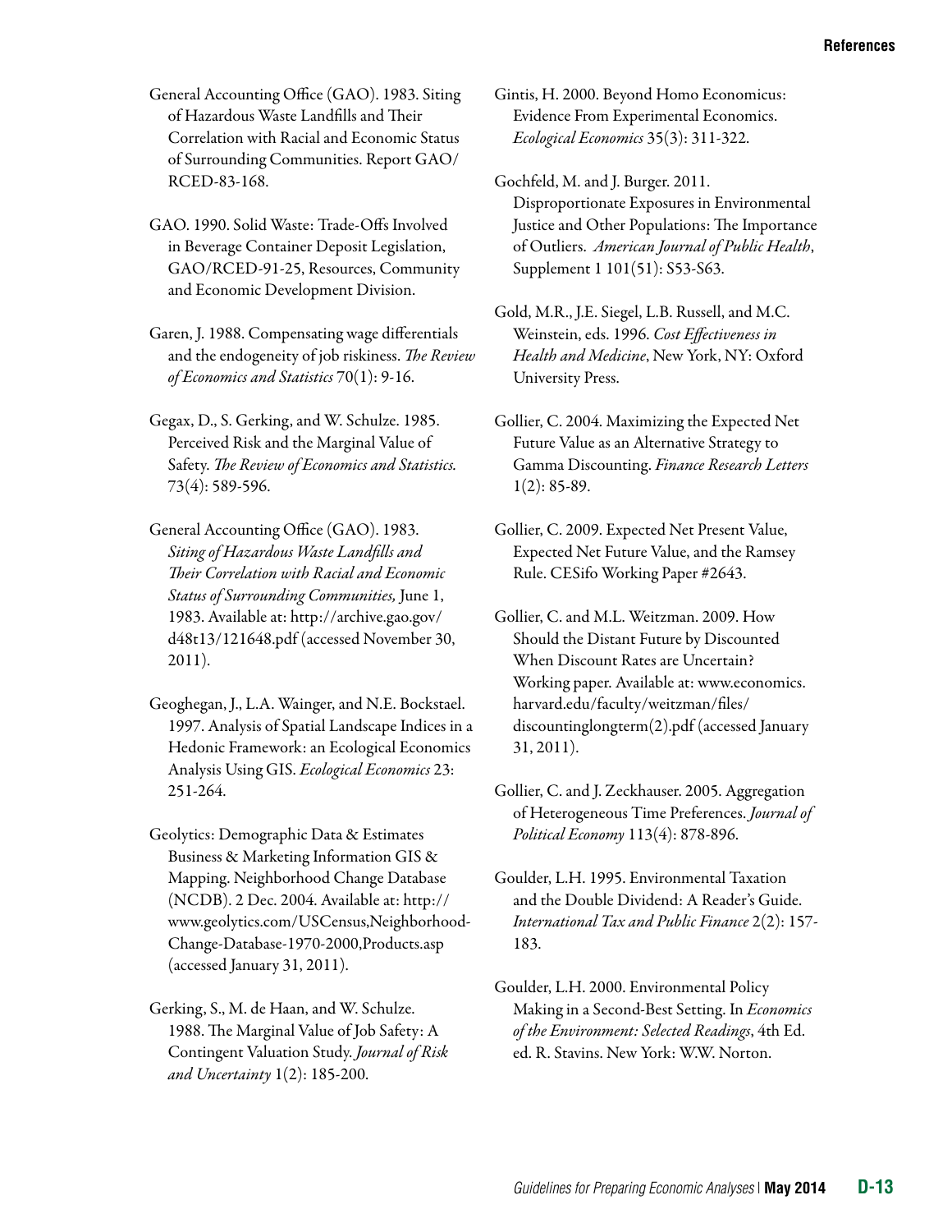General Accounting Office (GAO). 1983. Siting of Hazardous Waste Landfills and Their Correlation with Racial and Economic Status of Surrounding Communities. Report GAO/RCED-83-168.

GAO. 1990. Solid Waste: Trade-Offs Involved in Beverage Container Deposit Legislation, GAO/RCED-91-25, Resources, Community and Economic Development Division.

Garen, J. 1988. Compensating wage differentials and the endogeneity of job riskiness. *The Review of Economics and Statistics* 70(1): 9-16.

Gegax, D., S. Gerking, and W. Schulze. 1985. Perceived Risk and the Marginal Value of Safety. *The Review of Economics and Statistics.* 73(4): 589-596.

General Accounting Office (GAO). 1983. *Siting of Hazardous Waste Landfills and Their Correlation with Racial and Economic Status of Surrounding Communities,* June 1, 1983. Available at: http://archive.gao.gov/d48t13/121648.pdf (accessed November 30, 2011).

Geoghegan, J., L.A. Wainger, and N.E. Bockstael. 1997. Analysis of Spatial Landscape Indices in a Hedonic Framework: an Ecological Economics Analysis Using GIS. *Ecological Economics* 23: 251-264.

Geolytics: Demographic Data & Estimates Business & Marketing Information GIS & Mapping. Neighborhood Change Database (NCDB). 2 Dec. 2004. Available at: http://www.geolytics.com/USCensus,Neighborhood-Change-Database-1970-2000,Products.asp (accessed January 31, 2011).

Gerking, S., M. de Haan, and W. Schulze. 1988. The Marginal Value of Job Safety: A Contingent Valuation Study. *Journal of Risk and Uncertainty* 1(2): 185-200.

Gintis, H. 2000. Beyond Homo Economicus: Evidence From Experimental Economics. *Ecological Economics* 35(3): 311-322.

Gochfeld, M. and J. Burger. 2011. Disproportionate Exposures in Environmental Justice and Other Populations: The Importance of Outliers. *American Journal of Public Health*, Supplement 1 101(51): S53-S63.

Gold, M.R., J.E. Siegel, L.B. Russell, and M.C. Weinstein, eds. 1996. *Cost Effectiveness in Health and Medicine*, New York, NY: Oxford University Press.

Gollier, C. 2004. Maximizing the Expected Net Future Value as an Alternative Strategy to Gamma Discounting. *Finance Research Letters* 1(2): 85-89.

Gollier, C. 2009. Expected Net Present Value, Expected Net Future Value, and the Ramsey Rule. CESifo Working Paper #2643.

Gollier, C. and M.L. Weitzman. 2009. How Should the Distant Future by Discounted When Discount Rates are Uncertain? Working paper. Available at: www.economics.harvard.edu/faculty/weitzman/files/discountinglongterm(2).pdf (accessed January 31, 2011).

Gollier, C. and J. Zeckhauser. 2005. Aggregation of Heterogeneous Time Preferences. *Journal of Political Economy* 113(4): 878-896.

Goulder, L.H. 1995. Environmental Taxation and the Double Dividend: A Reader's Guide. *International Tax and Public Finance* 2(2): 157-183.

Goulder, L.H. 2000. Environmental Policy Making in a Second-Best Setting. In *Economics of the Environment: Selected Readings*, 4th Ed. ed. R. Stavins. New York: W.W. Norton.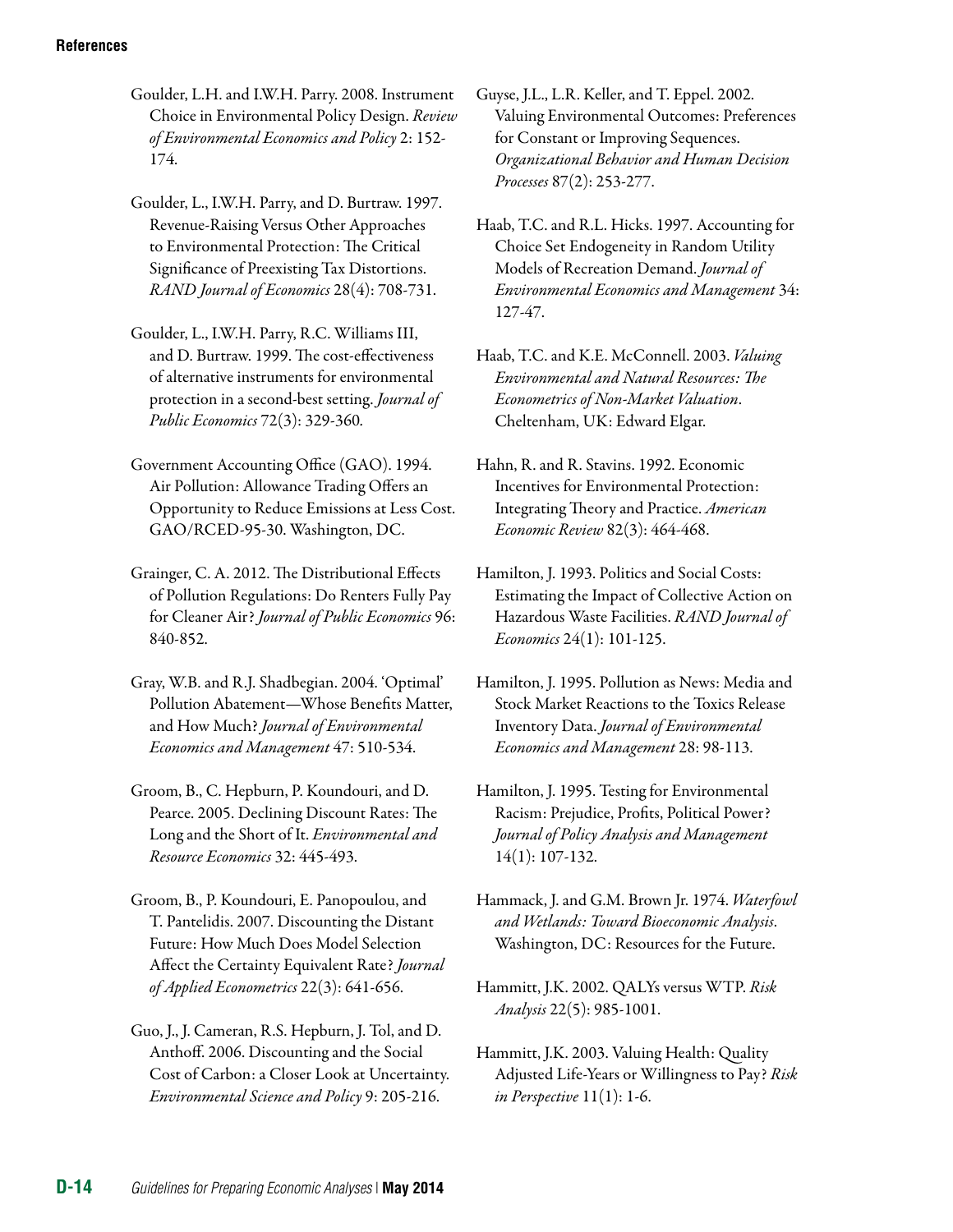Goulder, L.H. and I.W.H. Parry. 2008. Instrument Choice in Environmental Policy Design. *Review of Environmental Economics and Policy* 2: 152-174.

Goulder, L., I.W.H. Parry, and D. Burtraw. 1997. Revenue-Raising Versus Other Approaches to Environmental Protection: The Critical Significance of Preexisting Tax Distortions. *RAND Journal of Economics* 28(4): 708-731.

Goulder, L., I.W.H. Parry, R.C. Williams III, and D. Burtraw. 1999. The cost-effectiveness of alternative instruments for environmental protection in a second-best setting. *Journal of Public Economics* 72(3): 329-360.

Government Accounting Office (GAO). 1994. Air Pollution: Allowance Trading Offers an Opportunity to Reduce Emissions at Less Cost. GAO/RCED-95-30. Washington, DC.

Grainger, C. A. 2012. The Distributional Effects of Pollution Regulations: Do Renters Fully Pay for Cleaner Air? *Journal of Public Economics* 96: 840-852.

Gray, W.B. and R.J. Shadbegian. 2004. 'Optimal' Pollution Abatement—Whose Benefits Matter, and How Much? *Journal of Environmental Economics and Management* 47: 510-534.

Groom, B., C. Hepburn, P. Koundouri, and D. Pearce. 2005. Declining Discount Rates: The Long and the Short of It. *Environmental and Resource Economics* 32: 445-493.

Groom, B., P. Koundouri, E. Panopoulou, and T. Pantelidis. 2007. Discounting the Distant Future: How Much Does Model Selection Affect the Certainty Equivalent Rate? *Journal of Applied Econometrics* 22(3): 641-656.

Guo, J., J. Cameran, R.S. Hepburn, J. Tol, and D. Anthoff. 2006. Discounting and the Social Cost of Carbon: a Closer Look at Uncertainty. *Environmental Science and Policy* 9: 205-216.

Guyse, J.L., L.R. Keller, and T. Eppel. 2002. Valuing Environmental Outcomes: Preferences for Constant or Improving Sequences. *Organizational Behavior and Human Decision Processes* 87(2): 253-277.

Haab, T.C. and R.L. Hicks. 1997. Accounting for Choice Set Endogeneity in Random Utility Models of Recreation Demand. *Journal of Environmental Economics and Management* 34: 127-47.

Haab, T.C. and K.E. McConnell. 2003. *Valuing Environmental and Natural Resources: The Econometrics of Non-Market Valuation*. Cheltenham, UK: Edward Elgar.

Hahn, R. and R. Stavins. 1992. Economic Incentives for Environmental Protection: Integrating Theory and Practice. *American Economic Review* 82(3): 464-468.

Hamilton, J. 1993. Politics and Social Costs: Estimating the Impact of Collective Action on Hazardous Waste Facilities. *RAND Journal of Economics* 24(1): 101-125.

Hamilton, J. 1995. Pollution as News: Media and Stock Market Reactions to the Toxics Release Inventory Data. *Journal of Environmental Economics and Management* 28: 98-113.

Hamilton, J. 1995. Testing for Environmental Racism: Prejudice, Profits, Political Power? *Journal of Policy Analysis and Management* 14(1): 107-132.

Hammack, J. and G.M. Brown Jr. 1974. *Waterfowl and Wetlands: Toward Bioeconomic Analysis*. Washington, DC: Resources for the Future.

Hammitt, J.K. 2002. QALYs versus WTP. *Risk Analysis* 22(5): 985-1001.

Hammitt, J.K. 2003. Valuing Health: Quality Adjusted Life-Years or Willingness to Pay? *Risk in Perspective* 11(1): 1-6.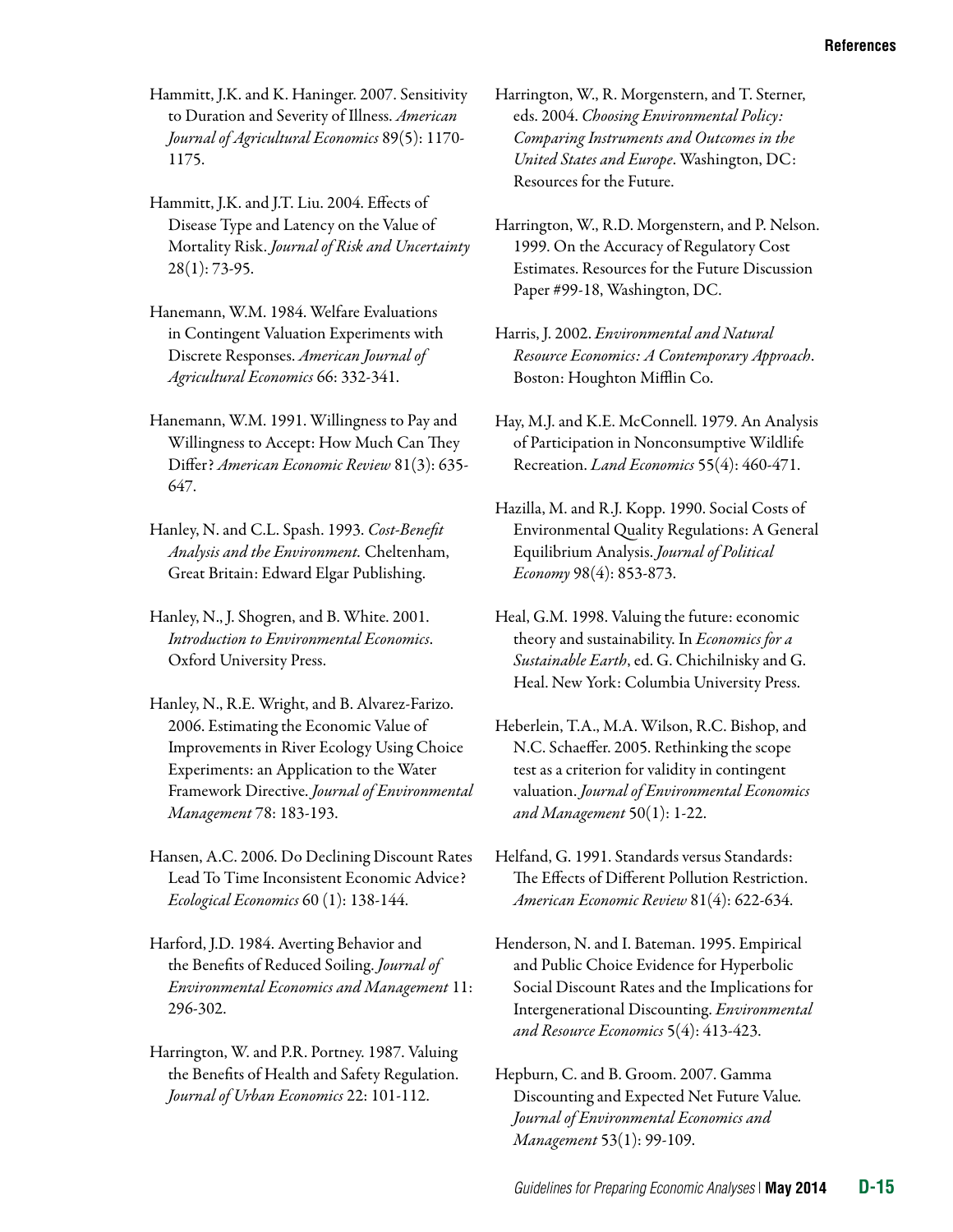Hammitt, J.K. and K. Haninger. 2007. Sensitivity to Duration and Severity of Illness. *American Journal of Agricultural Economics* 89(5): 1170-1175.

Hammitt, J.K. and J.T. Liu. 2004. Effects of Disease Type and Latency on the Value of Mortality Risk. *Journal of Risk and Uncertainty* 28(1): 73-95.

Hanemann, W.M. 1984. Welfare Evaluations in Contingent Valuation Experiments with Discrete Responses. *American Journal of Agricultural Economics* 66: 332-341.

Hanemann, W.M. 1991. Willingness to Pay and Willingness to Accept: How Much Can They Differ? *American Economic Review* 81(3): 635-647.

Hanley, N. and C.L. Spash. 1993. *Cost-Benefit Analysis and the Environment.* Cheltenham, Great Britain: Edward Elgar Publishing.

Hanley, N., J. Shogren, and B. White. 2001. *Introduction to Environmental Economics*. Oxford University Press.

Hanley, N., R.E. Wright, and B. Alvarez-Farizo. 2006. Estimating the Economic Value of Improvements in River Ecology Using Choice Experiments: an Application to the Water Framework Directive. *Journal of Environmental Management* 78: 183-193.

Hansen, A.C. 2006. Do Declining Discount Rates Lead To Time Inconsistent Economic Advice? *Ecological Economics* 60 (1): 138-144.

Harford, J.D. 1984. Averting Behavior and the Benefits of Reduced Soiling. *Journal of Environmental Economics and Management* 11: 296-302.

Harrington, W. and P.R. Portney. 1987. Valuing the Benefits of Health and Safety Regulation. *Journal of Urban Economics* 22: 101-112.

Harrington, W., R. Morgenstern, and T. Sterner, eds. 2004. *Choosing Environmental Policy: Comparing Instruments and Outcomes in the United States and Europe*. Washington, DC: Resources for the Future.

Harrington, W., R.D. Morgenstern, and P. Nelson. 1999. On the Accuracy of Regulatory Cost Estimates. Resources for the Future Discussion Paper #99-18, Washington, DC.

Harris, J. 2002. *Environmental and Natural Resource Economics: A Contemporary Approach*. Boston: Houghton Mifflin Co.

Hay, M.J. and K.E. McConnell. 1979. An Analysis of Participation in Nonconsumptive Wildlife Recreation. *Land Economics* 55(4): 460-471.

Hazilla, M. and R.J. Kopp. 1990. Social Costs of Environmental Quality Regulations: A General Equilibrium Analysis. *Journal of Political Economy* 98(4): 853-873.

Heal, G.M. 1998. Valuing the future: economic theory and sustainability. In *Economics for a Sustainable Earth*, ed. G. Chichilnisky and G. Heal. New York: Columbia University Press.

Heberlein, T.A., M.A. Wilson, R.C. Bishop, and N.C. Schaeffer. 2005. Rethinking the scope test as a criterion for validity in contingent valuation. *Journal of Environmental Economics and Management* 50(1): 1-22.

Helfand, G. 1991. Standards versus Standards: The Effects of Different Pollution Restriction. *American Economic Review* 81(4): 622-634.

Henderson, N. and I. Bateman. 1995. Empirical and Public Choice Evidence for Hyperbolic Social Discount Rates and the Implications for Intergenerational Discounting. *Environmental and Resource Economics* 5(4): 413-423.

Hepburn, C. and B. Groom. 2007. Gamma Discounting and Expected Net Future Value. *Journal of Environmental Economics and Management* 53(1): 99-109.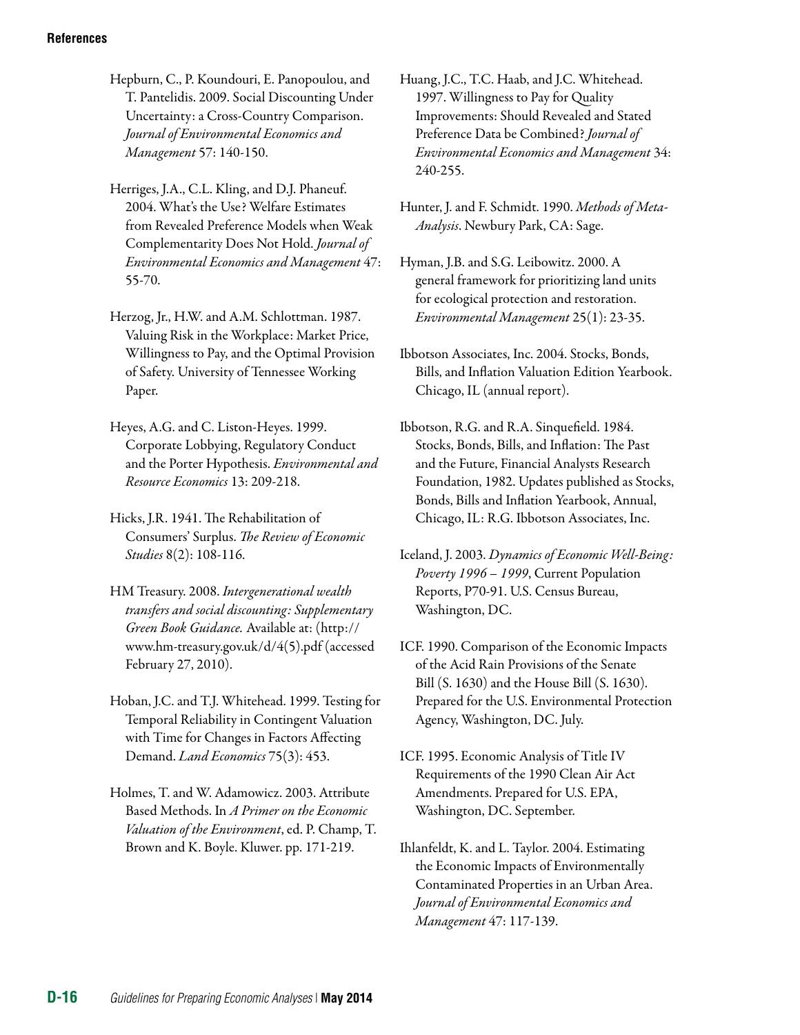Hepburn, C., P. Koundouri, E. Panopoulou, and T. Pantelidis. 2009. Social Discounting Under Uncertainty: a Cross-Country Comparison. *Journal of Environmental Economics and Management* 57: 140-150.

Herriges, J.A., C.L. Kling, and D.J. Phaneuf. 2004. What's the Use? Welfare Estimates from Revealed Preference Models when Weak Complementarity Does Not Hold. *Journal of Environmental Economics and Management* 47: 55-70.

Herzog, Jr., H.W. and A.M. Schlottman. 1987. Valuing Risk in the Workplace: Market Price, Willingness to Pay, and the Optimal Provision of Safety. University of Tennessee Working Paper.

Heyes, A.G. and C. Liston-Heyes. 1999. Corporate Lobbying, Regulatory Conduct and the Porter Hypothesis. *Environmental and Resource Economics* 13: 209-218.

Hicks, J.R. 1941. The Rehabilitation of Consumers' Surplus. *The Review of Economic Studies* 8(2): 108-116.

HM Treasury. 2008. *Intergenerational wealth transfers and social discounting: Supplementary Green Book Guidance.* Available at: (http://www.hm-treasury.gov.uk/d/4(5).pdf (accessed February 27, 2010).

Hoban, J.C. and T.J. Whitehead. 1999. Testing for Temporal Reliability in Contingent Valuation with Time for Changes in Factors Affecting Demand. *Land Economics* 75(3): 453.

Holmes, T. and W. Adamowicz. 2003. Attribute Based Methods. In *A Primer on the Economic Valuation of the Environment*, ed. P. Champ, T. Brown and K. Boyle. Kluwer. pp. 171-219.

Huang, J.C., T.C. Haab, and J.C. Whitehead. 1997. Willingness to Pay for Quality Improvements: Should Revealed and Stated Preference Data be Combined? *Journal of Environmental Economics and Management* 34: 240-255.

Hunter, J. and F. Schmidt. 1990. *Methods of Meta-Analysis*. Newbury Park, CA: Sage.

Hyman, J.B. and S.G. Leibowitz. 2000. A general framework for prioritizing land units for ecological protection and restoration. *Environmental Management* 25(1): 23-35.

Ibbotson Associates, Inc. 2004. Stocks, Bonds, Bills, and Inflation Valuation Edition Yearbook. Chicago, IL (annual report).

Ibbotson, R.G. and R.A. Sinquefield. 1984. Stocks, Bonds, Bills, and Inflation: The Past and the Future, Financial Analysts Research Foundation, 1982. Updates published as Stocks, Bonds, Bills and Inflation Yearbook, Annual, Chicago, IL: R.G. Ibbotson Associates, Inc.

Iceland, J. 2003. *Dynamics of Economic Well-Being: Poverty 1996 – 1999*, Current Population Reports, P70-91. U.S. Census Bureau, Washington, DC.

ICF. 1990. Comparison of the Economic Impacts of the Acid Rain Provisions of the Senate Bill (S. 1630) and the House Bill (S. 1630). Prepared for the U.S. Environmental Protection Agency, Washington, DC. July.

ICF. 1995. Economic Analysis of Title IV Requirements of the 1990 Clean Air Act Amendments. Prepared for U.S. EPA, Washington, DC. September.

Ihlanfeldt, K. and L. Taylor. 2004. Estimating the Economic Impacts of Environmentally Contaminated Properties in an Urban Area. *Journal of Environmental Economics and Management* 47: 117-139.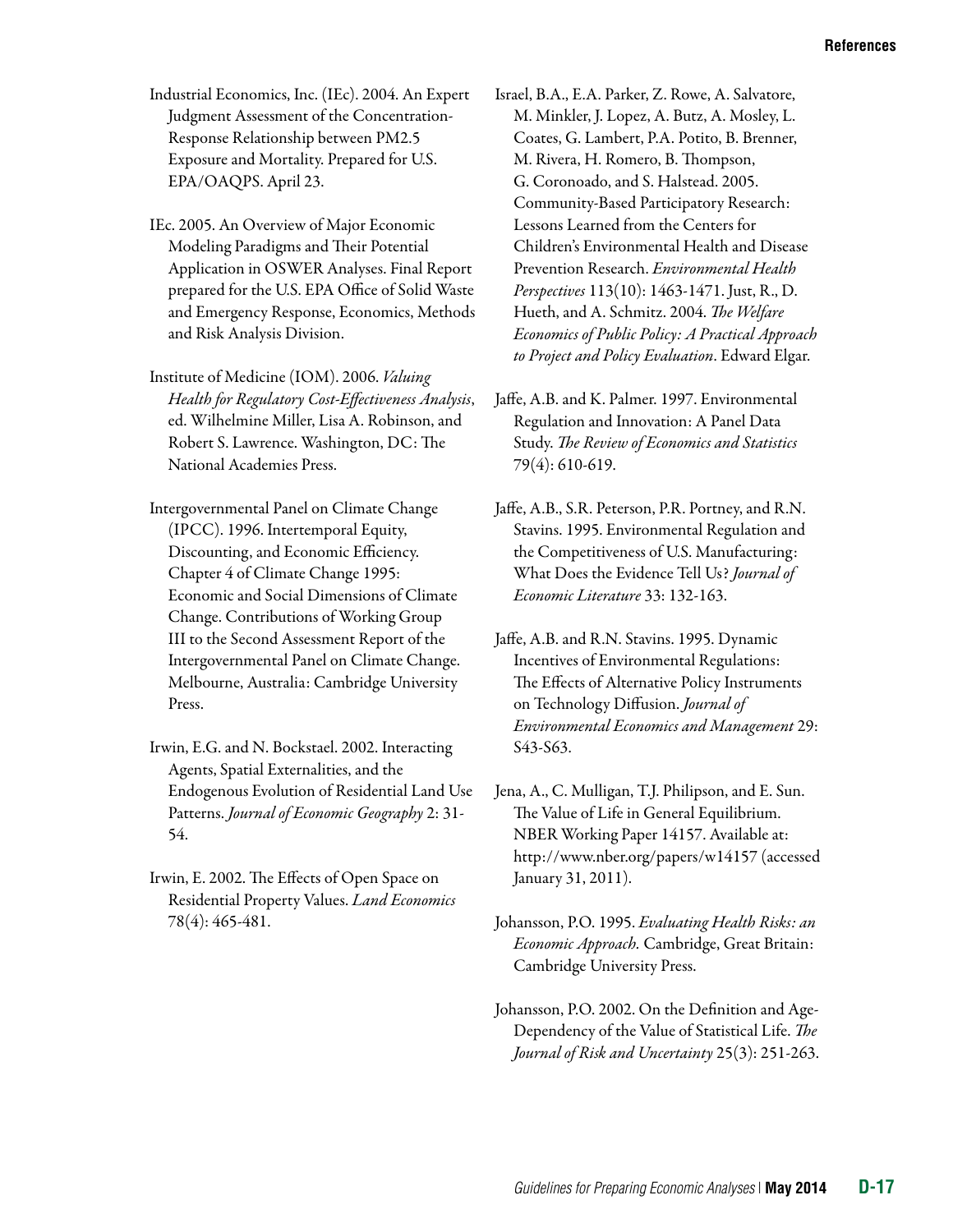Industrial Economics, Inc. (IEc). 2004. An Expert Judgment Assessment of the Concentration-Response Relationship between PM2.5 Exposure and Mortality. Prepared for U.S. EPA/OAQPS. April 23.

IEc. 2005. An Overview of Major Economic Modeling Paradigms and Their Potential Application in OSWER Analyses. Final Report prepared for the U.S. EPA Office of Solid Waste and Emergency Response, Economics, Methods and Risk Analysis Division.

Institute of Medicine (IOM). 2006. *Valuing Health for Regulatory Cost-Effectiveness Analysis*, ed. Wilhelmine Miller, Lisa A. Robinson, and Robert S. Lawrence. Washington, DC: The National Academies Press.

Intergovernmental Panel on Climate Change (IPCC). 1996. Intertemporal Equity, Discounting, and Economic Efficiency. Chapter 4 of Climate Change 1995: Economic and Social Dimensions of Climate Change. Contributions of Working Group III to the Second Assessment Report of the Intergovernmental Panel on Climate Change. Melbourne, Australia: Cambridge University Press.

Irwin, E.G. and N. Bockstael. 2002. Interacting Agents, Spatial Externalities, and the Endogenous Evolution of Residential Land Use Patterns. *Journal of Economic Geography* 2: 31-54.

Irwin, E. 2002. The Effects of Open Space on Residential Property Values. *Land Economics* 78(4): 465-481.

Israel, B.A., E.A. Parker, Z. Rowe, A. Salvatore, M. Minkler, J. Lopez, A. Butz, A. Mosley, L. Coates, G. Lambert, P.A. Potito, B. Brenner, M. Rivera, H. Romero, B. Thompson, G. Coronoado, and S. Halstead. 2005. Community-Based Participatory Research: Lessons Learned from the Centers for Children's Environmental Health and Disease Prevention Research. *Environmental Health Perspectives* 113(10): 1463-1471. Just, R., D. Hueth, and A. Schmitz. 2004. *The Welfare Economics of Public Policy: A Practical Approach to Project and Policy Evaluation*. Edward Elgar.

Jaffe, A.B. and K. Palmer. 1997. Environmental Regulation and Innovation: A Panel Data Study. *The Review of Economics and Statistics* 79(4): 610-619.

Jaffe, A.B., S.R. Peterson, P.R. Portney, and R.N. Stavins. 1995. Environmental Regulation and the Competitiveness of U.S. Manufacturing: What Does the Evidence Tell Us? *Journal of Economic Literature* 33: 132-163.

Jaffe, A.B. and R.N. Stavins. 1995. Dynamic Incentives of Environmental Regulations: The Effects of Alternative Policy Instruments on Technology Diffusion. *Journal of Environmental Economics and Management* 29: S43-S63.

Jena, A., C. Mulligan, T.J. Philipson, and E. Sun. The Value of Life in General Equilibrium. NBER Working Paper 14157. Available at: http://www.nber.org/papers/w14157 (accessed January 31, 2011).

Johansson, P.O. 1995. *Evaluating Health Risks: an Economic Approach.* Cambridge, Great Britain: Cambridge University Press.

Johansson, P.O. 2002. On the Definition and Age-Dependency of the Value of Statistical Life. *The Journal of Risk and Uncertainty* 25(3): 251-263.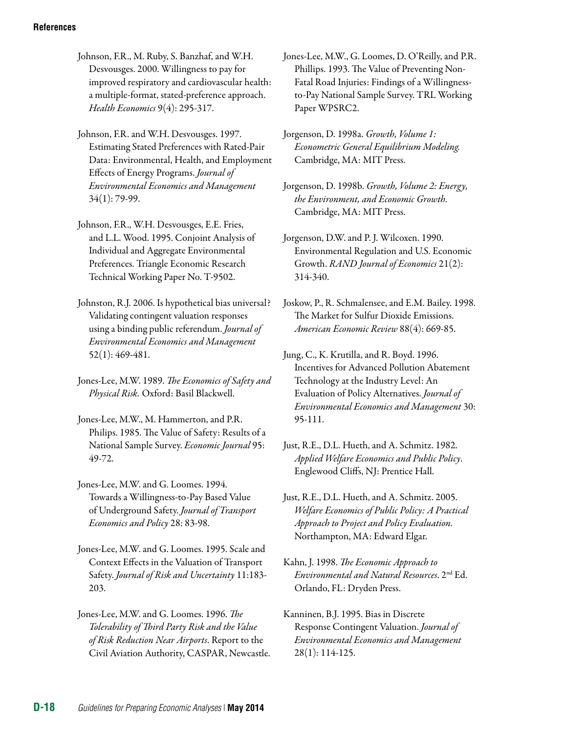Johnson, F.R., M. Ruby, S. Banzhaf, and W.H. Desvousges. 2000. Willingness to pay for improved respiratory and cardiovascular health: a multiple-format, stated-preference approach. *Health Economics* 9(4): 295-317.

Johnson, F.R. and W.H. Desvousges. 1997. Estimating Stated Preferences with Rated-Pair Data: Environmental, Health, and Employment Effects of Energy Programs. *Journal of Environmental Economics and Management* 34(1): 79-99.

Johnson, F.R., W.H. Desvousges, E.E. Fries, and L.L. Wood. 1995. Conjoint Analysis of Individual and Aggregate Environmental Preferences. Triangle Economic Research Technical Working Paper No. T-9502.

Johnston, R.J. 2006. Is hypothetical bias universal? Validating contingent valuation responses using a binding public referendum. *Journal of Environmental Economics and Management* 52(1): 469-481.

Jones-Lee, M.W. 1989. *The Economics of Safety and Physical Risk.* Oxford: Basil Blackwell.

Jones-Lee, M.W., M. Hammerton, and P.R. Philips. 1985. The Value of Safety: Results of a National Sample Survey. *Economic Journal* 95: 49-72.

Jones-Lee, M.W. and G. Loomes. 1994. Towards a Willingness-to-Pay Based Value of Underground Safety. *Journal of Transport Economics and Policy* 28: 83-98.

Jones-Lee, M.W. and G. Loomes. 1995. Scale and Context Effects in the Valuation of Transport Safety. *Journal of Risk and Uncertainty* 11:183-203.

Jones-Lee, M.W. and G. Loomes. 1996. *The Tolerability of Third Party Risk and the Value of Risk Reduction Near Airports*. Report to the Civil Aviation Authority, CASPAR, Newcastle.

Jones-Lee, M.W., G. Loomes, D. O'Reilly, and P.R. Phillips. 1993. The Value of Preventing Non-Fatal Road Injuries: Findings of a Willingness-to-Pay National Sample Survey. TRL Working Paper WPSRC2.

Jorgenson, D. 1998a. *Growth, Volume 1: Econometric General Equilibrium Modeling.* Cambridge, MA: MIT Press.

Jorgenson, D. 1998b. *Growth, Volume 2: Energy, the Environment, and Economic Growth.* Cambridge, MA: MIT Press.

Jorgenson, D.W. and P. J. Wilcoxen. 1990. Environmental Regulation and U.S. Economic Growth. *RAND Journal of Economics* 21(2): 314-340.

Joskow, P., R. Schmalensee, and E.M. Bailey. 1998. The Market for Sulfur Dioxide Emissions. *American Economic Review* 88(4): 669-85.

Jung, C., K. Krutilla, and R. Boyd. 1996. Incentives for Advanced Pollution Abatement Technology at the Industry Level: An Evaluation of Policy Alternatives. *Journal of Environmental Economics and Management* 30: 95-111.

Just, R.E., D.L. Hueth, and A. Schmitz. 1982. *Applied Welfare Economics and Public Policy*. Englewood Cliffs, NJ: Prentice Hall.

Just, R.E., D.L. Hueth, and A. Schmitz. 2005. *Welfare Economics of Public Policy: A Practical Approach to Project and Policy Evaluation.* Northampton, MA: Edward Elgar.

Kahn, J. 1998. *The Economic Approach to Environmental and Natural Resources*. 2nd Ed. Orlando, FL: Dryden Press.

Kanninen, B.J. 1995. Bias in Discrete Response Contingent Valuation. *Journal of Environmental Economics and Management* 28(1): 114-125.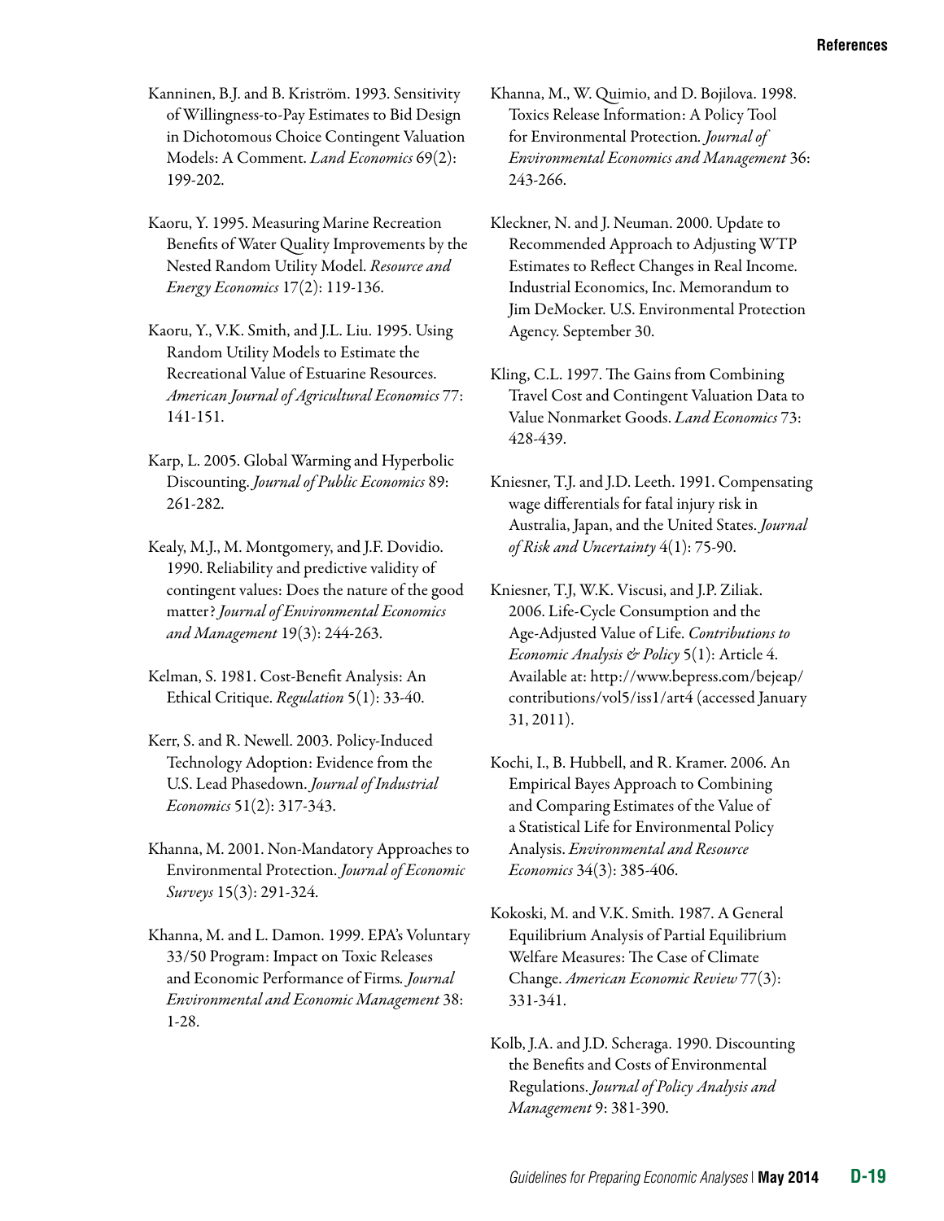Kanninen, B.J. and B. Kriström. 1993. Sensitivity of Willingness-to-Pay Estimates to Bid Design in Dichotomous Choice Contingent Valuation Models: A Comment. *Land Economics* 69(2): 199-202.

Kaoru, Y. 1995. Measuring Marine Recreation Benefits of Water Quality Improvements by the Nested Random Utility Model. *Resource and Energy Economics* 17(2): 119-136.

Kaoru, Y., V.K. Smith, and J.L. Liu. 1995. Using Random Utility Models to Estimate the Recreational Value of Estuarine Resources. *American Journal of Agricultural Economics* 77: 141-151.

Karp, L. 2005. Global Warming and Hyperbolic Discounting. *Journal of Public Economics* 89: 261-282.

Kealy, M.J., M. Montgomery, and J.F. Dovidio. 1990. Reliability and predictive validity of contingent values: Does the nature of the good matter? *Journal of Environmental Economics and Management* 19(3): 244-263.

Kelman, S. 1981. Cost-Benefit Analysis: An Ethical Critique. *Regulation* 5(1): 33-40.

Kerr, S. and R. Newell. 2003. Policy-Induced Technology Adoption: Evidence from the U.S. Lead Phasedown. *Journal of Industrial Economics* 51(2): 317-343.

Khanna, M. 2001. Non-Mandatory Approaches to Environmental Protection. *Journal of Economic Surveys* 15(3): 291-324.

Khanna, M. and L. Damon. 1999. EPA's Voluntary 33/50 Program: Impact on Toxic Releases and Economic Performance of Firms. *Journal Environmental and Economic Management* 38: 1-28.

Khanna, M., W. Quimio, and D. Bojilova. 1998. Toxics Release Information: A Policy Tool for Environmental Protection. *Journal of Environmental Economics and Management* 36: 243-266.

Kleckner, N. and J. Neuman. 2000. Update to Recommended Approach to Adjusting WTP Estimates to Reflect Changes in Real Income. Industrial Economics, Inc. Memorandum to Jim DeMocker. U.S. Environmental Protection Agency. September 30.

Kling, C.L. 1997. The Gains from Combining Travel Cost and Contingent Valuation Data to Value Nonmarket Goods. *Land Economics* 73: 428-439.

Kniesner, T.J. and J.D. Leeth. 1991. Compensating wage differentials for fatal injury risk in Australia, Japan, and the United States. *Journal of Risk and Uncertainty* 4(1): 75-90.

Kniesner, T.J, W.K. Viscusi, and J.P. Ziliak. 2006. Life-Cycle Consumption and the Age-Adjusted Value of Life. *Contributions to Economic Analysis & Policy* 5(1): Article 4. Available at: http://www.bepress.com/bejeap/contributions/vol5/iss1/art4 (accessed January 31, 2011).

Kochi, I., B. Hubbell, and R. Kramer. 2006. An Empirical Bayes Approach to Combining and Comparing Estimates of the Value of a Statistical Life for Environmental Policy Analysis. *Environmental and Resource Economics* 34(3): 385-406.

Kokoski, M. and V.K. Smith. 1987. A General Equilibrium Analysis of Partial Equilibrium Welfare Measures: The Case of Climate Change. *American Economic Review* 77(3): 331-341.

Kolb, J.A. and J.D. Scheraga. 1990. Discounting the Benefits and Costs of Environmental Regulations. *Journal of Policy Analysis and Management* 9: 381-390.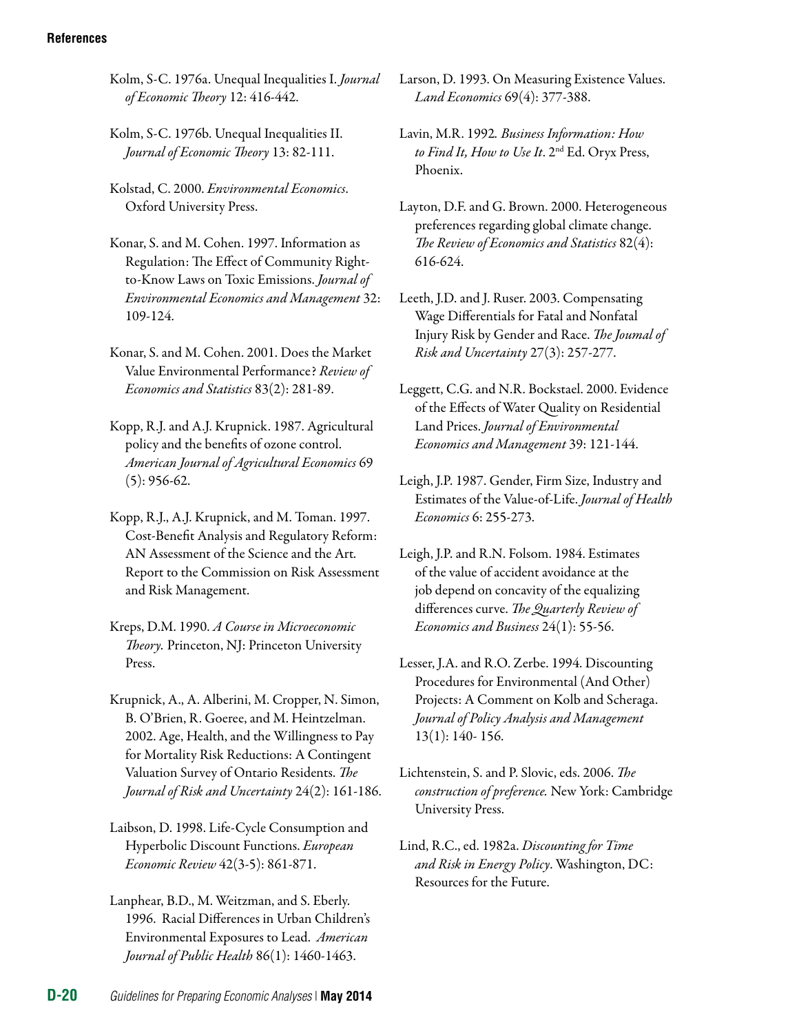Kolm, S-C. 1976a. Unequal Inequalities I. *Journal of Economic Theory* 12: 416-442.

Kolm, S-C. 1976b. Unequal Inequalities II. *Journal of Economic Theory* 13: 82-111.

Kolstad, C. 2000. *Environmental Economics*. Oxford University Press.

Konar, S. and M. Cohen. 1997. Information as Regulation: The Effect of Community Right-to-Know Laws on Toxic Emissions. *Journal of Environmental Economics and Management* 32: 109-124.

Konar, S. and M. Cohen. 2001. Does the Market Value Environmental Performance? *Review of Economics and Statistics* 83(2): 281-89.

Kopp, R.J. and A.J. Krupnick. 1987. Agricultural policy and the benefits of ozone control. *American Journal of Agricultural Economics* 69 (5): 956-62.

Kopp, R.J., A.J. Krupnick, and M. Toman. 1997. Cost-Benefit Analysis and Regulatory Reform: AN Assessment of the Science and the Art. Report to the Commission on Risk Assessment and Risk Management.

Kreps, D.M. 1990. *A Course in Microeconomic Theory.* Princeton, NJ: Princeton University Press.

Krupnick, A., A. Alberini, M. Cropper, N. Simon, B. O'Brien, R. Goeree, and M. Heintzelman. 2002. Age, Health, and the Willingness to Pay for Mortality Risk Reductions: A Contingent Valuation Survey of Ontario Residents. *The Journal of Risk and Uncertainty* 24(2): 161-186.

Laibson, D. 1998. Life-Cycle Consumption and Hyperbolic Discount Functions. *European Economic Review* 42(3-5): 861-871.

Lanphear, B.D., M. Weitzman, and S. Eberly. 1996. Racial Differences in Urban Children's Environmental Exposures to Lead. *American Journal of Public Health* 86(1): 1460-1463.

Larson, D. 1993. On Measuring Existence Values. *Land Economics* 69(4): 377-388.

Lavin, M.R. 1992. *Business Information: How to Find It, How to Use It*. 2nd Ed. Oryx Press, Phoenix.

Layton, D.F. and G. Brown. 2000. Heterogeneous preferences regarding global climate change. *The Review of Economics and Statistics* 82(4): 616-624.

Leeth, J.D. and J. Ruser. 2003. Compensating Wage Differentials for Fatal and Nonfatal Injury Risk by Gender and Race. *The Journal of Risk and Uncertainty* 27(3): 257-277.

Leggett, C.G. and N.R. Bockstael. 2000. Evidence of the Effects of Water Quality on Residential Land Prices. *Journal of Environmental Economics and Management* 39: 121-144.

Leigh, J.P. 1987. Gender, Firm Size, Industry and Estimates of the Value-of-Life. *Journal of Health Economics* 6: 255-273.

Leigh, J.P. and R.N. Folsom. 1984. Estimates of the value of accident avoidance at the job depend on concavity of the equalizing differences curve. *The Quarterly Review of Economics and Business* 24(1): 55-56.

Lesser, J.A. and R.O. Zerbe. 1994. Discounting Procedures for Environmental (And Other) Projects: A Comment on Kolb and Scheraga. *Journal of Policy Analysis and Management* 13(1): 140- 156.

Lichtenstein, S. and P. Slovic, eds. 2006. *The construction of preference.* New York: Cambridge University Press.

Lind, R.C., ed. 1982a. *Discounting for Time and Risk in Energy Policy*. Washington, DC: Resources for the Future.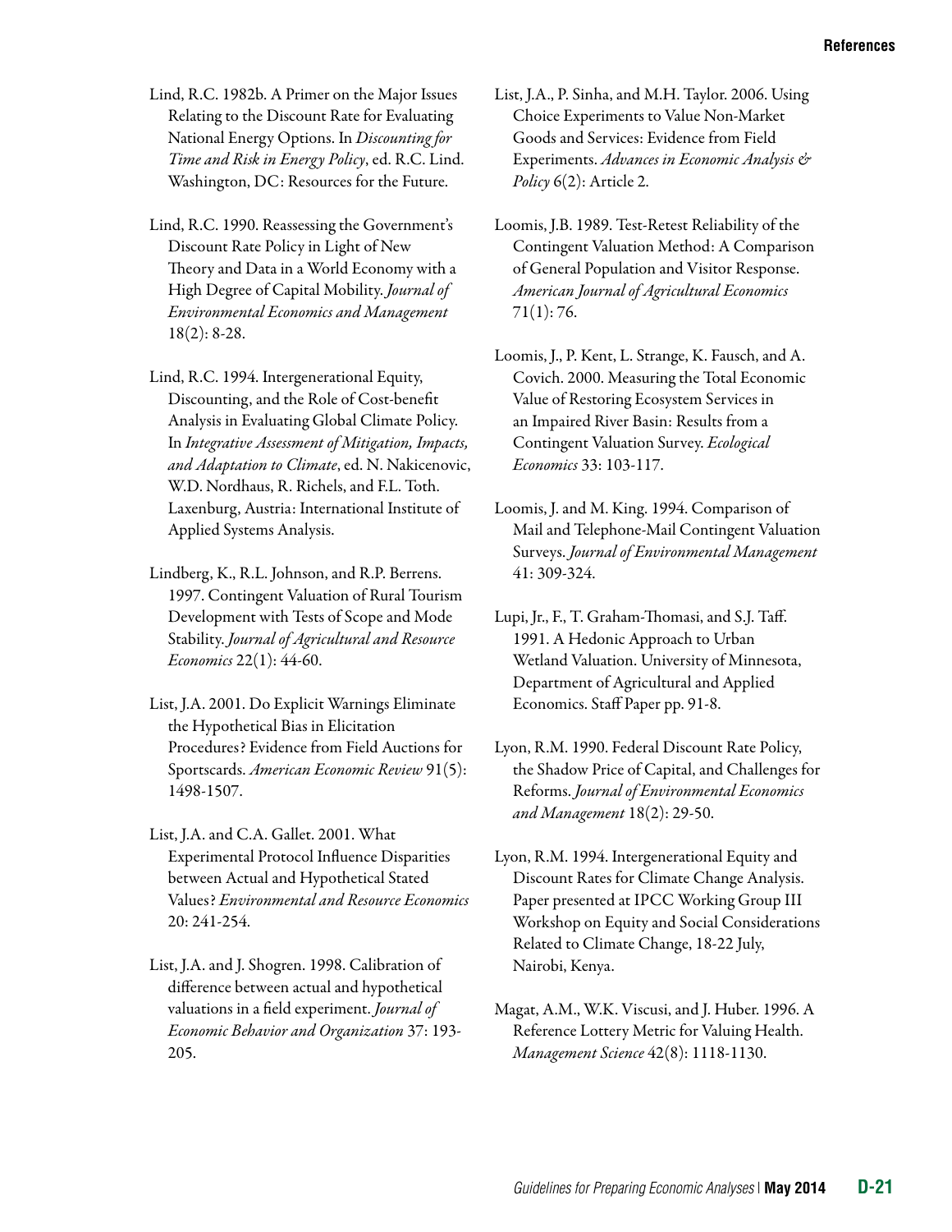Lind, R.C. 1982b. A Primer on the Major Issues Relating to the Discount Rate for Evaluating National Energy Options. In *Discounting for Time and Risk in Energy Policy*, ed. R.C. Lind. Washington, DC: Resources for the Future.

Lind, R.C. 1990. Reassessing the Government's Discount Rate Policy in Light of New Theory and Data in a World Economy with a High Degree of Capital Mobility. *Journal of Environmental Economics and Management* 18(2): 8-28.

Lind, R.C. 1994. Intergenerational Equity, Discounting, and the Role of Cost-benefit Analysis in Evaluating Global Climate Policy. In *Integrative Assessment of Mitigation, Impacts, and Adaptation to Climate*, ed. N. Nakicenovic, W.D. Nordhaus, R. Richels, and F.L. Toth. Laxenburg, Austria: International Institute of Applied Systems Analysis.

Lindberg, K., R.L. Johnson, and R.P. Berrens. 1997. Contingent Valuation of Rural Tourism Development with Tests of Scope and Mode Stability. *Journal of Agricultural and Resource Economics* 22(1): 44-60.

List, J.A. 2001. Do Explicit Warnings Eliminate the Hypothetical Bias in Elicitation Procedures? Evidence from Field Auctions for Sportscards. *American Economic Review* 91(5): 1498-1507.

List, J.A. and C.A. Gallet. 2001. What Experimental Protocol Influence Disparities between Actual and Hypothetical Stated Values? *Environmental and Resource Economics* 20: 241-254.

List, J.A. and J. Shogren. 1998. Calibration of difference between actual and hypothetical valuations in a field experiment. *Journal of Economic Behavior and Organization* 37: 193-205.

List, J.A., P. Sinha, and M.H. Taylor. 2006. Using Choice Experiments to Value Non-Market Goods and Services: Evidence from Field Experiments. *Advances in Economic Analysis & Policy* 6(2): Article 2.

Loomis, J.B. 1989. Test-Retest Reliability of the Contingent Valuation Method: A Comparison of General Population and Visitor Response. *American Journal of Agricultural Economics* 71(1): 76.

Loomis, J., P. Kent, L. Strange, K. Fausch, and A. Covich. 2000. Measuring the Total Economic Value of Restoring Ecosystem Services in an Impaired River Basin: Results from a Contingent Valuation Survey. *Ecological Economics* 33: 103-117.

Loomis, J. and M. King. 1994. Comparison of Mail and Telephone-Mail Contingent Valuation Surveys. *Journal of Environmental Management* 41: 309-324.

Lupi, Jr., F., T. Graham-Thomasi, and S.J. Taff. 1991. A Hedonic Approach to Urban Wetland Valuation. University of Minnesota, Department of Agricultural and Applied Economics. Staff Paper pp. 91-8.

Lyon, R.M. 1990. Federal Discount Rate Policy, the Shadow Price of Capital, and Challenges for Reforms. *Journal of Environmental Economics and Management* 18(2): 29-50.

Lyon, R.M. 1994. Intergenerational Equity and Discount Rates for Climate Change Analysis. Paper presented at IPCC Working Group III Workshop on Equity and Social Considerations Related to Climate Change, 18-22 July, Nairobi, Kenya.

Magat, A.M., W.K. Viscusi, and J. Huber. 1996. A Reference Lottery Metric for Valuing Health. *Management Science* 42(8): 1118-1130.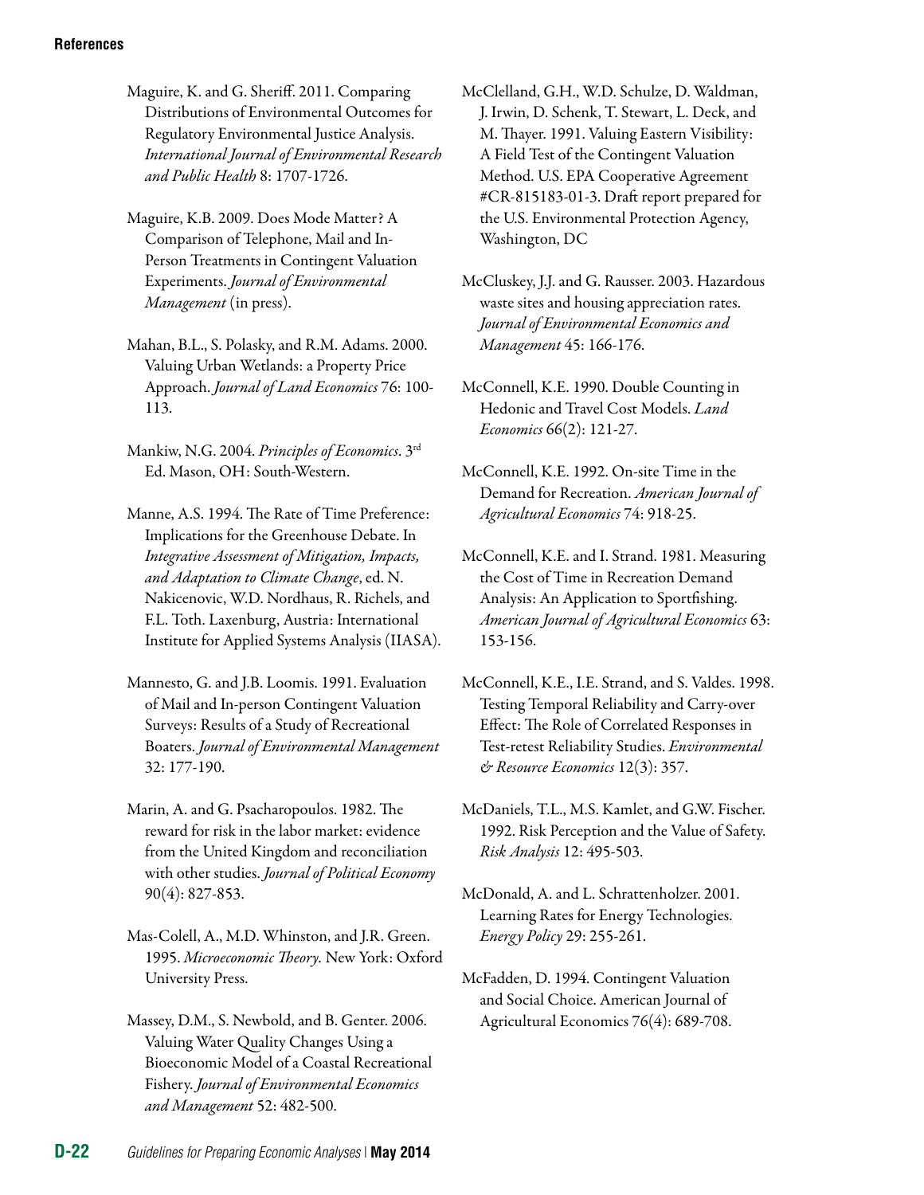Maguire, K. and G. Sheriff. 2011. Comparing Distributions of Environmental Outcomes for Regulatory Environmental Justice Analysis. *International Journal of Environmental Research and Public Health* 8: 1707-1726.

Maguire, K.B. 2009. Does Mode Matter? A Comparison of Telephone, Mail and In-Person Treatments in Contingent Valuation Experiments. *Journal of Environmental Management* (in press).

Mahan, B.L., S. Polasky, and R.M. Adams. 2000. Valuing Urban Wetlands: a Property Price Approach. *Journal of Land Economics* 76: 100-113.

Mankiw, N.G. 2004. *Principles of Economics*. 3rd Ed. Mason, OH: South-Western.

Manne, A.S. 1994. The Rate of Time Preference: Implications for the Greenhouse Debate. In *Integrative Assessment of Mitigation, Impacts, and Adaptation to Climate Change*, ed. N. Nakicenovic, W.D. Nordhaus, R. Richels, and F.L. Toth. Laxenburg, Austria: International Institute for Applied Systems Analysis (IIASA).

Mannesto, G. and J.B. Loomis. 1991. Evaluation of Mail and In-person Contingent Valuation Surveys: Results of a Study of Recreational Boaters. *Journal of Environmental Management* 32: 177-190.

Marin, A. and G. Psacharopoulos. 1982. The reward for risk in the labor market: evidence from the United Kingdom and reconciliation with other studies. *Journal of Political Economy* 90(4): 827-853.

Mas-Colell, A., M.D. Whinston, and J.R. Green. 1995. *Microeconomic Theory.* New York: Oxford University Press.

Massey, D.M., S. Newbold, and B. Genter. 2006. Valuing Water Quality Changes Using a Bioeconomic Model of a Coastal Recreational Fishery. *Journal of Environmental Economics and Management* 52: 482-500.

McClelland, G.H., W.D. Schulze, D. Waldman, J. Irwin, D. Schenk, T. Stewart, L. Deck, and M. Thayer. 1991. Valuing Eastern Visibility: A Field Test of the Contingent Valuation Method. U.S. EPA Cooperative Agreement #CR-815183-01-3. Draft report prepared for the U.S. Environmental Protection Agency, Washington, DC

McCluskey, J.J. and G. Rausser. 2003. Hazardous waste sites and housing appreciation rates. *Journal of Environmental Economics and Management* 45: 166-176.

McConnell, K.E. 1990. Double Counting in Hedonic and Travel Cost Models. *Land Economics* 66(2): 121-27.

McConnell, K.E. 1992. On-site Time in the Demand for Recreation. *American Journal of Agricultural Economics* 74: 918-25.

McConnell, K.E. and I. Strand. 1981. Measuring the Cost of Time in Recreation Demand Analysis: An Application to Sportfishing. *American Journal of Agricultural Economics* 63: 153-156.

McConnell, K.E., I.E. Strand, and S. Valdes. 1998. Testing Temporal Reliability and Carry-over Effect: The Role of Correlated Responses in Test-retest Reliability Studies. *Environmental & Resource Economics* 12(3): 357.

McDaniels, T.L., M.S. Kamlet, and G.W. Fischer. 1992. Risk Perception and the Value of Safety. *Risk Analysis* 12: 495-503.

McDonald, A. and L. Schrattenholzer. 2001. Learning Rates for Energy Technologies. *Energy Policy* 29: 255-261.

McFadden, D. 1994. Contingent Valuation and Social Choice. American Journal of Agricultural Economics 76(4): 689-708.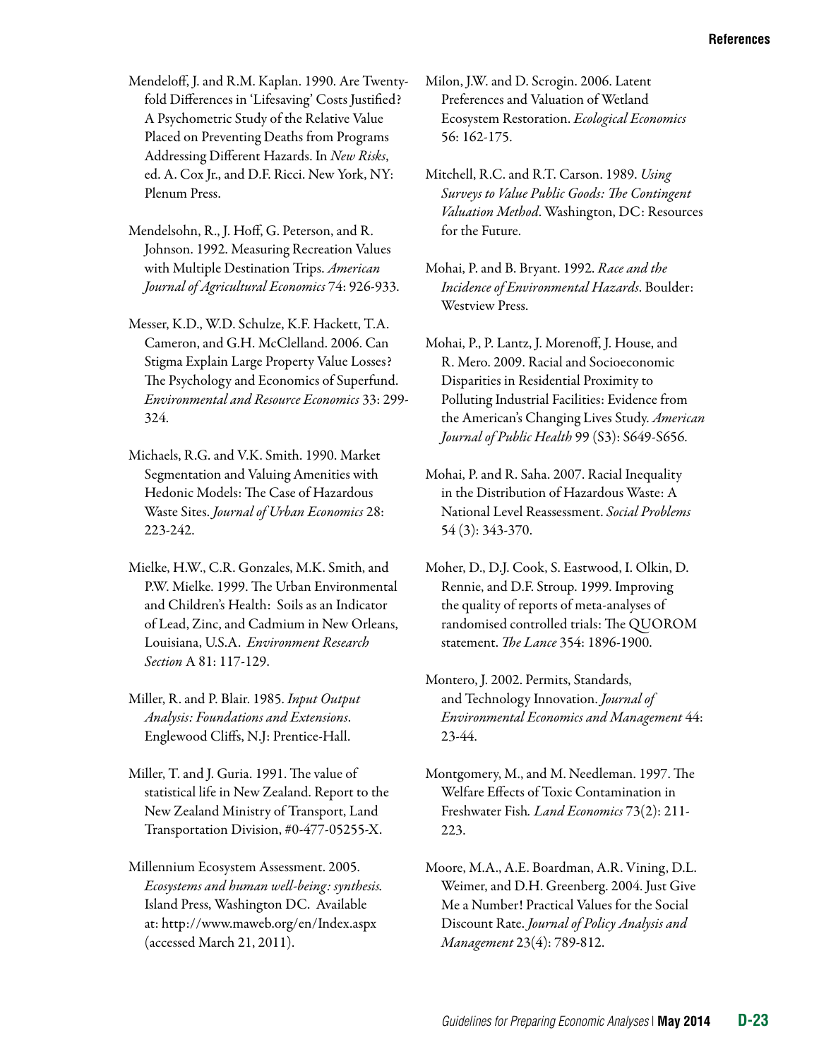Mendeloff, J. and R.M. Kaplan. 1990. Are Twenty-fold Differences in 'Lifesaving' Costs Justified? A Psychometric Study of the Relative Value Placed on Preventing Deaths from Programs Addressing Different Hazards. In *New Risks*, ed. A. Cox Jr., and D.F. Ricci. New York, NY: Plenum Press.

Mendelsohn, R., J. Hoff, G. Peterson, and R. Johnson. 1992. Measuring Recreation Values with Multiple Destination Trips. *American Journal of Agricultural Economics* 74: 926-933.

Messer, K.D., W.D. Schulze, K.F. Hackett, T.A. Cameron, and G.H. McClelland. 2006. Can Stigma Explain Large Property Value Losses? The Psychology and Economics of Superfund. *Environmental and Resource Economics* 33: 299-324.

Michaels, R.G. and V.K. Smith. 1990. Market Segmentation and Valuing Amenities with Hedonic Models: The Case of Hazardous Waste Sites. *Journal of Urban Economics* 28: 223-242.

Mielke, H.W., C.R. Gonzales, M.K. Smith, and P.W. Mielke. 1999. The Urban Environmental and Children's Health: Soils as an Indicator of Lead, Zinc, and Cadmium in New Orleans, Louisiana, U.S.A. *Environment Research Section* A 81: 117-129.

Miller, R. and P. Blair. 1985. *Input Output Analysis: Foundations and Extensions*. Englewood Cliffs, N.J: Prentice-Hall.

Miller, T. and J. Guria. 1991. The value of statistical life in New Zealand. Report to the New Zealand Ministry of Transport, Land Transportation Division, #0-477-05255-X.

Millennium Ecosystem Assessment. 2005. *Ecosystems and human well-being: synthesis.* Island Press, Washington DC. Available at: http://www.maweb.org/en/Index.aspx (accessed March 21, 2011).

Milon, J.W. and D. Scrogin. 2006. Latent Preferences and Valuation of Wetland Ecosystem Restoration. *Ecological Economics* 56: 162-175.

Mitchell, R.C. and R.T. Carson. 1989. *Using Surveys to Value Public Goods: The Contingent Valuation Method*. Washington, DC: Resources for the Future.

Mohai, P. and B. Bryant. 1992. *Race and the Incidence of Environmental Hazards*. Boulder: Westview Press.

Mohai, P., P. Lantz, J. Morenoff, J. House, and R. Mero. 2009. Racial and Socioeconomic Disparities in Residential Proximity to Polluting Industrial Facilities: Evidence from the American's Changing Lives Study. *American Journal of Public Health* 99 (S3): S649-S656.

Mohai, P. and R. Saha. 2007. Racial Inequality in the Distribution of Hazardous Waste: A National Level Reassessment. *Social Problems* 54 (3): 343-370.

Moher, D., D.J. Cook, S. Eastwood, I. Olkin, D. Rennie, and D.F. Stroup. 1999. Improving the quality of reports of meta-analyses of randomised controlled trials: The QUOROM statement. *The Lance* 354: 1896-1900.

Montero, J. 2002. Permits, Standards, and Technology Innovation. *Journal of Environmental Economics and Management* 44: 23-44.

Montgomery, M., and M. Needleman. 1997. The Welfare Effects of Toxic Contamination in Freshwater Fish*. Land Economics* 73(2): 211-223.

Moore, M.A., A.E. Boardman, A.R. Vining, D.L. Weimer, and D.H. Greenberg. 2004. Just Give Me a Number! Practical Values for the Social Discount Rate. *Journal of Policy Analysis and Management* 23(4): 789-812.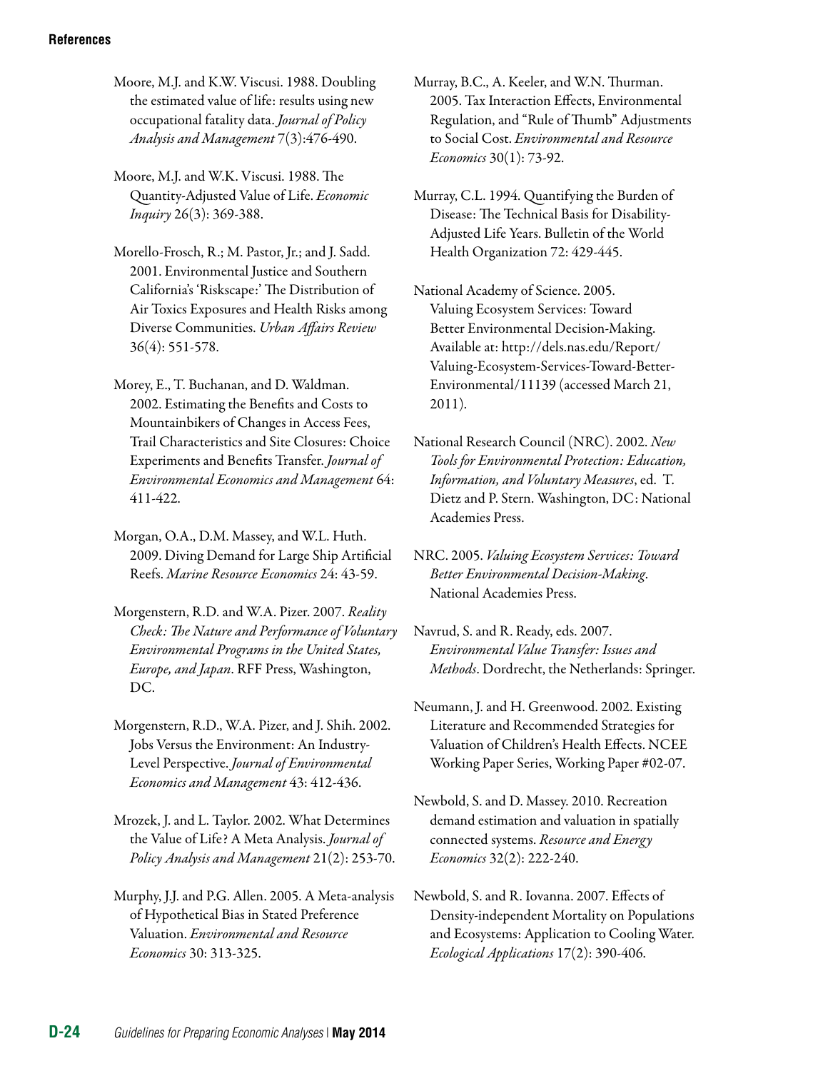Moore, M.J. and K.W. Viscusi. 1988. Doubling the estimated value of life: results using new occupational fatality data. *Journal of Policy Analysis and Management* 7(3):476-490.

Moore, M.J. and W.K. Viscusi. 1988. The Quantity-Adjusted Value of Life. *Economic Inquiry* 26(3): 369-388.

Morello-Frosch, R.; M. Pastor, Jr.; and J. Sadd. 2001. Environmental Justice and Southern California's 'Riskscape:' The Distribution of Air Toxics Exposures and Health Risks among Diverse Communities. *Urban Affairs Review* 36(4): 551-578.

Morey, E., T. Buchanan, and D. Waldman. 2002. Estimating the Benefits and Costs to Mountainbikers of Changes in Access Fees, Trail Characteristics and Site Closures: Choice Experiments and Benefits Transfer. *Journal of Environmental Economics and Management* 64: 411-422.

Morgan, O.A., D.M. Massey, and W.L. Huth. 2009. Diving Demand for Large Ship Artificial Reefs. *Marine Resource Economics* 24: 43-59.

Morgenstern, R.D. and W.A. Pizer. 2007. *Reality Check: The Nature and Performance of Voluntary Environmental Programs in the United States, Europe, and Japan*. RFF Press, Washington, DC.

Morgenstern, R.D., W.A. Pizer, and J. Shih. 2002. Jobs Versus the Environment: An Industry-Level Perspective. *Journal of Environmental Economics and Management* 43: 412-436.

Mrozek, J. and L. Taylor. 2002. What Determines the Value of Life? A Meta Analysis. *Journal of Policy Analysis and Management* 21(2): 253-70.

Murphy, J.J. and P.G. Allen. 2005. A Meta-analysis of Hypothetical Bias in Stated Preference Valuation. *Environmental and Resource Economics* 30: 313-325.

Murray, B.C., A. Keeler, and W.N. Thurman. 2005. Tax Interaction Effects, Environmental Regulation, and "Rule of Thumb" Adjustments to Social Cost. *Environmental and Resource Economics* 30(1): 73-92.

Murray, C.L. 1994. Quantifying the Burden of Disease: The Technical Basis for Disability-Adjusted Life Years. Bulletin of the World Health Organization 72: 429-445.

National Academy of Science. 2005. Valuing Ecosystem Services: Toward Better Environmental Decision-Making. Available at: http://dels.nas.edu/Report/Valuing-Ecosystem-Services-Toward-Better-Environmental/11139 (accessed March 21, 2011).

National Research Council (NRC). 2002. *New Tools for Environmental Protection: Education, Information, and Voluntary Measures*, ed. T. Dietz and P. Stern. Washington, DC: National Academies Press.

NRC. 2005. *Valuing Ecosystem Services: Toward Better Environmental Decision-Making*. National Academies Press.

Navrud, S. and R. Ready, eds. 2007. *Environmental Value Transfer: Issues and Methods*. Dordrecht, the Netherlands: Springer.

Neumann, J. and H. Greenwood. 2002. Existing Literature and Recommended Strategies for Valuation of Children's Health Effects. NCEE Working Paper Series, Working Paper #02-07.

Newbold, S. and D. Massey. 2010. Recreation demand estimation and valuation in spatially connected systems. *Resource and Energy Economics* 32(2): 222-240.

Newbold, S. and R. Iovanna. 2007. Effects of Density-independent Mortality on Populations and Ecosystems: Application to Cooling Water. *Ecological Applications* 17(2): 390-406.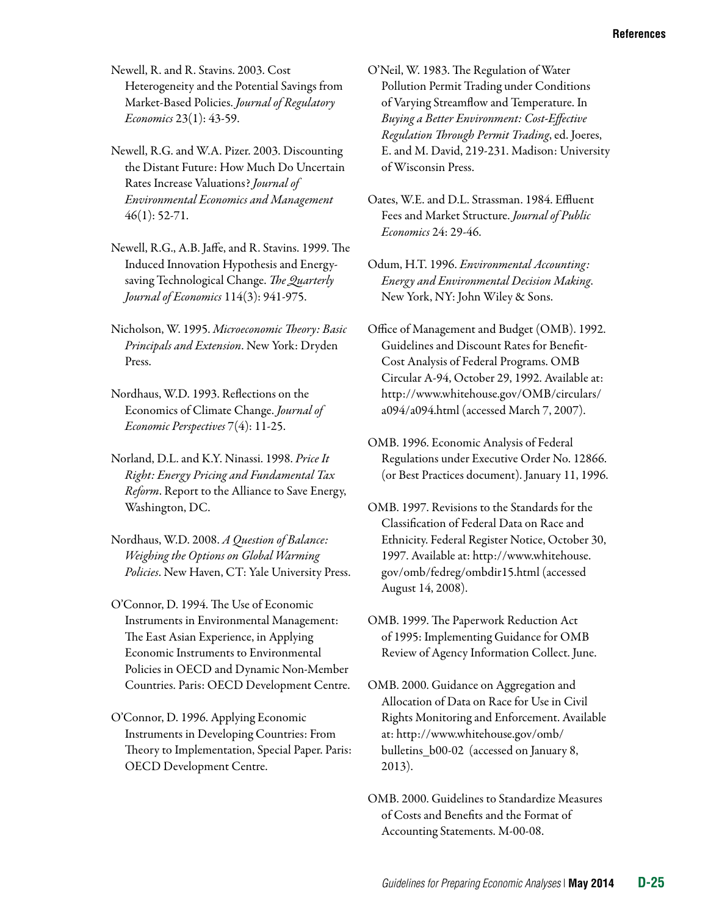Newell, R. and R. Stavins. 2003. Cost Heterogeneity and the Potential Savings from Market-Based Policies. *Journal of Regulatory Economics* 23(1): 43-59.

Newell, R.G. and W.A. Pizer. 2003. Discounting the Distant Future: How Much Do Uncertain Rates Increase Valuations? *Journal of Environmental Economics and Management* 46(1): 52-71.

Newell, R.G., A.B. Jaffe, and R. Stavins. 1999. The Induced Innovation Hypothesis and Energy-saving Technological Change. *The Quarterly Journal of Economics* 114(3): 941-975.

Nicholson, W. 1995. *Microeconomic Theory: Basic Principals and Extension*. New York: Dryden Press.

Nordhaus, W.D. 1993. Reflections on the Economics of Climate Change. *Journal of Economic Perspectives* 7(4): 11-25.

Norland, D.L. and K.Y. Ninassi. 1998. *Price It Right: Energy Pricing and Fundamental Tax Reform*. Report to the Alliance to Save Energy, Washington, DC.

Nordhaus, W.D. 2008. *A Question of Balance: Weighing the Options on Global Warming Policies*. New Haven, CT: Yale University Press.

O'Connor, D. 1994. The Use of Economic Instruments in Environmental Management: The East Asian Experience, in Applying Economic Instruments to Environmental Policies in OECD and Dynamic Non-Member Countries. Paris: OECD Development Centre.

O'Connor, D. 1996. Applying Economic Instruments in Developing Countries: From Theory to Implementation, Special Paper. Paris: OECD Development Centre.

O'Neil, W. 1983. The Regulation of Water Pollution Permit Trading under Conditions of Varying Streamflow and Temperature. In *Buying a Better Environment: Cost-Effective Regulation Through Permit Trading*, ed. Joeres, E. and M. David, 219-231. Madison: University of Wisconsin Press.

Oates, W.E. and D.L. Strassman. 1984. Effluent Fees and Market Structure. *Journal of Public Economics* 24: 29-46.

Odum, H.T. 1996. *Environmental Accounting: Energy and Environmental Decision Making*. New York, NY: John Wiley & Sons.

Office of Management and Budget (OMB). 1992. Guidelines and Discount Rates for Benefit-Cost Analysis of Federal Programs. OMB Circular A-94, October 29, 1992. Available at: http://www.whitehouse.gov/OMB/circulars/a094/a094.html (accessed March 7, 2007).

OMB. 1996. Economic Analysis of Federal Regulations under Executive Order No. 12866. (or Best Practices document). January 11, 1996.

OMB. 1997. Revisions to the Standards for the Classification of Federal Data on Race and Ethnicity. Federal Register Notice, October 30, 1997. Available at: http://www.whitehouse.gov/omb/fedreg/ombdir15.html (accessed August 14, 2008).

OMB. 1999. The Paperwork Reduction Act of 1995: Implementing Guidance for OMB Review of Agency Information Collect. June.

OMB. 2000. Guidance on Aggregation and Allocation of Data on Race for Use in Civil Rights Monitoring and Enforcement. Available at: http://www.whitehouse.gov/omb/bulletins_b00-02 (accessed on January 8, 2013).

OMB. 2000. Guidelines to Standardize Measures of Costs and Benefits and the Format of Accounting Statements. M-00-08.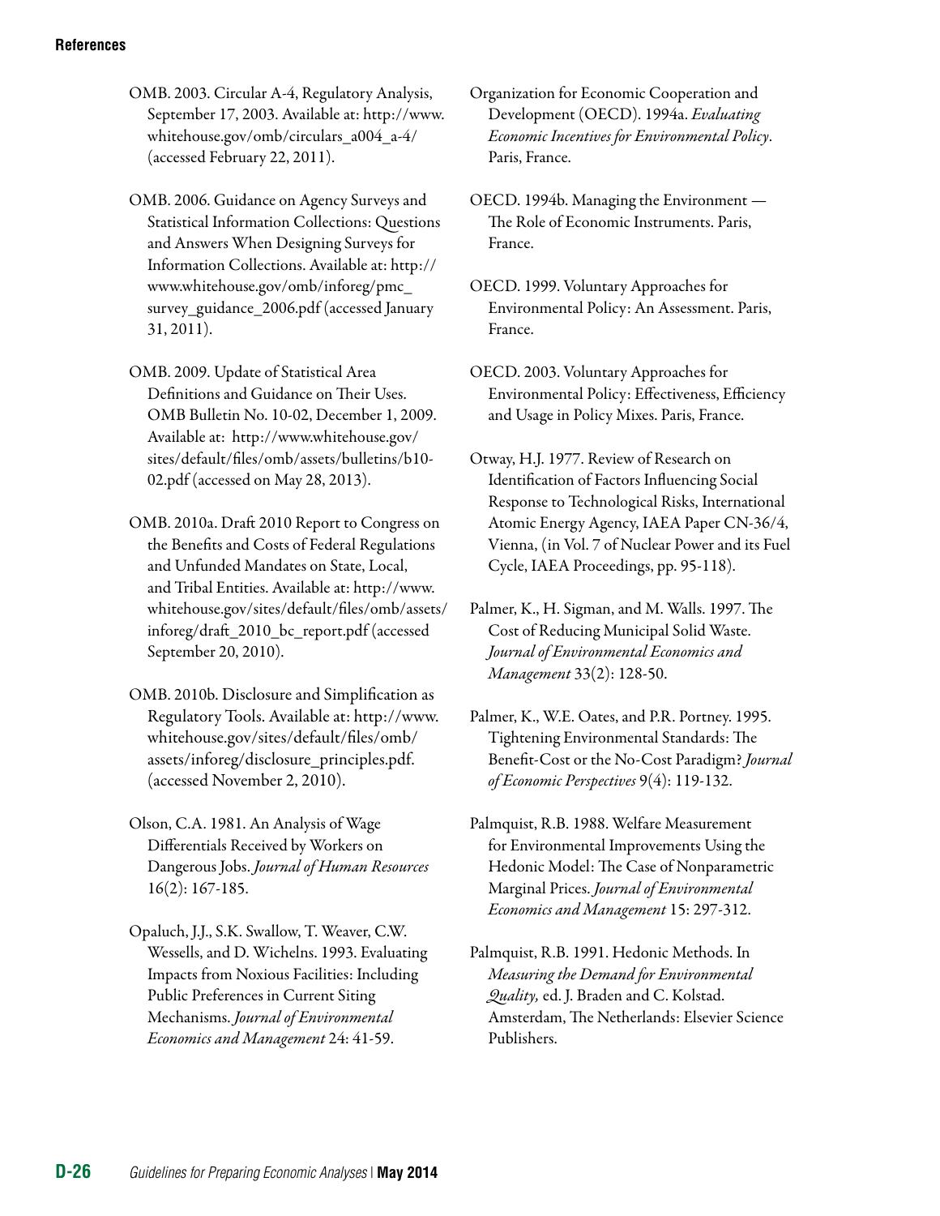OMB. 2003. Circular A-4, Regulatory Analysis, September 17, 2003. Available at: http://www.whitehouse.gov/omb/circulars_a004_a-4/ (accessed February 22, 2011).

OMB. 2006. Guidance on Agency Surveys and Statistical Information Collections: Questions and Answers When Designing Surveys for Information Collections. Available at: http://www.whitehouse.gov/omb/inforeg/pmc_survey_guidance_2006.pdf (accessed January 31, 2011).

OMB. 2009. Update of Statistical Area Definitions and Guidance on Their Uses. OMB Bulletin No. 10-02, December 1, 2009. Available at: http://www.whitehouse.gov/sites/default/files/omb/assets/bulletins/b10-02.pdf (accessed on May 28, 2013).

OMB. 2010a. Draft 2010 Report to Congress on the Benefits and Costs of Federal Regulations and Unfunded Mandates on State, Local, and Tribal Entities. Available at: http://www.whitehouse.gov/sites/default/files/omb/assets/inforeg/draft_2010_bc_report.pdf (accessed September 20, 2010).

OMB. 2010b. Disclosure and Simplification as Regulatory Tools. Available at: http://www.whitehouse.gov/sites/default/files/omb/assets/inforeg/disclosure_principles.pdf. (accessed November 2, 2010).

Olson, C.A. 1981. An Analysis of Wage Differentials Received by Workers on Dangerous Jobs. *Journal of Human Resources* 16(2): 167-185.

Opaluch, J.J., S.K. Swallow, T. Weaver, C.W. Wessells, and D. Wichelns. 1993. Evaluating Impacts from Noxious Facilities: Including Public Preferences in Current Siting Mechanisms. *Journal of Environmental Economics and Management* 24: 41-59.

Organization for Economic Cooperation and Development (OECD). 1994a. *Evaluating Economic Incentives for Environmental Policy*. Paris, France.

OECD. 1994b. Managing the Environment — The Role of Economic Instruments. Paris, France.

OECD. 1999. Voluntary Approaches for Environmental Policy: An Assessment. Paris, France.

OECD. 2003. Voluntary Approaches for Environmental Policy: Effectiveness, Efficiency and Usage in Policy Mixes. Paris, France.

Otway, H.J. 1977. Review of Research on Identification of Factors Influencing Social Response to Technological Risks, International Atomic Energy Agency, IAEA Paper CN-36/4, Vienna, (in Vol. 7 of Nuclear Power and its Fuel Cycle, IAEA Proceedings, pp. 95-118).

Palmer, K., H. Sigman, and M. Walls. 1997. The Cost of Reducing Municipal Solid Waste. *Journal of Environmental Economics and Management* 33(2): 128-50.

Palmer, K., W.E. Oates, and P.R. Portney. 1995. Tightening Environmental Standards: The Benefit-Cost or the No-Cost Paradigm? *Journal of Economic Perspectives* 9(4): 119-132.

Palmquist, R.B. 1988. Welfare Measurement for Environmental Improvements Using the Hedonic Model: The Case of Nonparametric Marginal Prices. *Journal of Environmental Economics and Management* 15: 297-312.

Palmquist, R.B. 1991. Hedonic Methods. In *Measuring the Demand for Environmental Quality,* ed. J. Braden and C. Kolstad. Amsterdam, The Netherlands: Elsevier Science Publishers.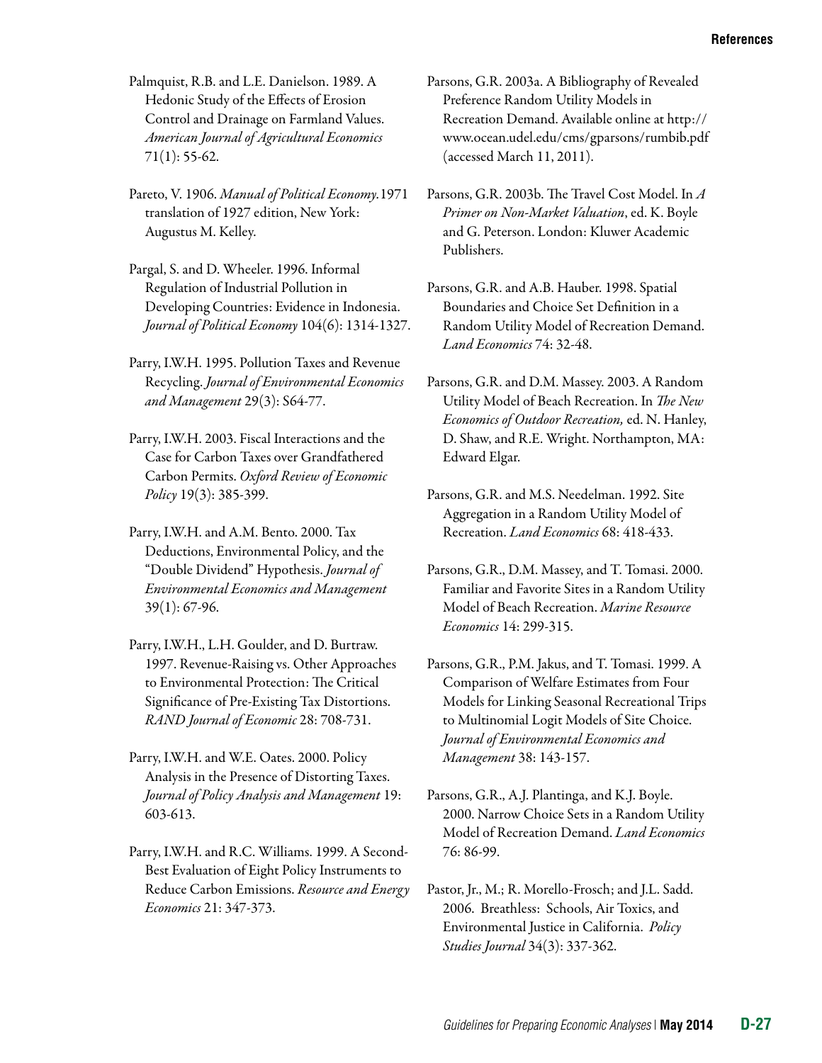Palmquist, R.B. and L.E. Danielson. 1989. A Hedonic Study of the Effects of Erosion Control and Drainage on Farmland Values. *American Journal of Agricultural Economics* 71(1): 55-62.

Pareto, V. 1906. *Manual of Political Economy.* 1971 translation of 1927 edition, New York: Augustus M. Kelley.

Pargal, S. and D. Wheeler. 1996. Informal Regulation of Industrial Pollution in Developing Countries: Evidence in Indonesia. *Journal of Political Economy* 104(6): 1314-1327.

Parry, I.W.H. 1995. Pollution Taxes and Revenue Recycling. *Journal of Environmental Economics and Management* 29(3): S64-77.

Parry, I.W.H. 2003. Fiscal Interactions and the Case for Carbon Taxes over Grandfathered Carbon Permits. *Oxford Review of Economic Policy* 19(3): 385-399.

Parry, I.W.H. and A.M. Bento. 2000. Tax Deductions, Environmental Policy, and the "Double Dividend" Hypothesis. *Journal of Environmental Economics and Management* 39(1): 67-96.

Parry, I.W.H., L.H. Goulder, and D. Burtraw. 1997. Revenue-Raising vs. Other Approaches to Environmental Protection: The Critical Significance of Pre-Existing Tax Distortions. *RAND Journal of Economic* 28: 708-731.

Parry, I.W.H. and W.E. Oates. 2000. Policy Analysis in the Presence of Distorting Taxes. *Journal of Policy Analysis and Management* 19: 603-613.

Parry, I.W.H. and R.C. Williams. 1999. A Second-Best Evaluation of Eight Policy Instruments to Reduce Carbon Emissions. *Resource and Energy Economics* 21: 347-373.

Parsons, G.R. 2003a. A Bibliography of Revealed Preference Random Utility Models in Recreation Demand. Available online at http://www.ocean.udel.edu/cms/gparsons/rumbib.pdf (accessed March 11, 2011).

Parsons, G.R. 2003b. The Travel Cost Model. In *A Primer on Non-Market Valuation*, ed. K. Boyle and G. Peterson. London: Kluwer Academic Publishers.

Parsons, G.R. and A.B. Hauber. 1998. Spatial Boundaries and Choice Set Definition in a Random Utility Model of Recreation Demand. *Land Economics* 74: 32-48.

Parsons, G.R. and D.M. Massey. 2003. A Random Utility Model of Beach Recreation. In *The New Economics of Outdoor Recreation,* ed. N. Hanley, D. Shaw, and R.E. Wright. Northampton, MA: Edward Elgar.

Parsons, G.R. and M.S. Needelman. 1992. Site Aggregation in a Random Utility Model of Recreation. *Land Economics* 68: 418-433.

Parsons, G.R., D.M. Massey, and T. Tomasi. 2000. Familiar and Favorite Sites in a Random Utility Model of Beach Recreation. *Marine Resource Economics* 14: 299-315.

Parsons, G.R., P.M. Jakus, and T. Tomasi. 1999. A Comparison of Welfare Estimates from Four Models for Linking Seasonal Recreational Trips to Multinomial Logit Models of Site Choice. *Journal of Environmental Economics and Management* 38: 143-157.

Parsons, G.R., A.J. Plantinga, and K.J. Boyle. 2000. Narrow Choice Sets in a Random Utility Model of Recreation Demand. *Land Economics* 76: 86-99.

Pastor, Jr., M.; R. Morello-Frosch; and J.L. Sadd. 2006. Breathless: Schools, Air Toxics, and Environmental Justice in California. *Policy Studies Journal* 34(3): 337-362.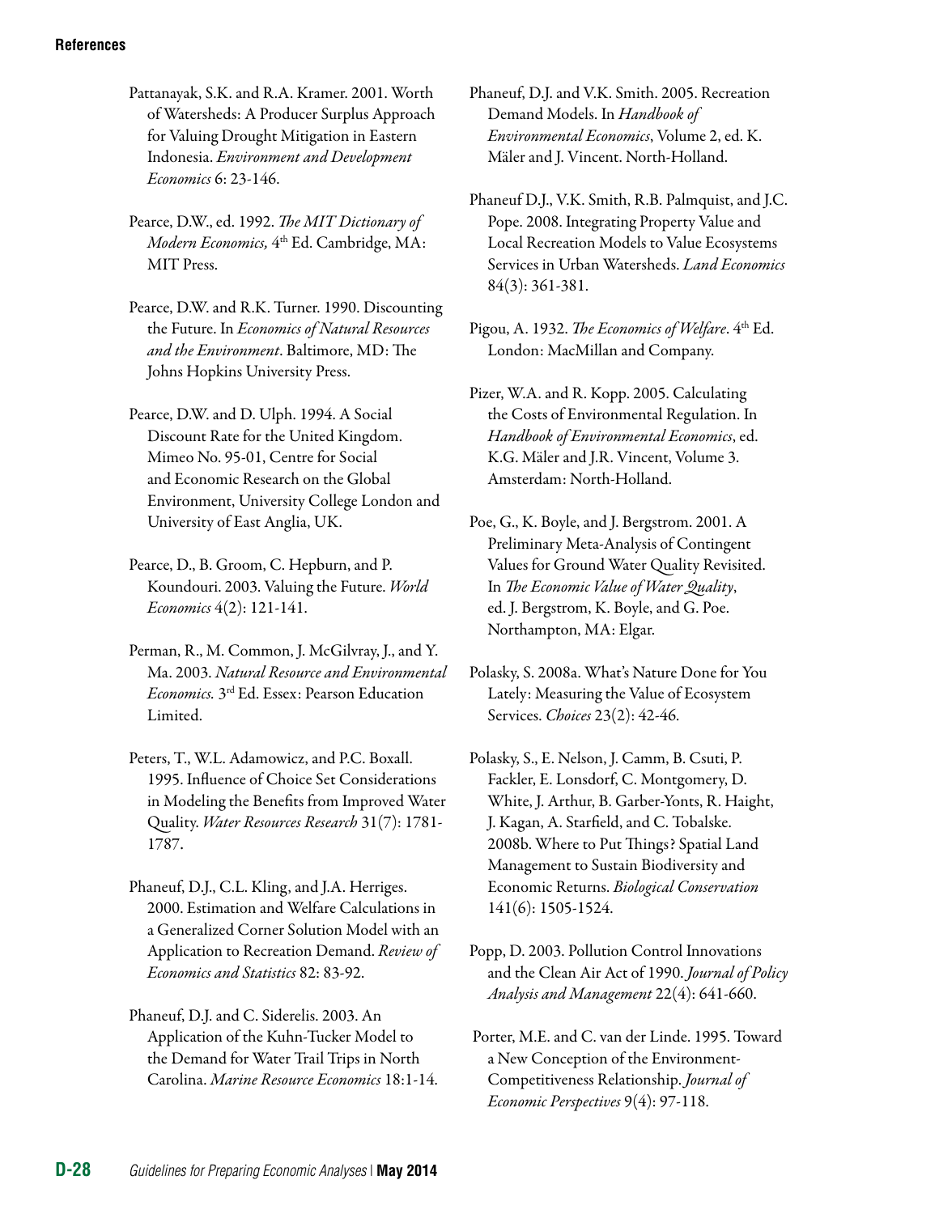Pattanayak, S.K. and R.A. Kramer. 2001. Worth of Watersheds: A Producer Surplus Approach for Valuing Drought Mitigation in Eastern Indonesia. *Environment and Development Economics* 6: 23-146.

Pearce, D.W., ed. 1992. *The MIT Dictionary of Modern Economics,* 4th Ed. Cambridge, MA: MIT Press.

Pearce, D.W. and R.K. Turner. 1990. Discounting the Future. In *Economics of Natural Resources and the Environment*. Baltimore, MD: The Johns Hopkins University Press.

Pearce, D.W. and D. Ulph. 1994. A Social Discount Rate for the United Kingdom. Mimeo No. 95-01, Centre for Social and Economic Research on the Global Environment, University College London and University of East Anglia, UK.

Pearce, D., B. Groom, C. Hepburn, and P. Koundouri. 2003. Valuing the Future. *World Economics* 4(2): 121-141.

Perman, R., M. Common, J. McGilvray, J., and Y. Ma. 2003. *Natural Resource and Environmental Economics.* 3rd Ed. Essex: Pearson Education Limited.

Peters, T., W.L. Adamowicz, and P.C. Boxall. 1995. Influence of Choice Set Considerations in Modeling the Benefits from Improved Water Quality. *Water Resources Research* 31(7): 1781-1787.

Phaneuf, D.J., C.L. Kling, and J.A. Herriges. 2000. Estimation and Welfare Calculations in a Generalized Corner Solution Model with an Application to Recreation Demand. *Review of Economics and Statistics* 82: 83-92.

Phaneuf, D.J. and C. Siderelis. 2003. An Application of the Kuhn-Tucker Model to the Demand for Water Trail Trips in North Carolina. *Marine Resource Economics* 18:1-14.

Phaneuf, D.J. and V.K. Smith. 2005. Recreation Demand Models. In *Handbook of Environmental Economics*, Volume 2, ed. K. Mäler and J. Vincent. North-Holland.

Phaneuf D.J., V.K. Smith, R.B. Palmquist, and J.C. Pope. 2008. Integrating Property Value and Local Recreation Models to Value Ecosystems Services in Urban Watersheds. *Land Economics* 84(3): 361-381.

Pigou, A. 1932. *The Economics of Welfare*. 4th Ed. London: MacMillan and Company.

Pizer, W.A. and R. Kopp. 2005. Calculating the Costs of Environmental Regulation. In *Handbook of Environmental Economics*, ed. K.G. Mäler and J.R. Vincent, Volume 3. Amsterdam: North-Holland.

Poe, G., K. Boyle, and J. Bergstrom. 2001. A Preliminary Meta-Analysis of Contingent Values for Ground Water Quality Revisited. In *The Economic Value of Water Quality*, ed. J. Bergstrom, K. Boyle, and G. Poe. Northampton, MA: Elgar.

Polasky, S. 2008a. What's Nature Done for You Lately: Measuring the Value of Ecosystem Services. *Choices* 23(2): 42-46.

Polasky, S., E. Nelson, J. Camm, B. Csuti, P. Fackler, E. Lonsdorf, C. Montgomery, D. White, J. Arthur, B. Garber-Yonts, R. Haight, J. Kagan, A. Starfield, and C. Tobalske. 2008b. Where to Put Things? Spatial Land Management to Sustain Biodiversity and Economic Returns. *Biological Conservation* 141(6): 1505-1524.

Popp, D. 2003. Pollution Control Innovations and the Clean Air Act of 1990. *Journal of Policy Analysis and Management* 22(4): 641-660.

Porter, M.E. and C. van der Linde. 1995. Toward a New Conception of the Environment-Competitiveness Relationship. *Journal of Economic Perspectives* 9(4): 97-118.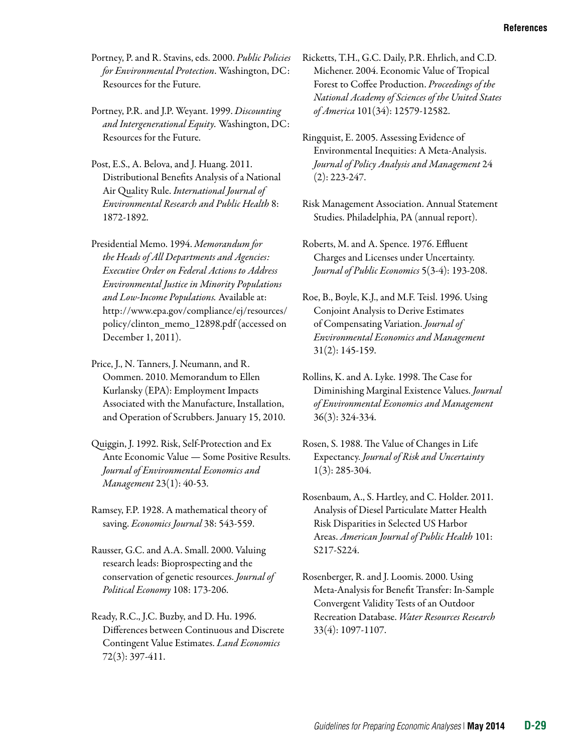Portney, P. and R. Stavins, eds. 2000. *Public Policies for Environmental Protection*. Washington, DC: Resources for the Future.

Portney, P.R. and J.P. Weyant. 1999. *Discounting and Intergenerational Equity.* Washington, DC: Resources for the Future.

Post, E.S., A. Belova, and J. Huang. 2011. Distributional Benefits Analysis of a National Air Quality Rule. *International Journal of Environmental Research and Public Health* 8: 1872-1892.

Presidential Memo. 1994. *Memorandum for the Heads of All Departments and Agencies: Executive Order on Federal Actions to Address Environmental Justice in Minority Populations and Low-Income Populations.* Available at: http://www.epa.gov/compliance/ej/resources/policy/clinton_memo_12898.pdf (accessed on December 1, 2011).

Price, J., N. Tanners, J. Neumann, and R. Oommen. 2010. Memorandum to Ellen Kurlansky (EPA): Employment Impacts Associated with the Manufacture, Installation, and Operation of Scrubbers. January 15, 2010.

Quiggin, J. 1992. Risk, Self-Protection and Ex Ante Economic Value — Some Positive Results. *Journal of Environmental Economics and Management* 23(1): 40-53.

Ramsey, F.P. 1928. A mathematical theory of saving. *Economics Journal* 38: 543-559.

Rausser, G.C. and A.A. Small. 2000. Valuing research leads: Bioprospecting and the conservation of genetic resources. *Journal of Political Economy* 108: 173-206.

Ready, R.C., J.C. Buzby, and D. Hu. 1996. Differences between Continuous and Discrete Contingent Value Estimates. *Land Economics* 72(3): 397-411.

Ricketts, T.H., G.C. Daily, P.R. Ehrlich, and C.D. Michener. 2004. Economic Value of Tropical Forest to Coffee Production. *Proceedings of the National Academy of Sciences of the United States of America* 101(34): 12579-12582.

Ringquist, E. 2005. Assessing Evidence of Environmental Inequities: A Meta-Analysis. *Journal of Policy Analysis and Management* 24 (2): 223-247.

Risk Management Association. Annual Statement Studies. Philadelphia, PA (annual report).

Roberts, M. and A. Spence. 1976. Effluent Charges and Licenses under Uncertainty. *Journal of Public Economics* 5(3-4): 193-208.

Roe, B., Boyle, K.J., and M.F. Teisl. 1996. Using Conjoint Analysis to Derive Estimates of Compensating Variation. *Journal of Environmental Economics and Management* 31(2): 145-159.

Rollins, K. and A. Lyke. 1998. The Case for Diminishing Marginal Existence Values. *Journal of Environmental Economics and Management* 36(3): 324-334.

Rosen, S. 1988. The Value of Changes in Life Expectancy. *Journal of Risk and Uncertainty* 1(3): 285-304.

Rosenbaum, A., S. Hartley, and C. Holder. 2011. Analysis of Diesel Particulate Matter Health Risk Disparities in Selected US Harbor Areas. *American Journal of Public Health* 101: S217-S224.

Rosenberger, R. and J. Loomis. 2000. Using Meta-Analysis for Benefit Transfer: In-Sample Convergent Validity Tests of an Outdoor Recreation Database. *Water Resources Research* 33(4): 1097-1107.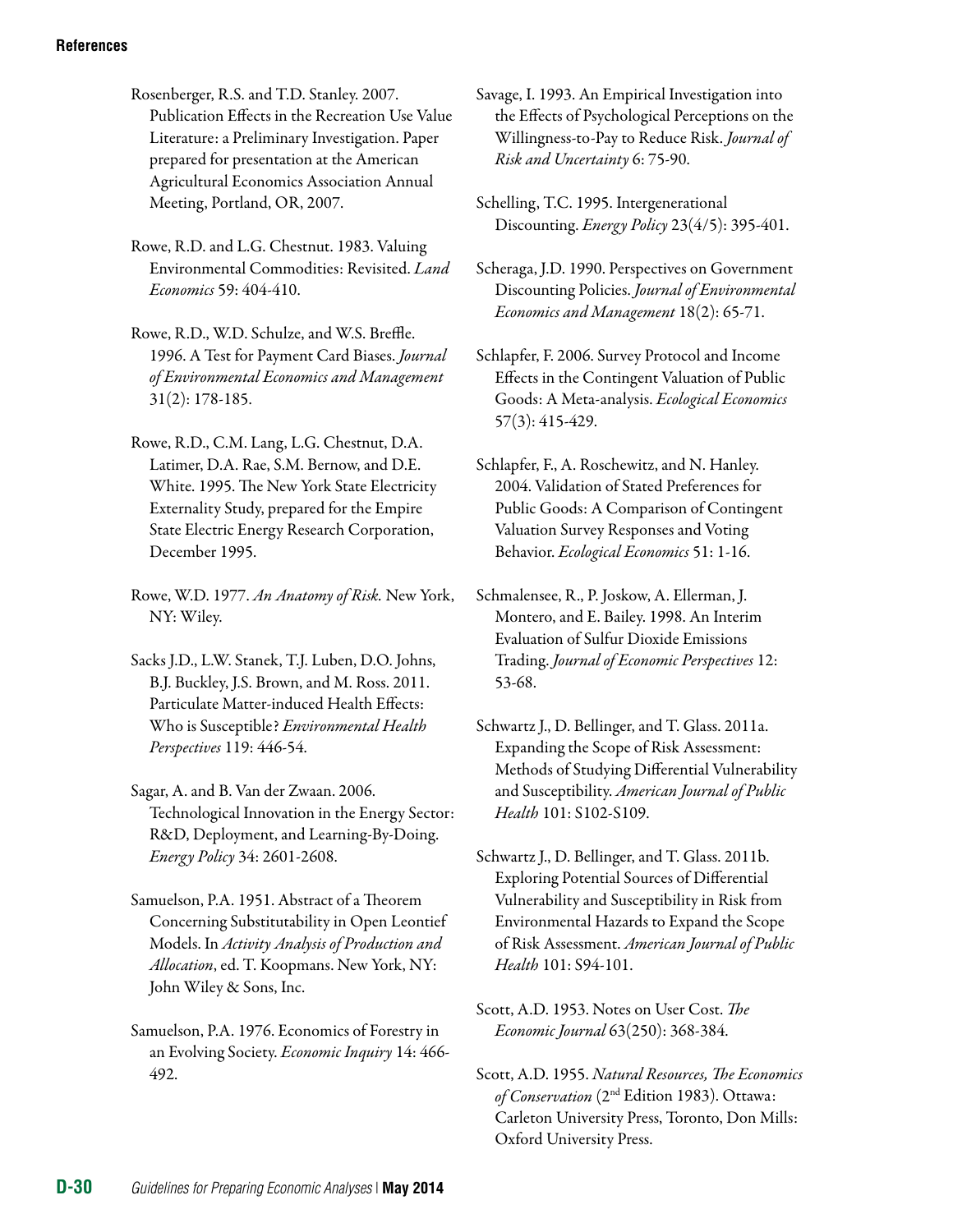Rosenberger, R.S. and T.D. Stanley. 2007. Publication Effects in the Recreation Use Value Literature: a Preliminary Investigation. Paper prepared for presentation at the American Agricultural Economics Association Annual Meeting, Portland, OR, 2007.

Rowe, R.D. and L.G. Chestnut. 1983. Valuing Environmental Commodities: Revisited. *Land Economics* 59: 404-410.

Rowe, R.D., W.D. Schulze, and W.S. Breffle. 1996. A Test for Payment Card Biases. *Journal of Environmental Economics and Management* 31(2): 178-185.

Rowe, R.D., C.M. Lang, L.G. Chestnut, D.A. Latimer, D.A. Rae, S.M. Bernow, and D.E. White. 1995. The New York State Electricity Externality Study, prepared for the Empire State Electric Energy Research Corporation, December 1995.

Rowe, W.D. 1977. *An Anatomy of Risk.* New York, NY: Wiley.

Sacks J.D., L.W. Stanek, T.J. Luben, D.O. Johns, B.J. Buckley, J.S. Brown, and M. Ross. 2011. Particulate Matter-induced Health Effects: Who is Susceptible? *Environmental Health Perspectives* 119: 446-54.

Sagar, A. and B. Van der Zwaan. 2006. Technological Innovation in the Energy Sector: R&D, Deployment, and Learning-By-Doing. *Energy Policy* 34: 2601-2608.

Samuelson, P.A. 1951. Abstract of a Theorem Concerning Substitutability in Open Leontief Models. In *Activity Analysis of Production and Allocation*, ed. T. Koopmans. New York, NY: John Wiley & Sons, Inc.

Samuelson, P.A. 1976. Economics of Forestry in an Evolving Society. *Economic Inquiry* 14: 466-492.

Savage, I. 1993. An Empirical Investigation into the Effects of Psychological Perceptions on the Willingness-to-Pay to Reduce Risk. *Journal of Risk and Uncertainty* 6: 75-90.

Schelling, T.C. 1995. Intergenerational Discounting. *Energy Policy* 23(4/5): 395-401.

Scheraga, J.D. 1990. Perspectives on Government Discounting Policies. *Journal of Environmental Economics and Management* 18(2): 65-71.

Schlapfer, F. 2006. Survey Protocol and Income Effects in the Contingent Valuation of Public Goods: A Meta-analysis. *Ecological Economics* 57(3): 415-429.

Schlapfer, F., A. Roschewitz, and N. Hanley. 2004. Validation of Stated Preferences for Public Goods: A Comparison of Contingent Valuation Survey Responses and Voting Behavior. *Ecological Economics* 51: 1-16.

Schmalensee, R., P. Joskow, A. Ellerman, J. Montero, and E. Bailey. 1998. An Interim Evaluation of Sulfur Dioxide Emissions Trading. *Journal of Economic Perspectives* 12: 53-68.

Schwartz J., D. Bellinger, and T. Glass. 2011a. Expanding the Scope of Risk Assessment: Methods of Studying Differential Vulnerability and Susceptibility. *American Journal of Public Health* 101: S102-S109.

Schwartz J., D. Bellinger, and T. Glass. 2011b. Exploring Potential Sources of Differential Vulnerability and Susceptibility in Risk from Environmental Hazards to Expand the Scope of Risk Assessment. *American Journal of Public Health* 101: S94-101.

Scott, A.D. 1953. Notes on User Cost. *The Economic Journal* 63(250): 368-384.

Scott, A.D. 1955. *Natural Resources, The Economics of Conservation* (2nd Edition 1983). Ottawa: Carleton University Press, Toronto, Don Mills: Oxford University Press.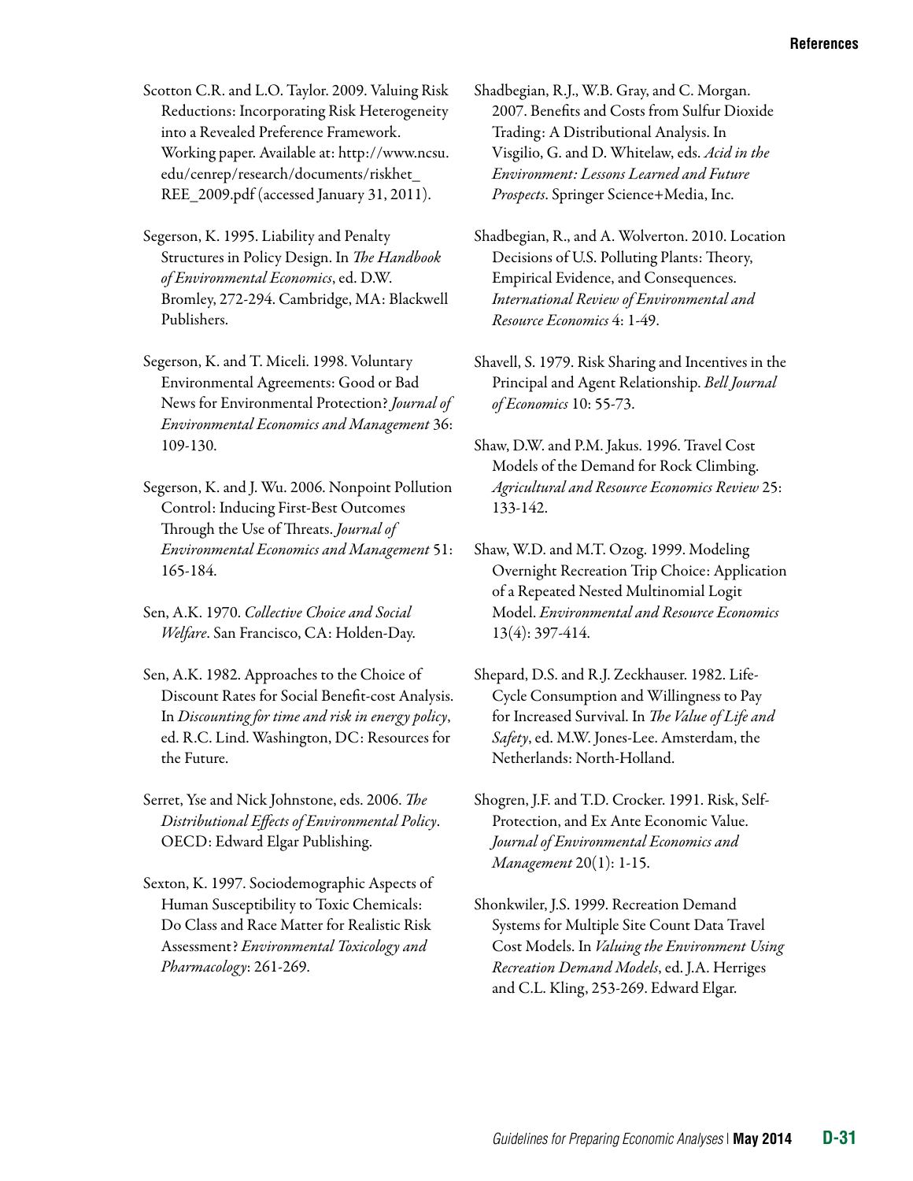Scotton C.R. and L.O. Taylor. 2009. Valuing Risk Reductions: Incorporating Risk Heterogeneity into a Revealed Preference Framework. Working paper. Available at: http://www.ncsu.edu/cenrep/research/documents/riskhet_REE_2009.pdf (accessed January 31, 2011).

Segerson, K. 1995. Liability and Penalty Structures in Policy Design. In *The Handbook of Environmental Economics*, ed. D.W. Bromley, 272-294. Cambridge, MA: Blackwell Publishers.

Segerson, K. and T. Miceli. 1998. Voluntary Environmental Agreements: Good or Bad News for Environmental Protection? *Journal of Environmental Economics and Management* 36: 109-130.

Segerson, K. and J. Wu. 2006. Nonpoint Pollution Control: Inducing First-Best Outcomes Through the Use of Threats. *Journal of Environmental Economics and Management* 51: 165-184.

Sen, A.K. 1970. *Collective Choice and Social Welfare*. San Francisco, CA: Holden-Day.

Sen, A.K. 1982. Approaches to the Choice of Discount Rates for Social Benefit-cost Analysis. In *Discounting for time and risk in energy policy*, ed. R.C. Lind. Washington, DC: Resources for the Future.

Serret, Yse and Nick Johnstone, eds. 2006. *The Distributional Effects of Environmental Policy*. OECD: Edward Elgar Publishing.

Sexton, K. 1997. Sociodemographic Aspects of Human Susceptibility to Toxic Chemicals: Do Class and Race Matter for Realistic Risk Assessment? *Environmental Toxicology and Pharmacology*: 261-269.

Shadbegian, R.J., W.B. Gray, and C. Morgan. 2007. Benefits and Costs from Sulfur Dioxide Trading: A Distributional Analysis. In Visgilio, G. and D. Whitelaw, eds. *Acid in the Environment: Lessons Learned and Future Prospects*. Springer Science+Media, Inc.

Shadbegian, R., and A. Wolverton. 2010. Location Decisions of U.S. Polluting Plants: Theory, Empirical Evidence, and Consequences. *International Review of Environmental and Resource Economics* 4: 1-49.

Shavell, S. 1979. Risk Sharing and Incentives in the Principal and Agent Relationship. *Bell Journal of Economics* 10: 55-73.

Shaw, D.W. and P.M. Jakus. 1996. Travel Cost Models of the Demand for Rock Climbing. *Agricultural and Resource Economics Review* 25: 133-142.

Shaw, W.D. and M.T. Ozog. 1999. Modeling Overnight Recreation Trip Choice: Application of a Repeated Nested Multinomial Logit Model. *Environmental and Resource Economics* 13(4): 397-414.

Shepard, D.S. and R.J. Zeckhauser. 1982. Life-Cycle Consumption and Willingness to Pay for Increased Survival. In *The Value of Life and Safety*, ed. M.W. Jones-Lee. Amsterdam, the Netherlands: North-Holland.

Shogren, J.F. and T.D. Crocker. 1991. Risk, Self-Protection, and Ex Ante Economic Value. *Journal of Environmental Economics and Management* 20(1): 1-15.

Shonkwiler, J.S. 1999. Recreation Demand Systems for Multiple Site Count Data Travel Cost Models. In *Valuing the Environment Using Recreation Demand Models*, ed. J.A. Herriges and C.L. Kling, 253-269. Edward Elgar.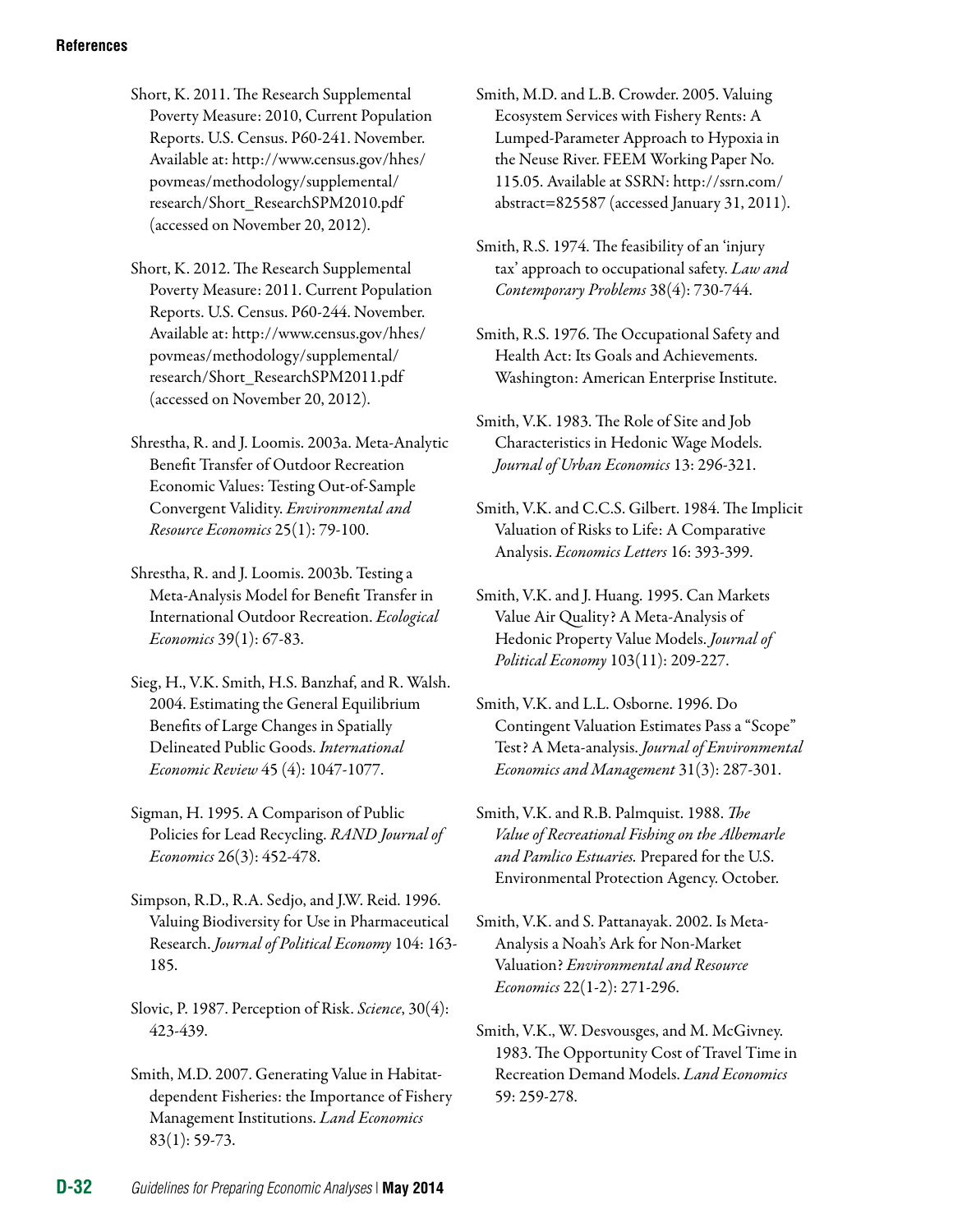Short, K. 2011. The Research Supplemental Poverty Measure: 2010, Current Population Reports. U.S. Census. P60-241. November. Available at: http://www.census.gov/hhes/povmeas/methodology/supplemental/research/Short_ResearchSPM2010.pdf (accessed on November 20, 2012).

Short, K. 2012. The Research Supplemental Poverty Measure: 2011. Current Population Reports. U.S. Census. P60-244. November. Available at: http://www.census.gov/hhes/povmeas/methodology/supplemental/research/Short_ResearchSPM2011.pdf (accessed on November 20, 2012).

Shrestha, R. and J. Loomis. 2003a. Meta-Analytic Benefit Transfer of Outdoor Recreation Economic Values: Testing Out-of-Sample Convergent Validity. *Environmental and Resource Economics* 25(1): 79-100.

Shrestha, R. and J. Loomis. 2003b. Testing a Meta-Analysis Model for Benefit Transfer in International Outdoor Recreation. *Ecological Economics* 39(1): 67-83.

Sieg, H., V.K. Smith, H.S. Banzhaf, and R. Walsh. 2004. Estimating the General Equilibrium Benefits of Large Changes in Spatially Delineated Public Goods. *International Economic Review* 45 (4): 1047-1077.

Sigman, H. 1995. A Comparison of Public Policies for Lead Recycling. *RAND Journal of Economics* 26(3): 452-478.

Simpson, R.D., R.A. Sedjo, and J.W. Reid. 1996. Valuing Biodiversity for Use in Pharmaceutical Research. *Journal of Political Economy* 104: 163-185.

Slovic, P. 1987. Perception of Risk. *Science*, 30(4): 423-439.

Smith, M.D. 2007. Generating Value in Habitat-dependent Fisheries: the Importance of Fishery Management Institutions. *Land Economics* 83(1): 59-73.

Smith, M.D. and L.B. Crowder. 2005. Valuing Ecosystem Services with Fishery Rents: A Lumped-Parameter Approach to Hypoxia in the Neuse River. FEEM Working Paper No. 115.05. Available at SSRN: http://ssrn.com/abstract=825587 (accessed January 31, 2011).

Smith, R.S. 1974. The feasibility of an 'injury tax' approach to occupational safety. *Law and Contemporary Problems* 38(4): 730-744.

Smith, R.S. 1976. The Occupational Safety and Health Act: Its Goals and Achievements. Washington: American Enterprise Institute.

Smith, V.K. 1983. The Role of Site and Job Characteristics in Hedonic Wage Models. *Journal of Urban Economics* 13: 296-321.

Smith, V.K. and C.C.S. Gilbert. 1984. The Implicit Valuation of Risks to Life: A Comparative Analysis. *Economics Letters* 16: 393-399.

Smith, V.K. and J. Huang. 1995. Can Markets Value Air Quality? A Meta-Analysis of Hedonic Property Value Models. *Journal of Political Economy* 103(11): 209-227.

Smith, V.K. and L.L. Osborne. 1996. Do Contingent Valuation Estimates Pass a "Scope" Test? A Meta-analysis. *Journal of Environmental Economics and Management* 31(3): 287-301.

Smith, V.K. and R.B. Palmquist. 1988. *The Value of Recreational Fishing on the Albemarle and Pamlico Estuaries.* Prepared for the U.S. Environmental Protection Agency. October.

Smith, V.K. and S. Pattanayak. 2002. Is Meta-Analysis a Noah's Ark for Non-Market Valuation? *Environmental and Resource Economics* 22(1-2): 271-296.

Smith, V.K., W. Desvousges, and M. McGivney. 1983. The Opportunity Cost of Travel Time in Recreation Demand Models. *Land Economics* 59: 259-278.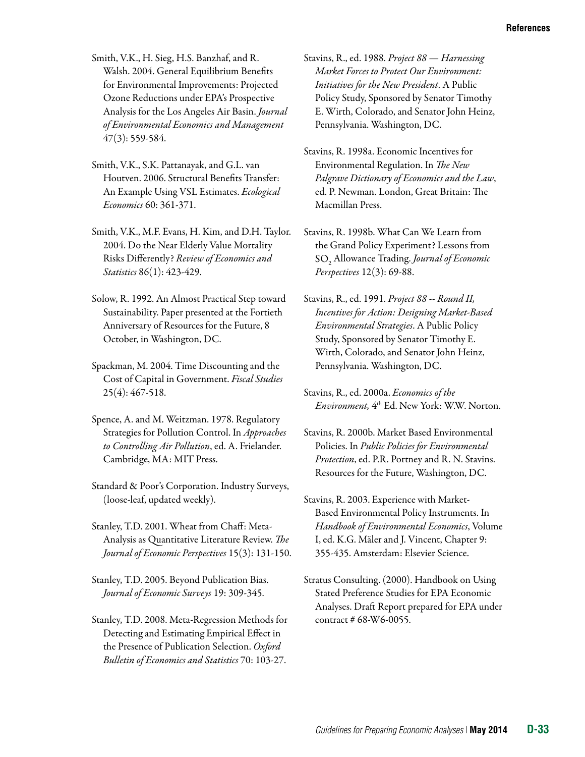Smith, V.K., H. Sieg, H.S. Banzhaf, and R. Walsh. 2004. General Equilibrium Benefits for Environmental Improvements: Projected Ozone Reductions under EPA's Prospective Analysis for the Los Angeles Air Basin. *Journal of Environmental Economics and Management* 47(3): 559-584.

Smith, V.K., S.K. Pattanayak, and G.L. van Houtven. 2006. Structural Benefits Transfer: An Example Using VSL Estimates. *Ecological Economics* 60: 361-371.

Smith, V.K., M.F. Evans, H. Kim, and D.H. Taylor. 2004. Do the Near Elderly Value Mortality Risks Differently? *Review of Economics and Statistics* 86(1): 423-429.

Solow, R. 1992. An Almost Practical Step toward Sustainability. Paper presented at the Fortieth Anniversary of Resources for the Future, 8 October, in Washington, DC.

Spackman, M. 2004. Time Discounting and the Cost of Capital in Government. *Fiscal Studies* 25(4): 467-518.

Spence, A. and M. Weitzman. 1978. Regulatory Strategies for Pollution Control. In *Approaches to Controlling Air Pollution*, ed. A. Frielander. Cambridge, MA: MIT Press.

Standard & Poor's Corporation. Industry Surveys, (loose-leaf, updated weekly).

Stanley, T.D. 2001. Wheat from Chaff: Meta-Analysis as Quantitative Literature Review. *The Journal of Economic Perspectives* 15(3): 131-150.

Stanley, T.D. 2005. Beyond Publication Bias. *Journal of Economic Surveys* 19: 309-345.

Stanley, T.D. 2008. Meta-Regression Methods for Detecting and Estimating Empirical Effect in the Presence of Publication Selection. *Oxford Bulletin of Economics and Statistics* 70: 103-27.

Stavins, R., ed. 1988. *Project 88 — Harnessing Market Forces to Protect Our Environment: Initiatives for the New President*. A Public Policy Study, Sponsored by Senator Timothy E. Wirth, Colorado, and Senator John Heinz, Pennsylvania. Washington, DC.

Stavins, R. 1998a. Economic Incentives for Environmental Regulation. In *The New Palgrave Dictionary of Economics and the Law*, ed. P. Newman. London, Great Britain: The Macmillan Press.

Stavins, R. 1998b. What Can We Learn from the Grand Policy Experiment? Lessons from $SO_2$ Allowance Trading. *Journal of Economic Perspectives* 12(3): 69-88.

Stavins, R., ed. 1991. *Project 88 -- Round II, Incentives for Action: Designing Market-Based Environmental Strategies*. A Public Policy Study, Sponsored by Senator Timothy E. Wirth, Colorado, and Senator John Heinz, Pennsylvania. Washington, DC.

Stavins, R., ed. 2000a. *Economics of the Environment,* 4th Ed. New York: W.W. Norton.

Stavins, R. 2000b. Market Based Environmental Policies. In *Public Policies for Environmental Protection*, ed. P.R. Portney and R. N. Stavins. Resources for the Future, Washington, DC.

Stavins, R. 2003. Experience with Market-Based Environmental Policy Instruments. In *Handbook of Environmental Economics*, Volume I, ed. K.G. Mäler and J. Vincent, Chapter 9: 355-435. Amsterdam: Elsevier Science.

Stratus Consulting. (2000). Handbook on Using Stated Preference Studies for EPA Economic Analyses. Draft Report prepared for EPA under contract # 68-W6-0055.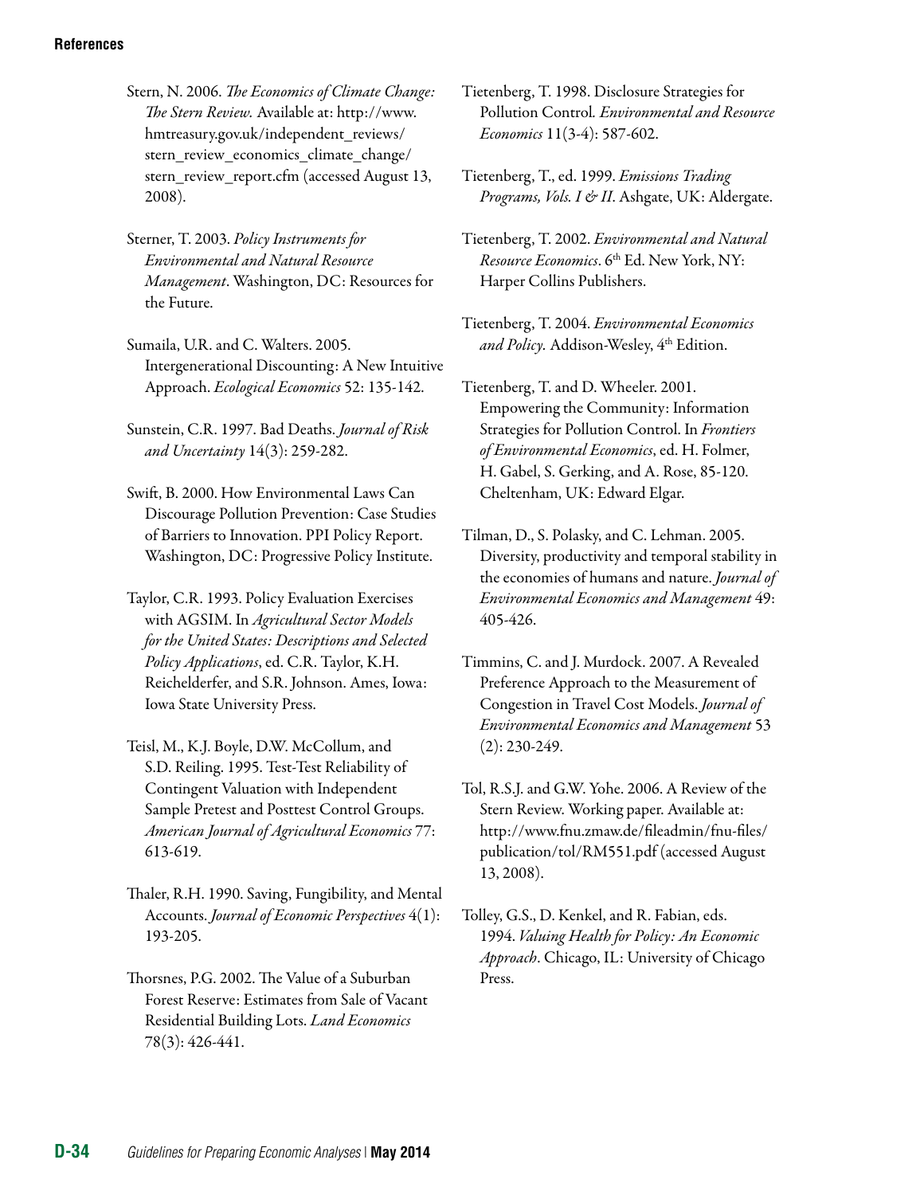Stern, N. 2006. *The Economics of Climate Change: The Stern Review.* Available at: http://www.hmtreasury.gov.uk/independent_reviews/stern_review_economics_climate_change/stern_review_report.cfm (accessed August 13, 2008).

Sterner, T. 2003. *Policy Instruments for Environmental and Natural Resource Management*. Washington, DC: Resources for the Future.

Sumaila, U.R. and C. Walters. 2005. Intergenerational Discounting: A New Intuitive Approach. *Ecological Economics* 52: 135-142.

Sunstein, C.R. 1997. Bad Deaths. *Journal of Risk and Uncertainty* 14(3): 259-282.

Swift, B. 2000. How Environmental Laws Can Discourage Pollution Prevention: Case Studies of Barriers to Innovation. PPI Policy Report. Washington, DC: Progressive Policy Institute.

Taylor, C.R. 1993. Policy Evaluation Exercises with AGSIM. In *Agricultural Sector Models for the United States: Descriptions and Selected Policy Applications*, ed. C.R. Taylor, K.H. Reichelderfer, and S.R. Johnson. Ames, Iowa: Iowa State University Press.

Teisl, M., K.J. Boyle, D.W. McCollum, and S.D. Reiling. 1995. Test-Test Reliability of Contingent Valuation with Independent Sample Pretest and Posttest Control Groups. *American Journal of Agricultural Economics* 77: 613-619.

Thaler, R.H. 1990. Saving, Fungibility, and Mental Accounts. *Journal of Economic Perspectives* 4(1): 193-205.

Thorsnes, P.G. 2002. The Value of a Suburban Forest Reserve: Estimates from Sale of Vacant Residential Building Lots. *Land Economics* 78(3): 426-441.

Tietenberg, T. 1998. Disclosure Strategies for Pollution Control. *Environmental and Resource Economics* 11(3-4): 587-602.

Tietenberg, T., ed. 1999. *Emissions Trading Programs, Vols. I & II*. Ashgate, UK: Aldergate.

Tietenberg, T. 2002. *Environmental and Natural Resource Economics*. 6th Ed. New York, NY: Harper Collins Publishers.

Tietenberg, T. 2004. *Environmental Economics and Policy.* Addison-Wesley, 4th Edition.

Tietenberg, T. and D. Wheeler. 2001. Empowering the Community: Information Strategies for Pollution Control. In *Frontiers of Environmental Economics*, ed. H. Folmer, H. Gabel, S. Gerking, and A. Rose, 85-120. Cheltenham, UK: Edward Elgar.

Tilman, D., S. Polasky, and C. Lehman. 2005. Diversity, productivity and temporal stability in the economies of humans and nature. *Journal of Environmental Economics and Management* 49: 405-426.

Timmins, C. and J. Murdock. 2007. A Revealed Preference Approach to the Measurement of Congestion in Travel Cost Models. *Journal of Environmental Economics and Management* 53 (2): 230-249.

Tol, R.S.J. and G.W. Yohe. 2006. A Review of the Stern Review. Working paper. Available at: http://www.fnu.zmaw.de/fileadmin/fnu-files/publication/tol/RM551.pdf (accessed August 13, 2008).

Tolley, G.S., D. Kenkel, and R. Fabian, eds. 1994. *Valuing Health for Policy: An Economic Approach*. Chicago, IL: University of Chicago Press.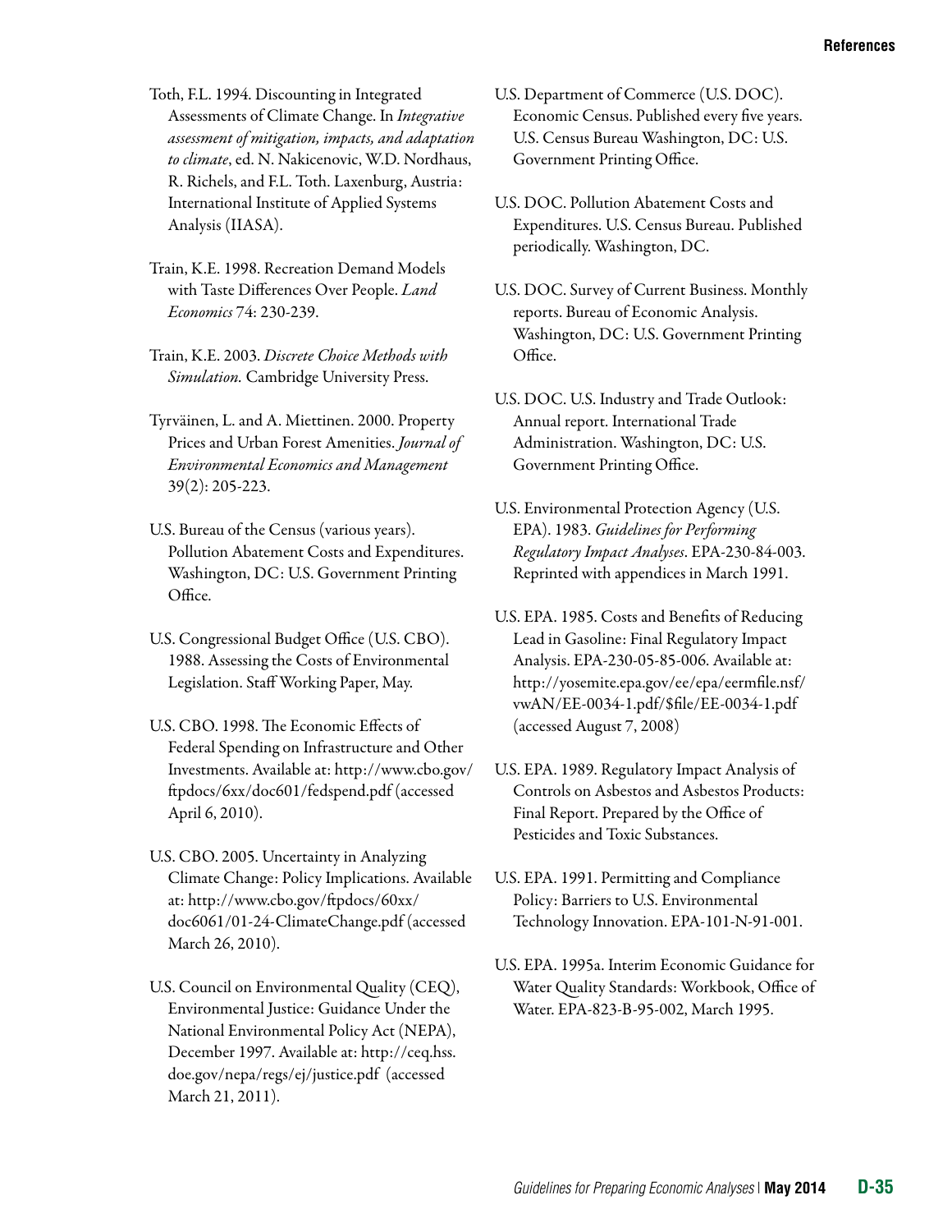Toth, F.L. 1994. Discounting in Integrated Assessments of Climate Change. In *Integrative assessment of mitigation, impacts, and adaptation to climate*, ed. N. Nakicenovic, W.D. Nordhaus, R. Richels, and F.L. Toth. Laxenburg, Austria: International Institute of Applied Systems Analysis (IIASA).

Train, K.E. 1998. Recreation Demand Models with Taste Differences Over People. *Land Economics* 74: 230-239.

Train, K.E. 2003. *Discrete Choice Methods with Simulation.* Cambridge University Press.

Tyrväinen, L. and A. Miettinen. 2000. Property Prices and Urban Forest Amenities. *Journal of Environmental Economics and Management* 39(2): 205-223.

U.S. Bureau of the Census (various years). Pollution Abatement Costs and Expenditures. Washington, DC: U.S. Government Printing Office.

U.S. Congressional Budget Office (U.S. CBO). 1988. Assessing the Costs of Environmental Legislation. Staff Working Paper, May.

U.S. CBO. 1998. The Economic Effects of Federal Spending on Infrastructure and Other Investments. Available at: http://www.cbo.gov/ftpdocs/6xx/doc601/fedspend.pdf (accessed April 6, 2010).

U.S. CBO. 2005. Uncertainty in Analyzing Climate Change: Policy Implications. Available at: http://www.cbo.gov/ftpdocs/60xx/doc6061/01-24-ClimateChange.pdf (accessed March 26, 2010).

U.S. Council on Environmental Quality (CEQ), Environmental Justice: Guidance Under the National Environmental Policy Act (NEPA), December 1997. Available at: http://ceq.hss.doe.gov/nepa/regs/ej/justice.pdf (accessed March 21, 2011).

U.S. Department of Commerce (U.S. DOC). Economic Census. Published every five years. U.S. Census Bureau Washington, DC: U.S. Government Printing Office.

U.S. DOC. Pollution Abatement Costs and Expenditures. U.S. Census Bureau. Published periodically. Washington, DC.

U.S. DOC. Survey of Current Business. Monthly reports. Bureau of Economic Analysis. Washington, DC: U.S. Government Printing Office.

U.S. DOC. U.S. Industry and Trade Outlook: Annual report. International Trade Administration. Washington, DC: U.S. Government Printing Office.

U.S. Environmental Protection Agency (U.S. EPA). 1983. *Guidelines for Performing Regulatory Impact Analyses*. EPA-230-84-003. Reprinted with appendices in March 1991.

U.S. EPA. 1985. Costs and Benefits of Reducing Lead in Gasoline: Final Regulatory Impact Analysis. EPA-230-05-85-006. Available at: http://yosemite.epa.gov/ee/epa/eermfile.nsf/vwAN/EE-0034-1.pdf/$file/EE-0034-1.pdf (accessed August 7, 2008)

U.S. EPA. 1989. Regulatory Impact Analysis of Controls on Asbestos and Asbestos Products: Final Report. Prepared by the Office of Pesticides and Toxic Substances.

U.S. EPA. 1991. Permitting and Compliance Policy: Barriers to U.S. Environmental Technology Innovation. EPA-101-N-91-001.

U.S. EPA. 1995a. Interim Economic Guidance for Water Quality Standards: Workbook, Office of Water. EPA-823-B-95-002, March 1995.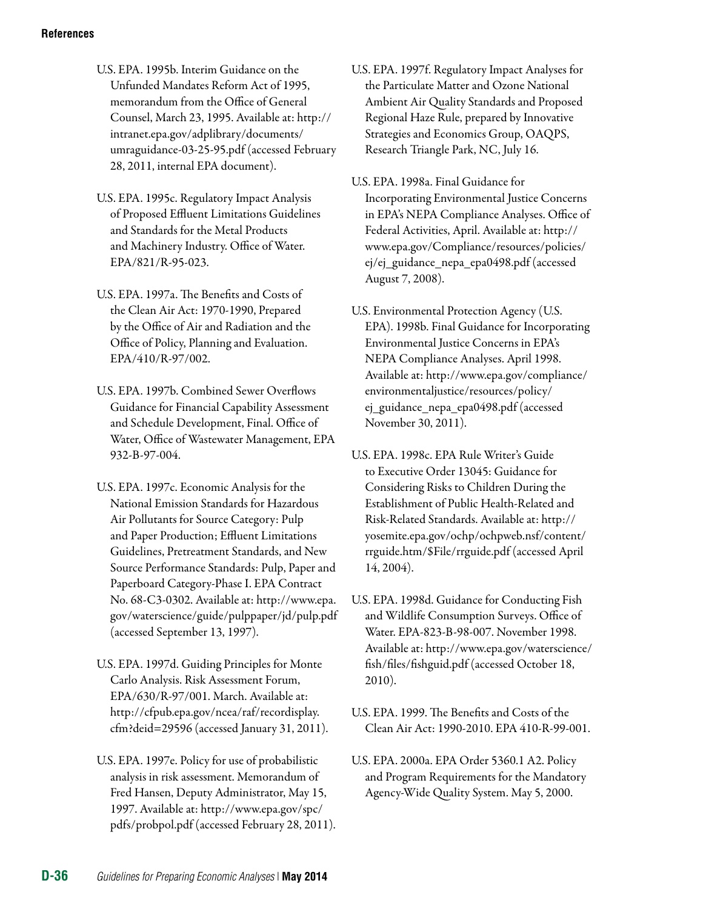U.S. EPA. 1995b. Interim Guidance on the Unfunded Mandates Reform Act of 1995, memorandum from the Office of General Counsel, March 23, 1995. Available at: http://intranet.epa.gov/adplibrary/documents/umraguidance-03-25-95.pdf (accessed February 28, 2011, internal EPA document).

U.S. EPA. 1995c. Regulatory Impact Analysis of Proposed Effluent Limitations Guidelines and Standards for the Metal Products and Machinery Industry. Office of Water. EPA/821/R-95-023.

U.S. EPA. 1997a. The Benefits and Costs of the Clean Air Act: 1970-1990, Prepared by the Office of Air and Radiation and the Office of Policy, Planning and Evaluation. EPA/410/R-97/002.

U.S. EPA. 1997b. Combined Sewer Overflows Guidance for Financial Capability Assessment and Schedule Development, Final. Office of Water, Office of Wastewater Management, EPA 932-B-97-004.

U.S. EPA. 1997c. Economic Analysis for the National Emission Standards for Hazardous Air Pollutants for Source Category: Pulp and Paper Production; Effluent Limitations Guidelines, Pretreatment Standards, and New Source Performance Standards: Pulp, Paper and Paperboard Category-Phase I. EPA Contract No. 68-C3-0302. Available at: http://www.epa.gov/waterscience/guide/pulppaper/jd/pulp.pdf (accessed September 13, 1997).

U.S. EPA. 1997d. Guiding Principles for Monte Carlo Analysis. Risk Assessment Forum, EPA/630/R-97/001. March. Available at: http://cfpub.epa.gov/ncea/raf/recordisplay.cfm?deid=29596 (accessed January 31, 2011).

U.S. EPA. 1997e. Policy for use of probabilistic analysis in risk assessment. Memorandum of Fred Hansen, Deputy Administrator, May 15, 1997. Available at: http://www.epa.gov/spc/pdfs/probpol.pdf (accessed February 28, 2011).

U.S. EPA. 1997f. Regulatory Impact Analyses for the Particulate Matter and Ozone National Ambient Air Quality Standards and Proposed Regional Haze Rule, prepared by Innovative Strategies and Economics Group, OAQPS, Research Triangle Park, NC, July 16.

U.S. EPA. 1998a. Final Guidance for Incorporating Environmental Justice Concerns in EPA's NEPA Compliance Analyses. Office of Federal Activities, April. Available at: http://www.epa.gov/Compliance/resources/policies/ej/ej_guidance_nepa_epa0498.pdf (accessed August 7, 2008).

U.S. Environmental Protection Agency (U.S. EPA). 1998b. Final Guidance for Incorporating Environmental Justice Concerns in EPA's NEPA Compliance Analyses. April 1998. Available at: http://www.epa.gov/compliance/environmentaljustice/resources/policy/ej_guidance_nepa_epa0498.pdf (accessed November 30, 2011).

U.S. EPA. 1998c. EPA Rule Writer's Guide to Executive Order 13045: Guidance for Considering Risks to Children During the Establishment of Public Health-Related and Risk-Related Standards. Available at: http://yosemite.epa.gov/ochp/ochpweb.nsf/content/rrguide.htm/$File/rrguide.pdf (accessed April 14, 2004).

U.S. EPA. 1998d. Guidance for Conducting Fish and Wildlife Consumption Surveys. Office of Water. EPA-823-B-98-007. November 1998. Available at: http://www.epa.gov/waterscience/fish/files/fishguid.pdf (accessed October 18, 2010).

U.S. EPA. 1999. The Benefits and Costs of the Clean Air Act: 1990-2010. EPA 410-R-99-001.

U.S. EPA. 2000a. EPA Order 5360.1 A2. Policy and Program Requirements for the Mandatory Agency-Wide Quality System. May 5, 2000.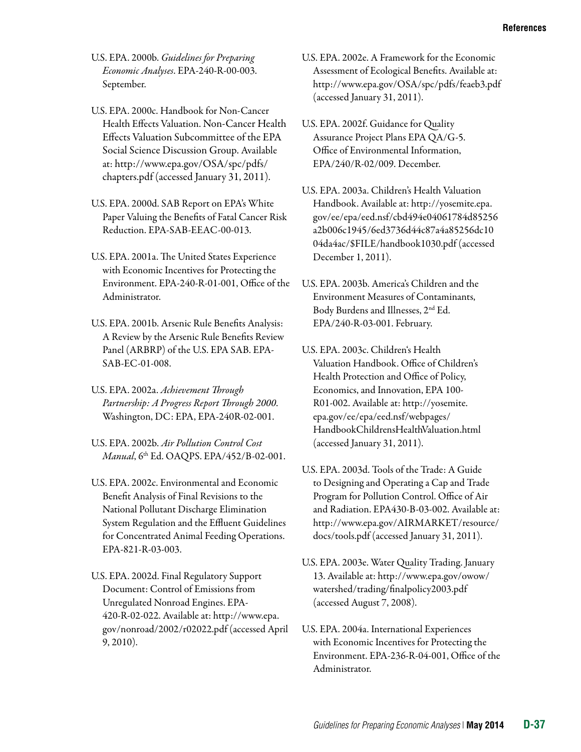U.S. EPA. 2000b. *Guidelines for Preparing Economic Analyses*. EPA-240-R-00-003. September.

U.S. EPA. 2000c. Handbook for Non-Cancer Health Effects Valuation. Non-Cancer Health Effects Valuation Subcommittee of the EPA Social Science Discussion Group. Available at: http://www.epa.gov/OSA/spc/pdfs/chapters.pdf (accessed January 31, 2011).

U.S. EPA. 2000d. SAB Report on EPA's White Paper Valuing the Benefits of Fatal Cancer Risk Reduction. EPA-SAB-EEAC-00-013.

U.S. EPA. 2001a. The United States Experience with Economic Incentives for Protecting the Environment. EPA-240-R-01-001, Office of the Administrator.

U.S. EPA. 2001b. Arsenic Rule Benefits Analysis: A Review by the Arsenic Rule Benefits Review Panel (ARBRP) of the U.S. EPA SAB. EPA-SAB-EC-01-008.

U.S. EPA. 2002a. *Achievement Through Partnership: A Progress Report Through 2000*. Washington, DC: EPA, EPA-240R-02-001.

U.S. EPA. 2002b. *Air Pollution Control Cost Manual*, 6th Ed. OAQPS. EPA/452/B-02-001.

U.S. EPA. 2002c. Environmental and Economic Benefit Analysis of Final Revisions to the National Pollutant Discharge Elimination System Regulation and the Effluent Guidelines for Concentrated Animal Feeding Operations. EPA-821-R-03-003.

U.S. EPA. 2002d. Final Regulatory Support Document: Control of Emissions from Unregulated Nonroad Engines. EPA-420-R-02-022. Available at: http://www.epa.gov/nonroad/2002/r02022.pdf (accessed April 9, 2010).

U.S. EPA. 2002e. A Framework for the Economic Assessment of Ecological Benefits. Available at: http://www.epa.gov/OSA/spc/pdfs/feaeb3.pdf (accessed January 31, 2011).

U.S. EPA. 2002f. Guidance for Quality Assurance Project Plans EPA QA/G-5. Office of Environmental Information, EPA/240/R-02/009. December.

U.S. EPA. 2003a. Children's Health Valuation Handbook. Available at: http://yosemite.epa.gov/ee/epa/eed.nsf/cbd494e04061784d85256a2b006c1945/6ed3736d44c87a4a85256dc1004da4ac/$FILE/handbook1030.pdf (accessed December 1, 2011).

U.S. EPA. 2003b. America's Children and the Environment Measures of Contaminants, Body Burdens and Illnesses, 2nd Ed. EPA/240-R-03-001. February.

U.S. EPA. 2003c. Children's Health Valuation Handbook. Office of Children's Health Protection and Office of Policy, Economics, and Innovation, EPA 100-R01-002. Available at: http://yosemite.epa.gov/ee/epa/eed.nsf/webpages/HandbookChildrensHealthValuation.html (accessed January 31, 2011).

U.S. EPA. 2003d. Tools of the Trade: A Guide to Designing and Operating a Cap and Trade Program for Pollution Control. Office of Air and Radiation. EPA430-B-03-002. Available at: http://www.epa.gov/AIRMARKET/resource/docs/tools.pdf (accessed January 31, 2011).

U.S. EPA. 2003e. Water Quality Trading. January 13. Available at: http://www.epa.gov/owow/watershed/trading/finalpolicy2003.pdf (accessed August 7, 2008).

U.S. EPA. 2004a. International Experiences with Economic Incentives for Protecting the Environment. EPA-236-R-04-001, Office of the Administrator.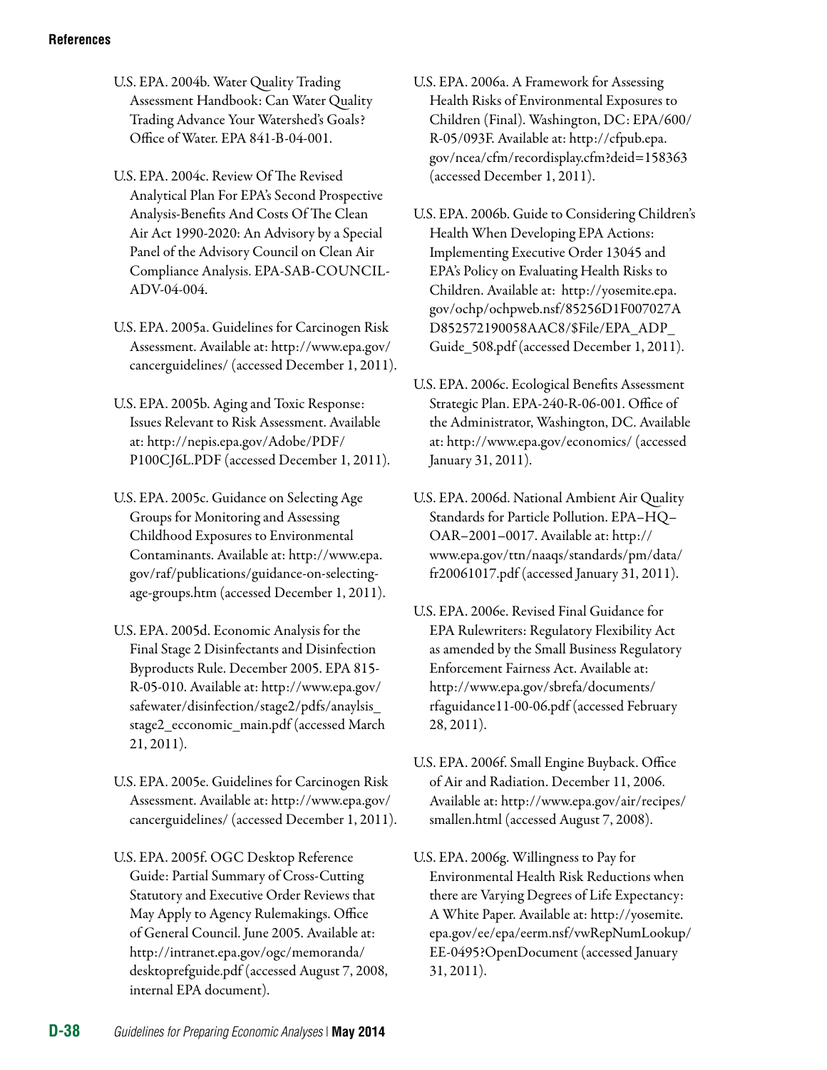U.S. EPA. 2004b. Water Quality Trading Assessment Handbook: Can Water Quality Trading Advance Your Watershed's Goals? Office of Water. EPA 841-B-04-001.

U.S. EPA. 2004c. Review Of The Revised Analytical Plan For EPA's Second Prospective Analysis-Benefits And Costs Of The Clean Air Act 1990-2020: An Advisory by a Special Panel of the Advisory Council on Clean Air Compliance Analysis. EPA-SAB-COUNCIL-ADV-04-004.

U.S. EPA. 2005a. Guidelines for Carcinogen Risk Assessment. Available at: http://www.epa.gov/cancerguidelines/ (accessed December 1, 2011).

U.S. EPA. 2005b. Aging and Toxic Response: Issues Relevant to Risk Assessment. Available at: http://nepis.epa.gov/Adobe/PDF/P100CJ6L.PDF (accessed December 1, 2011).

U.S. EPA. 2005c. Guidance on Selecting Age Groups for Monitoring and Assessing Childhood Exposures to Environmental Contaminants. Available at: http://www.epa.gov/raf/publications/guidance-on-selecting-age-groups.htm (accessed December 1, 2011).

U.S. EPA. 2005d. Economic Analysis for the Final Stage 2 Disinfectants and Disinfection Byproducts Rule. December 2005. EPA 815-R-05-010. Available at: http://www.epa.gov/safewater/disinfection/stage2/pdfs/anaylsis_stage2_ecconomic_main.pdf (accessed March 21, 2011).

U.S. EPA. 2005e. Guidelines for Carcinogen Risk Assessment. Available at: http://www.epa.gov/cancerguidelines/ (accessed December 1, 2011).

U.S. EPA. 2005f. OGC Desktop Reference Guide: Partial Summary of Cross-Cutting Statutory and Executive Order Reviews that May Apply to Agency Rulemakings. Office of General Council. June 2005. Available at: http://intranet.epa.gov/ogc/memoranda/desktoprefguide.pdf (accessed August 7, 2008, internal EPA document).

U.S. EPA. 2006a. A Framework for Assessing Health Risks of Environmental Exposures to Children (Final). Washington, DC: EPA/600/R-05/093F. Available at: http://cfpub.epa.gov/ncea/cfm/recordisplay.cfm?deid=158363 (accessed December 1, 2011).

U.S. EPA. 2006b. Guide to Considering Children's Health When Developing EPA Actions: Implementing Executive Order 13045 and EPA's Policy on Evaluating Health Risks to Children. Available at: http://yosemite.epa.gov/ochp/ochpweb.nsf/85256D1F007027AD852572190058AAC8/$File/EPA_ADP_Guide_508.pdf (accessed December 1, 2011).

U.S. EPA. 2006c. Ecological Benefits Assessment Strategic Plan. EPA-240-R-06-001. Office of the Administrator, Washington, DC. Available at: http://www.epa.gov/economics/ (accessed January 31, 2011).

U.S. EPA. 2006d. National Ambient Air Quality Standards for Particle Pollution. EPA–HQ–OAR–2001–0017. Available at: http://www.epa.gov/ttn/naaqs/standards/pm/data/fr20061017.pdf (accessed January 31, 2011).

U.S. EPA. 2006e. Revised Final Guidance for EPA Rulewriters: Regulatory Flexibility Act as amended by the Small Business Regulatory Enforcement Fairness Act. Available at: http://www.epa.gov/sbrefa/documents/rfaguidance11-00-06.pdf (accessed February 28, 2011).

U.S. EPA. 2006f. Small Engine Buyback. Office of Air and Radiation. December 11, 2006. Available at: http://www.epa.gov/air/recipes/smallen.html (accessed August 7, 2008).

U.S. EPA. 2006g. Willingness to Pay for Environmental Health Risk Reductions when there are Varying Degrees of Life Expectancy: A White Paper. Available at: http://yosemite.epa.gov/ee/epa/eerm.nsf/vwRepNumLookup/EE-0495?OpenDocument (accessed January 31, 2011).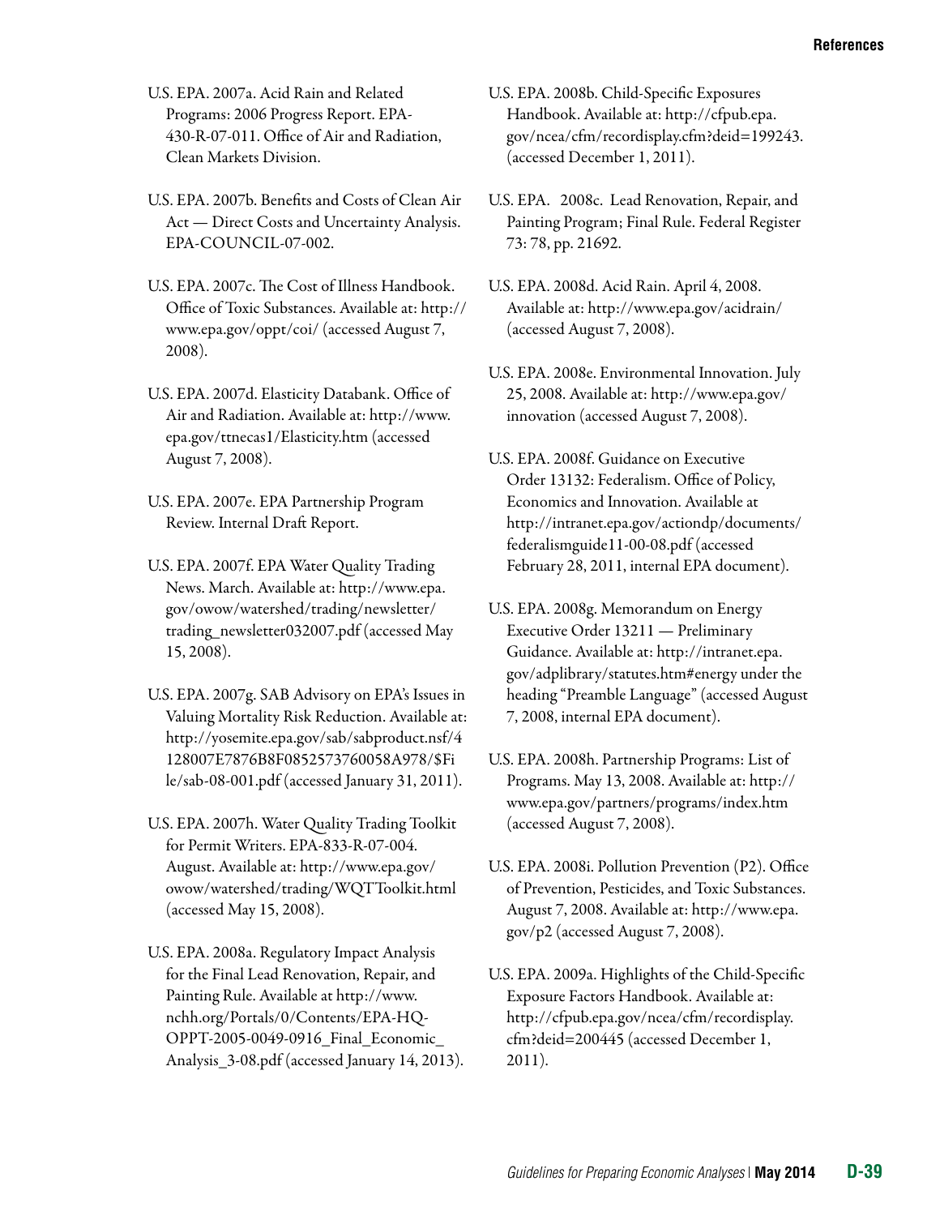U.S. EPA. 2007a. Acid Rain and Related Programs: 2006 Progress Report. EPA-430-R-07-011. Office of Air and Radiation, Clean Markets Division.

U.S. EPA. 2007b. Benefits and Costs of Clean Air Act — Direct Costs and Uncertainty Analysis. EPA-COUNCIL-07-002.

U.S. EPA. 2007c. The Cost of Illness Handbook. Office of Toxic Substances. Available at: http://www.epa.gov/oppt/coi/ (accessed August 7, 2008).

U.S. EPA. 2007d. Elasticity Databank. Office of Air and Radiation. Available at: http://www.epa.gov/ttnecas1/Elasticity.htm (accessed August 7, 2008).

U.S. EPA. 2007e. EPA Partnership Program Review. Internal Draft Report.

U.S. EPA. 2007f. EPA Water Quality Trading News. March. Available at: http://www.epa.gov/owow/watershed/trading/newsletter/trading_newsletter032007.pdf (accessed May 15, 2008).

U.S. EPA. 2007g. SAB Advisory on EPA's Issues in Valuing Mortality Risk Reduction. Available at: http://yosemite.epa.gov/sab/sabproduct.nsf/4128007E7876B8F0852573760058A978/$File/sab-08-001.pdf (accessed January 31, 2011).

U.S. EPA. 2007h. Water Quality Trading Toolkit for Permit Writers. EPA-833-R-07-004. August. Available at: http://www.epa.gov/owow/watershed/trading/WQTToolkit.html (accessed May 15, 2008).

U.S. EPA. 2008a. Regulatory Impact Analysis for the Final Lead Renovation, Repair, and Painting Rule. Available at http://www.nchh.org/Portals/0/Contents/EPA-HQ-OPPT-2005-0049-0916_Final_Economic_Analysis_3-08.pdf (accessed January 14, 2013).

U.S. EPA. 2008b. Child-Specific Exposures Handbook. Available at: http://cfpub.epa.gov/ncea/cfm/recordisplay.cfm?deid=199243. (accessed December 1, 2011).

U.S. EPA. 2008c. Lead Renovation, Repair, and Painting Program; Final Rule. Federal Register 73: 78, pp. 21692.

U.S. EPA. 2008d. Acid Rain. April 4, 2008. Available at: http://www.epa.gov/acidrain/ (accessed August 7, 2008).

U.S. EPA. 2008e. Environmental Innovation. July 25, 2008. Available at: http://www.epa.gov/innovation (accessed August 7, 2008).

U.S. EPA. 2008f. Guidance on Executive Order 13132: Federalism. Office of Policy, Economics and Innovation. Available at http://intranet.epa.gov/actiondp/documents/federalismguide11-00-08.pdf (accessed February 28, 2011, internal EPA document).

U.S. EPA. 2008g. Memorandum on Energy Executive Order 13211 — Preliminary Guidance. Available at: http://intranet.epa.gov/adplibrary/statutes.htm#energy under the heading "Preamble Language" (accessed August 7, 2008, internal EPA document).

U.S. EPA. 2008h. Partnership Programs: List of Programs. May 13, 2008. Available at: http://www.epa.gov/partners/programs/index.htm (accessed August 7, 2008).

U.S. EPA. 2008i. Pollution Prevention (P2). Office of Prevention, Pesticides, and Toxic Substances. August 7, 2008. Available at: http://www.epa.gov/p2 (accessed August 7, 2008).

U.S. EPA. 2009a. Highlights of the Child-Specific Exposure Factors Handbook. Available at: http://cfpub.epa.gov/ncea/cfm/recordisplay.cfm?deid=200445 (accessed December 1, 2011).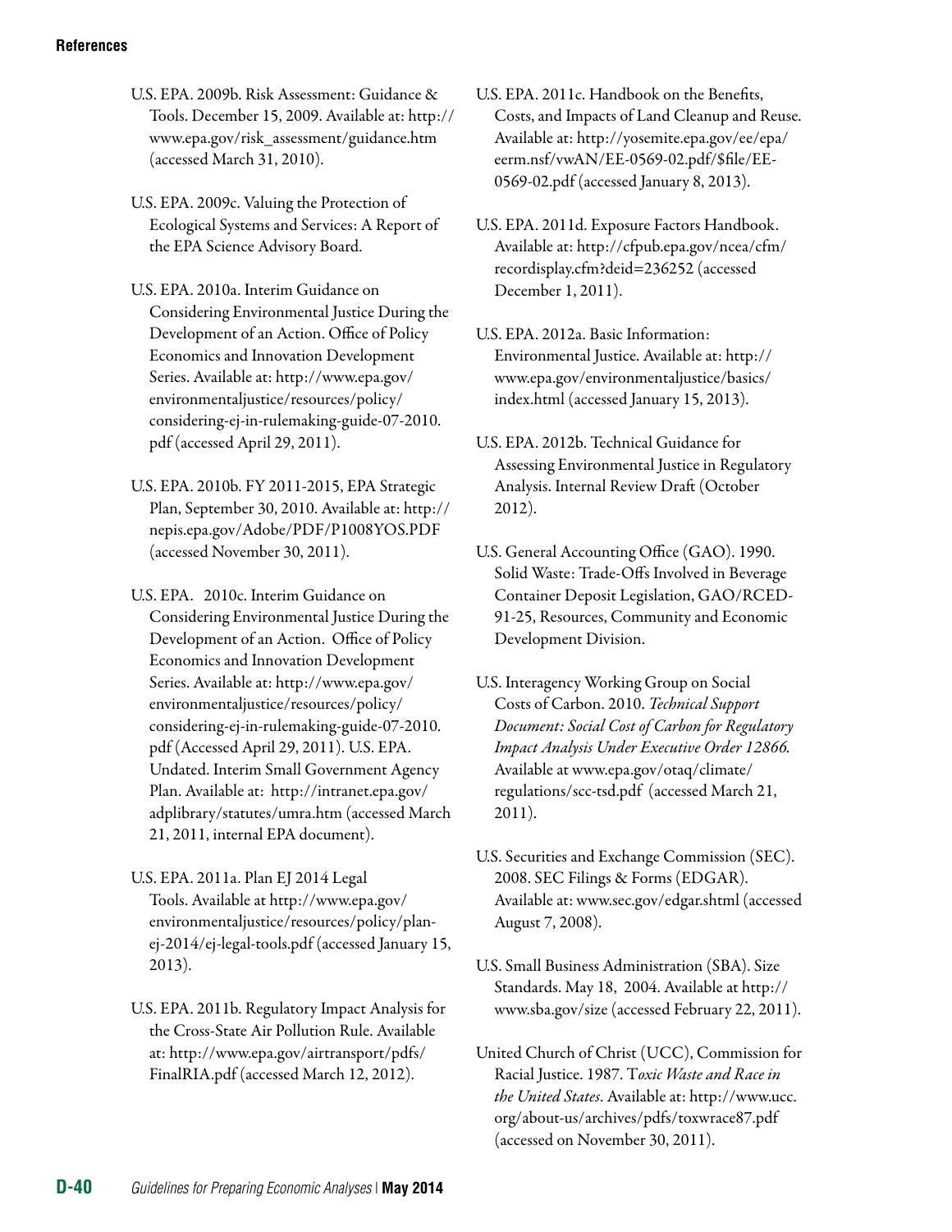U.S. EPA. 2009b. Risk Assessment: Guidance & Tools. December 15, 2009. Available at: http://www.epa.gov/risk_assessment/guidance.htm (accessed March 31, 2010).

U.S. EPA. 2009c. Valuing the Protection of Ecological Systems and Services: A Report of the EPA Science Advisory Board.

U.S. EPA. 2010a. Interim Guidance on Considering Environmental Justice During the Development of an Action. Office of Policy Economics and Innovation Development Series. Available at: http://www.epa.gov/environmentaljustice/resources/policy/considering-ej-in-rulemaking-guide-07-2010.pdf (accessed April 29, 2011).

U.S. EPA. 2010b. FY 2011-2015, EPA Strategic Plan, September 30, 2010. Available at: http://nepis.epa.gov/Adobe/PDF/P1008YOS.PDF (accessed November 30, 2011).

U.S. EPA. 2010c. Interim Guidance on Considering Environmental Justice During the Development of an Action. Office of Policy Economics and Innovation Development Series. Available at: http://www.epa.gov/environmentaljustice/resources/policy/considering-ej-in-rulemaking-guide-07-2010.pdf (Accessed April 29, 2011). U.S. EPA. Undated. Interim Small Government Agency Plan. Available at: http://intranet.epa.gov/adplibrary/statutes/umra.htm (accessed March 21, 2011, internal EPA document).

U.S. EPA. 2011a. Plan EJ 2014 Legal Tools. Available at http://www.epa.gov/environmentaljustice/resources/policy/plan-ej-2014/ej-legal-tools.pdf (accessed January 15, 2013).

U.S. EPA. 2011b. Regulatory Impact Analysis for the Cross-State Air Pollution Rule. Available at: http://www.epa.gov/airtransport/pdfs/FinalRIA.pdf (accessed March 12, 2012).

U.S. EPA. 2011c. Handbook on the Benefits, Costs, and Impacts of Land Cleanup and Reuse. Available at: http://yosemite.epa.gov/ee/epa/eerm.nsf/vwAN/EE-0569-02.pdf/$file/EE-0569-02.pdf (accessed January 8, 2013).

U.S. EPA. 2011d. Exposure Factors Handbook. Available at: http://cfpub.epa.gov/ncea/cfm/recordisplay.cfm?deid=236252 (accessed December 1, 2011).

U.S. EPA. 2012a. Basic Information: Environmental Justice. Available at: http://www.epa.gov/environmentaljustice/basics/index.html (accessed January 15, 2013).

U.S. EPA. 2012b. Technical Guidance for Assessing Environmental Justice in Regulatory Analysis. Internal Review Draft (October 2012).

U.S. General Accounting Office (GAO). 1990. Solid Waste: Trade-Offs Involved in Beverage Container Deposit Legislation, GAO/RCED-91-25, Resources, Community and Economic Development Division.

U.S. Interagency Working Group on Social Costs of Carbon. 2010. *Technical Support Document: Social Cost of Carbon for Regulatory Impact Analysis Under Executive Order 12866.* Available at www.epa.gov/otaq/climate/regulations/scc-tsd.pdf (accessed March 21, 2011).

U.S. Securities and Exchange Commission (SEC). 2008. SEC Filings & Forms (EDGAR). Available at: www.sec.gov/edgar.shtml (accessed August 7, 2008).

U.S. Small Business Administration (SBA). Size Standards. May 18, 2004. Available at http://www.sba.gov/size (accessed February 22, 2011).

United Church of Christ (UCC), Commission for Racial Justice. 1987. *Toxic Waste and Race in the United States*. Available at: http://www.ucc.org/about-us/archives/pdfs/toxwrace87.pdf (accessed on November 30, 2011).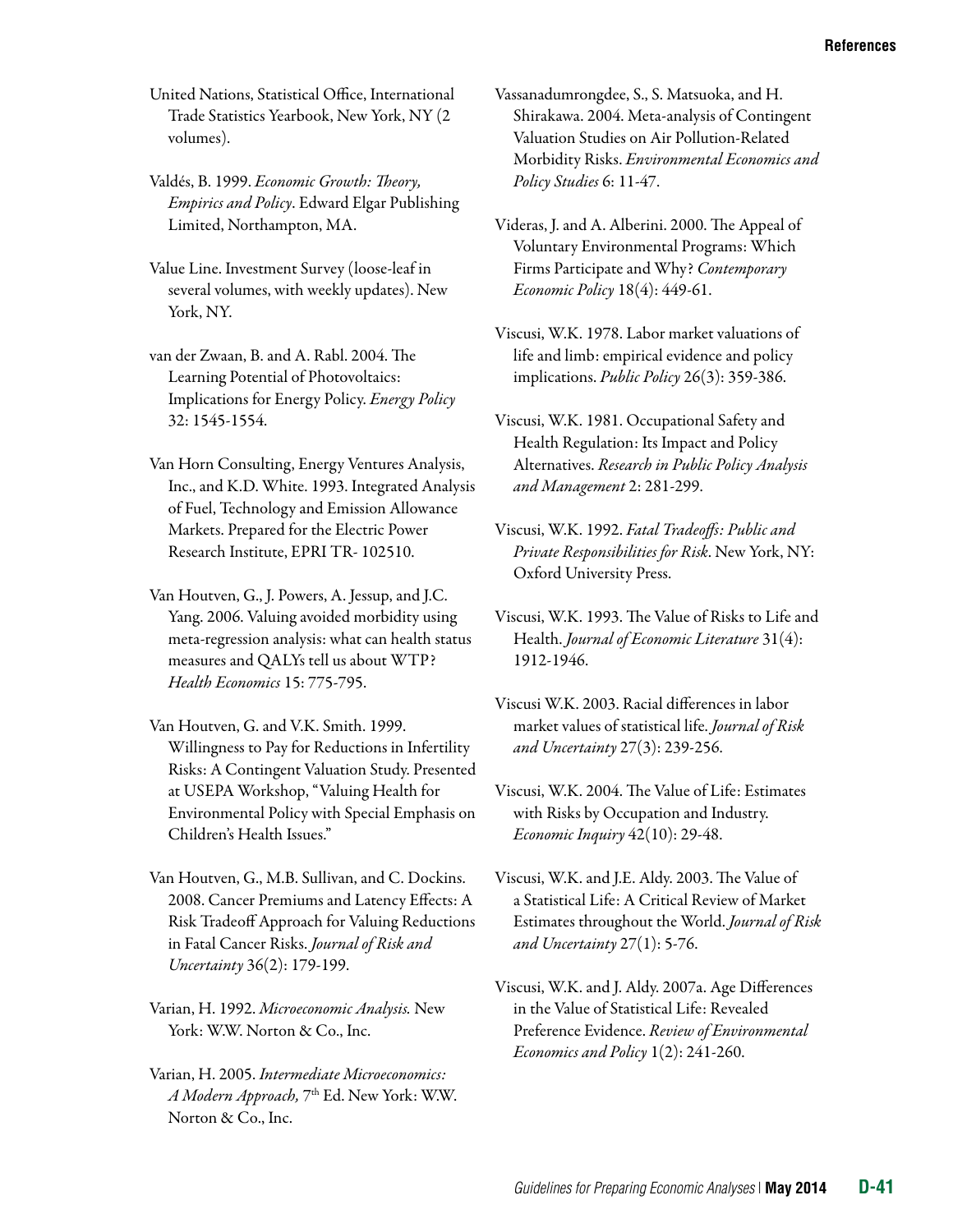United Nations, Statistical Office, International Trade Statistics Yearbook, New York, NY (2 volumes).

Valdés, B. 1999. *Economic Growth: Theory, Empirics and Policy*. Edward Elgar Publishing Limited, Northampton, MA.

Value Line. Investment Survey (loose-leaf in several volumes, with weekly updates). New York, NY.

van der Zwaan, B. and A. Rabl. 2004. The Learning Potential of Photovoltaics: Implications for Energy Policy. *Energy Policy* 32: 1545-1554.

Van Horn Consulting, Energy Ventures Analysis, Inc., and K.D. White. 1993. Integrated Analysis of Fuel, Technology and Emission Allowance Markets. Prepared for the Electric Power Research Institute, EPRI TR- 102510.

Van Houtven, G., J. Powers, A. Jessup, and J.C. Yang. 2006. Valuing avoided morbidity using meta-regression analysis: what can health status measures and QALYs tell us about WTP? *Health Economics* 15: 775-795.

Van Houtven, G. and V.K. Smith. 1999. Willingness to Pay for Reductions in Infertility Risks: A Contingent Valuation Study. Presented at USEPA Workshop, "Valuing Health for Environmental Policy with Special Emphasis on Children's Health Issues."

Van Houtven, G., M.B. Sullivan, and C. Dockins. 2008. Cancer Premiums and Latency Effects: A Risk Tradeoff Approach for Valuing Reductions in Fatal Cancer Risks. *Journal of Risk and Uncertainty* 36(2): 179-199.

Varian, H. 1992. *Microeconomic Analysis.* New York: W.W. Norton & Co., Inc.

Varian, H. 2005. *Intermediate Microeconomics: A Modern Approach,* 7th Ed. New York: W.W. Norton & Co., Inc.

Vassanadumrongdee, S., S. Matsuoka, and H. Shirakawa. 2004. Meta-analysis of Contingent Valuation Studies on Air Pollution-Related Morbidity Risks. *Environmental Economics and Policy Studies* 6: 11-47.

Videras, J. and A. Alberini. 2000. The Appeal of Voluntary Environmental Programs: Which Firms Participate and Why? *Contemporary Economic Policy* 18(4): 449-61.

Viscusi, W.K. 1978. Labor market valuations of life and limb: empirical evidence and policy implications. *Public Policy* 26(3): 359-386.

Viscusi, W.K. 1981. Occupational Safety and Health Regulation: Its Impact and Policy Alternatives. *Research in Public Policy Analysis and Management* 2: 281-299.

Viscusi, W.K. 1992. *Fatal Tradeoffs: Public and Private Responsibilities for Risk*. New York, NY: Oxford University Press.

Viscusi, W.K. 1993. The Value of Risks to Life and Health. *Journal of Economic Literature* 31(4): 1912-1946.

Viscusi W.K. 2003. Racial differences in labor market values of statistical life. *Journal of Risk and Uncertainty* 27(3): 239-256.

Viscusi, W.K. 2004. The Value of Life: Estimates with Risks by Occupation and Industry. *Economic Inquiry* 42(10): 29-48.

Viscusi, W.K. and J.E. Aldy. 2003. The Value of a Statistical Life: A Critical Review of Market Estimates throughout the World. *Journal of Risk and Uncertainty* 27(1): 5-76.

Viscusi, W.K. and J. Aldy. 2007a. Age Differences in the Value of Statistical Life: Revealed Preference Evidence. *Review of Environmental Economics and Policy* 1(2): 241-260.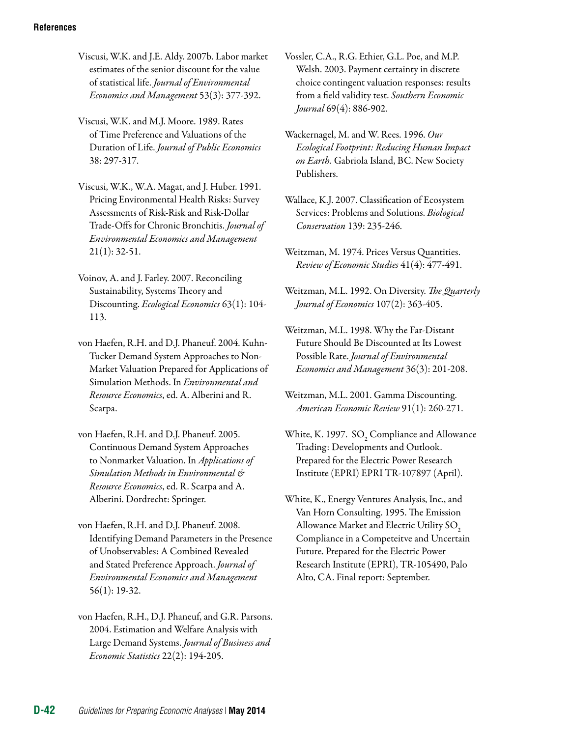Viscusi, W.K. and J.E. Aldy. 2007b. Labor market estimates of the senior discount for the value of statistical life. *Journal of Environmental Economics and Management* 53(3): 377-392.

Viscusi, W.K. and M.J. Moore. 1989. Rates of Time Preference and Valuations of the Duration of Life. *Journal of Public Economics* 38: 297-317.

Viscusi, W.K., W.A. Magat, and J. Huber. 1991. Pricing Environmental Health Risks: Survey Assessments of Risk-Risk and Risk-Dollar Trade-Offs for Chronic Bronchitis. *Journal of Environmental Economics and Management* 21(1): 32-51.

Voinov, A. and J. Farley. 2007. Reconciling Sustainability, Systems Theory and Discounting. *Ecological Economics* 63(1): 104-113.

von Haefen, R.H. and D.J. Phaneuf. 2004. Kuhn-Tucker Demand System Approaches to Non-Market Valuation Prepared for Applications of Simulation Methods. In *Environmental and Resource Economics*, ed. A. Alberini and R. Scarpa.

von Haefen, R.H. and D.J. Phaneuf. 2005. Continuous Demand System Approaches to Nonmarket Valuation. In *Applications of Simulation Methods in Environmental & Resource Economics*, ed. R. Scarpa and A. Alberini. Dordrecht: Springer.

von Haefen, R.H. and D.J. Phaneuf. 2008. Identifying Demand Parameters in the Presence of Unobservables: A Combined Revealed and Stated Preference Approach. *Journal of Environmental Economics and Management* 56(1): 19-32.

von Haefen, R.H., D.J. Phaneuf, and G.R. Parsons. 2004. Estimation and Welfare Analysis with Large Demand Systems. *Journal of Business and Economic Statistics* 22(2): 194-205.

Vossler, C.A., R.G. Ethier, G.L. Poe, and M.P. Welsh. 2003. Payment certainty in discrete choice contingent valuation responses: results from a field validity test. *Southern Economic Journal* 69(4): 886-902.

Wackernagel, M. and W. Rees. 1996. *Our Ecological Footprint: Reducing Human Impact on Earth.* Gabriola Island, BC. New Society Publishers.

Wallace, K.J. 2007. Classification of Ecosystem Services: Problems and Solutions. *Biological Conservation* 139: 235-246.

Weitzman, M. 1974. Prices Versus Quantities. *Review of Economic Studies* 41(4): 477-491.

Weitzman, M.L. 1992. On Diversity. *The Quarterly Journal of Economics* 107(2): 363-405.

Weitzman, M.L. 1998. Why the Far-Distant Future Should Be Discounted at Its Lowest Possible Rate. *Journal of Environmental Economics and Management* 36(3): 201-208.

Weitzman, M.L. 2001. Gamma Discounting. *American Economic Review* 91(1): 260-271.

White, K. 1997. $SO_2$ Compliance and Allowance Trading: Developments and Outlook. Prepared for the Electric Power Research Institute (EPRI) EPRI TR-107897 (April).

White, K., Energy Ventures Analysis, Inc., and Van Horn Consulting. 1995. The Emission Allowance Market and Electric Utility $SO_2$ Compliance in a Competeitve and Uncertain Future. Prepared for the Electric Power Research Institute (EPRI), TR-105490, Palo Alto, CA. Final report: September.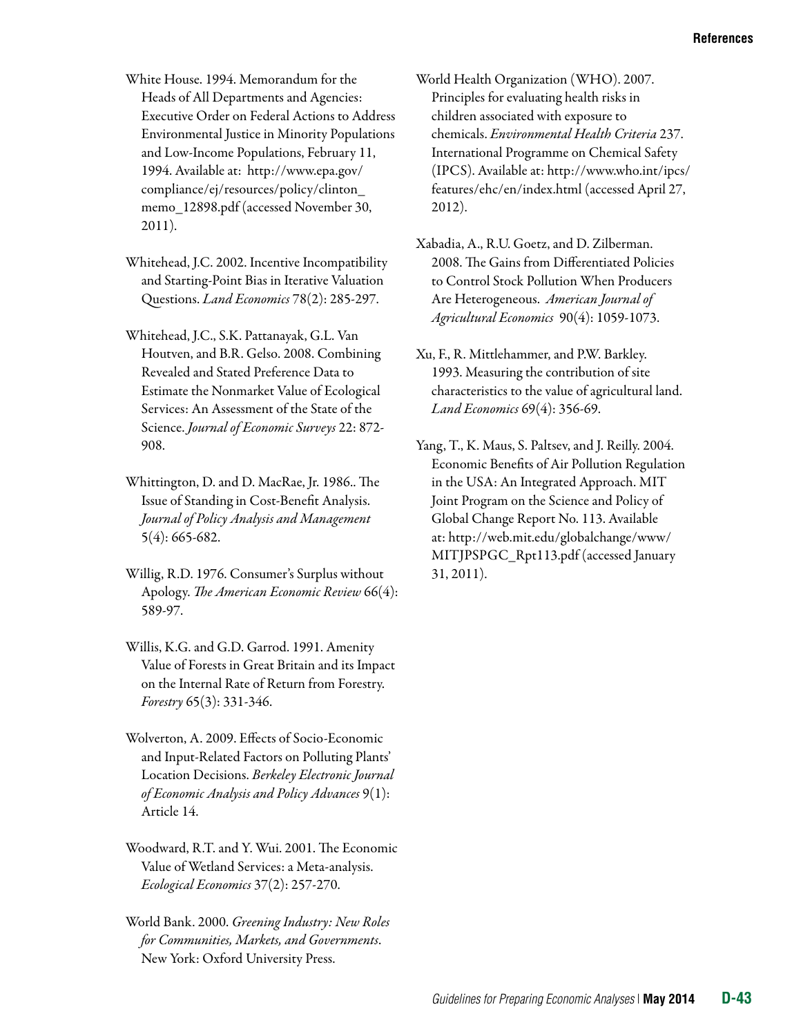White House. 1994. Memorandum for the Heads of All Departments and Agencies: Executive Order on Federal Actions to Address Environmental Justice in Minority Populations and Low-Income Populations, February 11, 1994. Available at: http://www.epa.gov/compliance/ej/resources/policy/clinton_memo_12898.pdf (accessed November 30, 2011).

Whitehead, J.C. 2002. Incentive Incompatibility and Starting-Point Bias in Iterative Valuation Questions. *Land Economics* 78(2): 285-297.

Whitehead, J.C., S.K. Pattanayak, G.L. Van Houtven, and B.R. Gelso. 2008. Combining Revealed and Stated Preference Data to Estimate the Nonmarket Value of Ecological Services: An Assessment of the State of the Science. *Journal of Economic Surveys* 22: 872-908.

Whittington, D. and D. MacRae, Jr. 1986.. The Issue of Standing in Cost-Benefit Analysis. *Journal of Policy Analysis and Management* 5(4): 665-682.

Willig, R.D. 1976. Consumer's Surplus without Apology. *The American Economic Review* 66(4): 589-97.

Willis, K.G. and G.D. Garrod. 1991. Amenity Value of Forests in Great Britain and its Impact on the Internal Rate of Return from Forestry. *Forestry* 65(3): 331-346.

Wolverton, A. 2009. Effects of Socio-Economic and Input-Related Factors on Polluting Plants' Location Decisions. *Berkeley Electronic Journal of Economic Analysis and Policy Advances* 9(1): Article 14.

Woodward, R.T. and Y. Wui. 2001. The Economic Value of Wetland Services: a Meta-analysis. *Ecological Economics* 37(2): 257-270.

World Bank. 2000. *Greening Industry: New Roles for Communities, Markets, and Governments*. New York: Oxford University Press.

World Health Organization (WHO). 2007. Principles for evaluating health risks in children associated with exposure to chemicals. *Environmental Health Criteria* 237. International Programme on Chemical Safety (IPCS). Available at: http://www.who.int/ipcs/features/ehc/en/index.html (accessed April 27, 2012).

Xabadia, A., R.U. Goetz, and D. Zilberman. 2008. The Gains from Differentiated Policies to Control Stock Pollution When Producers Are Heterogeneous. *American Journal of Agricultural Economics* 90(4): 1059-1073.

Xu, F., R. Mittlehammer, and P.W. Barkley. 1993. Measuring the contribution of site characteristics to the value of agricultural land. *Land Economics* 69(4): 356-69.

Yang, T., K. Maus, S. Paltsev, and J. Reilly. 2004. Economic Benefits of Air Pollution Regulation in the USA: An Integrated Approach. MIT Joint Program on the Science and Policy of Global Change Report No. 113. Available at: http://web.mit.edu/globalchange/www/MITJPSPGC_Rpt113.pdf (accessed January 31, 2011).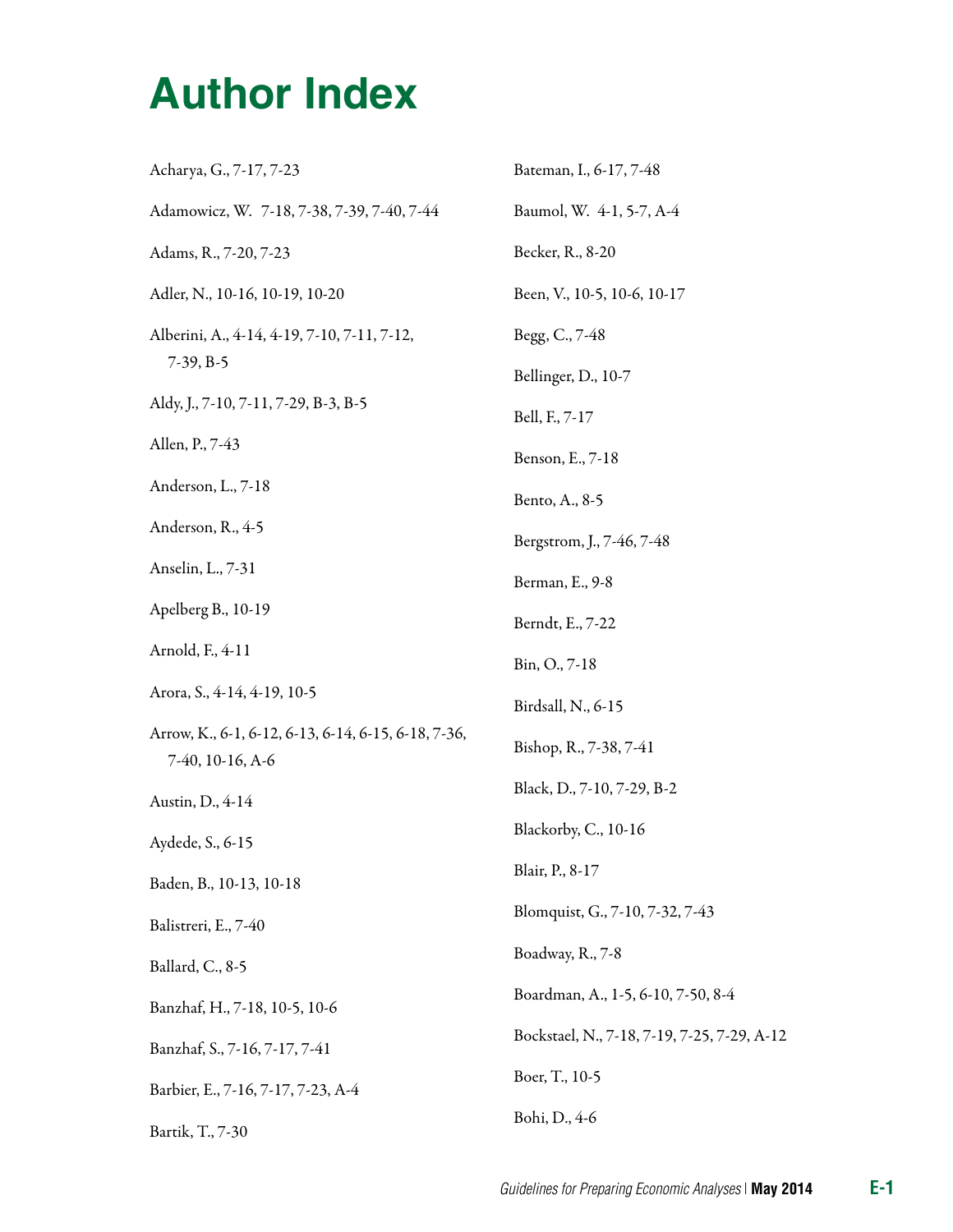# Author Index

Acharya, G., 7-17, 7-23

Adamowicz, W.  7-18, 7-38, 7-39, 7-40, 7-44

Adams, R., 7-20, 7-23

Adler, N., 10-16, 10-19, 10-20

Alberini, A., 4-14, 4-19, 7-10, 7-11, 7-12, 7-39, B-5

Aldy, J., 7-10, 7-11, 7-29, B-3, B-5

Allen, P., 7-43

Anderson, L., 7-18

Anderson, R., 4-5

Anselin, L., 7-31

Apelberg B., 10-19

Arnold, F., 4-11

Arora, S., 4-14, 4-19, 10-5

Arrow, K., 6-1, 6-12, 6-13, 6-14, 6-15, 6-18, 7-36, 7-40, 10-16, A-6

Austin, D., 4-14

Aydede, S., 6-15

Baden, B., 10-13, 10-18

Balistreri, E., 7-40

Ballard, C., 8-5

Banzhaf, H., 7-18, 10-5, 10-6

Banzhaf, S., 7-16, 7-17, 7-41

Barbier, E., 7-16, 7-17, 7-23, A-4

Bartik, T., 7-30

Bateman, I., 6-17, 7-48

Baumol, W.  4-1, 5-7, A-4

Becker, R., 8-20

Been, V., 10-5, 10-6, 10-17

Begg, C., 7-48

Bellinger, D., 10-7

Bell, F., 7-17

Benson, E., 7-18

Bento, A., 8-5

Bergstrom, J., 7-46, 7-48

Berman, E., 9-8

Berndt, E., 7-22

Bin, O., 7-18

Birdsall, N., 6-15

Bishop, R., 7-38, 7-41

Black, D., 7-10, 7-29, B-2

Blackorby, C., 10-16

Blair, P., 8-17

Blomquist, G., 7-10, 7-32, 7-43

Boadway, R., 7-8

Boardman, A., 1-5, 6-10, 7-50, 8-4

Bockstael, N., 7-18, 7-19, 7-25, 7-29, A-12

Boer, T., 10-5

Bohi, D., 4-6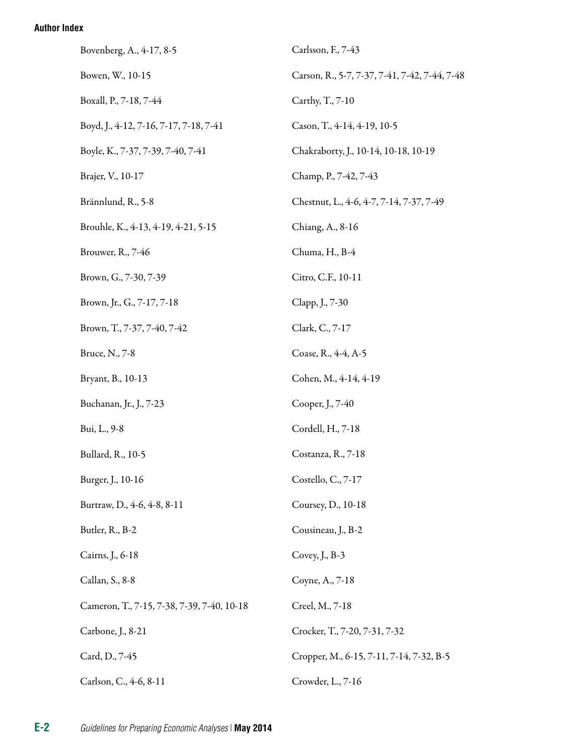Bovenberg, A., 4-17, 8-5

Bowen, W., 10-15

Boxall, P., 7-18, 7-44

Boyd, J., 4-12, 7-16, 7-17, 7-18, 7-41

Boyle, K., 7-37, 7-39, 7-40, 7-41

Brajer, V., 10-17

Brännlund, R., 5-8

Brouhle, K., 4-13, 4-19, 4-21, 5-15

Brouwer, R., 7-46

Brown, G., 7-30, 7-39

Brown, Jr., G., 7-17, 7-18

Brown, T., 7-37, 7-40, 7-42

Bruce, N., 7-8

Bryant, B., 10-13

Buchanan, Jr., J., 7-23

Bui, L., 9-8

Bullard, R., 10-5

Burger, J., 10-16

Burtraw, D., 4-6, 4-8, 8-11

Butler, R., B-2

Cairns, J., 6-18

Callan, S., 8-8

Cameron, T., 7-15, 7-38, 7-39, 7-40, 10-18

Carbone, J., 8-21

Card, D., 7-45

Carlson, C., 4-6, 8-11

Carlsson, F., 7-43

Carson, R., 5-7, 7-37, 7-41, 7-42, 7-44, 7-48

Carthy, T., 7-10

Cason, T., 4-14, 4-19, 10-5

Chakraborty, J., 10-14, 10-18, 10-19

Champ, P., 7-42, 7-43

Chestnut, L., 4-6, 4-7, 7-14, 7-37, 7-49

Chiang, A., 8-16

Chuma, H., B-4

Citro, C.F., 10-11

Clapp, J., 7-30

Clark, C., 7-17

Coase, R., 4-4, A-5

Cohen, M., 4-14, 4-19

Cooper, J., 7-40

Cordell, H., 7-18

Costanza, R., 7-18

Costello, C., 7-17

Coursey, D., 10-18

Cousineau, J., B-2

Covey, J., B-3

Coyne, A., 7-18

Creel, M., 7-18

Crocker, T., 7-20, 7-31, 7-32

Cropper, M., 6-15, 7-11, 7-14, 7-32, B-5

Crowder, L., 7-16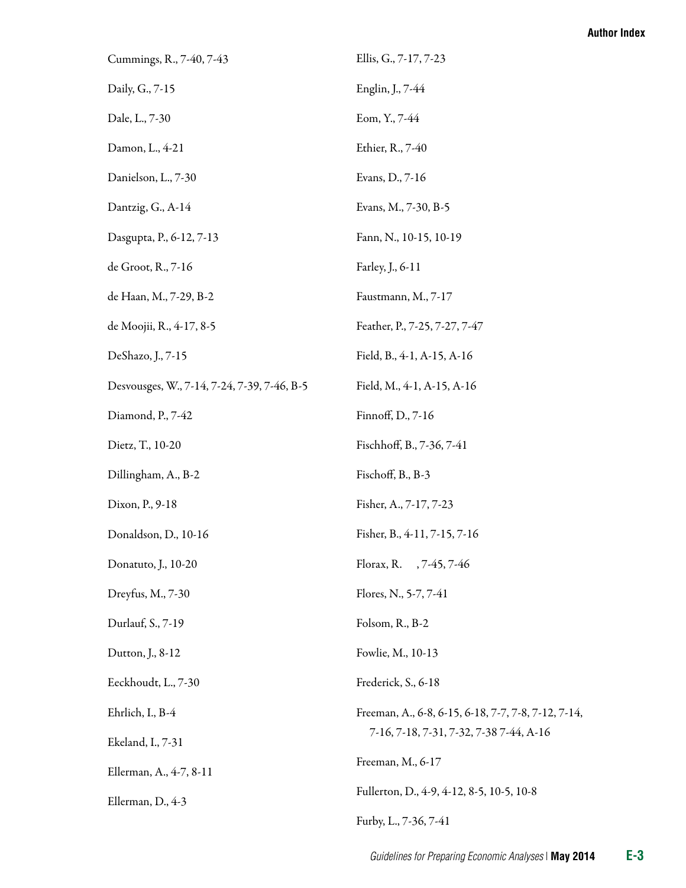Cummings, R., 7-40, 7-43

Daily, G., 7-15

Dale, L., 7-30

Damon, L., 4-21

Danielson, L., 7-30

Dantzig, G., A-14

Dasgupta, P., 6-12, 7-13

de Groot, R., 7-16

de Haan, M., 7-29, B-2

de Moojii, R., 4-17, 8-5

DeShazo, J., 7-15

Desvousges, W., 7-14, 7-24, 7-39, 7-46, B-5

Diamond, P., 7-42

Dietz, T., 10-20

Dillingham, A., B-2

Dixon, P., 9-18

Donaldson, D., 10-16

Donatuto, J., 10-20

Dreyfus, M., 7-30

Durlauf, S., 7-19

Dutton, J., 8-12

Eeckhoudt, L., 7-30

Ehrlich, I., B-4

Ekeland, I., 7-31

Ellerman, A., 4-7, 8-11

Ellerman, D., 4-3

Ellis, G., 7-17, 7-23

Englin, J., 7-44

Eom, Y., 7-44

Ethier, R., 7-40

Evans, D., 7-16

Evans, M., 7-30, B-5

Fann, N., 10-15, 10-19

Farley, J., 6-11

Faustmann, M., 7-17

Feather, P., 7-25, 7-27, 7-47

Field, B., 4-1, A-15, A-16

Field, M., 4-1, A-15, A-16

Finnoff, D., 7-16

Fischhoff, B., 7-36, 7-41

Fischoff, B., B-3

Fisher, A., 7-17, 7-23

Fisher, B., 4-11, 7-15, 7-16

Florax, R., 7-45, 7-46

Flores, N., 5-7, 7-41

Folsom, R., B-2

Fowlie, M., 10-13

Frederick, S., 6-18

Freeman, A., 6-8, 6-15, 6-18, 7-7, 7-8, 7-12, 7-14, 7-16, 7-18, 7-31, 7-32, 7-38 7-44, A-16

Freeman, M., 6-17

Fullerton, D., 4-9, 4-12, 8-5, 10-5, 10-8

Furby, L., 7-36, 7-41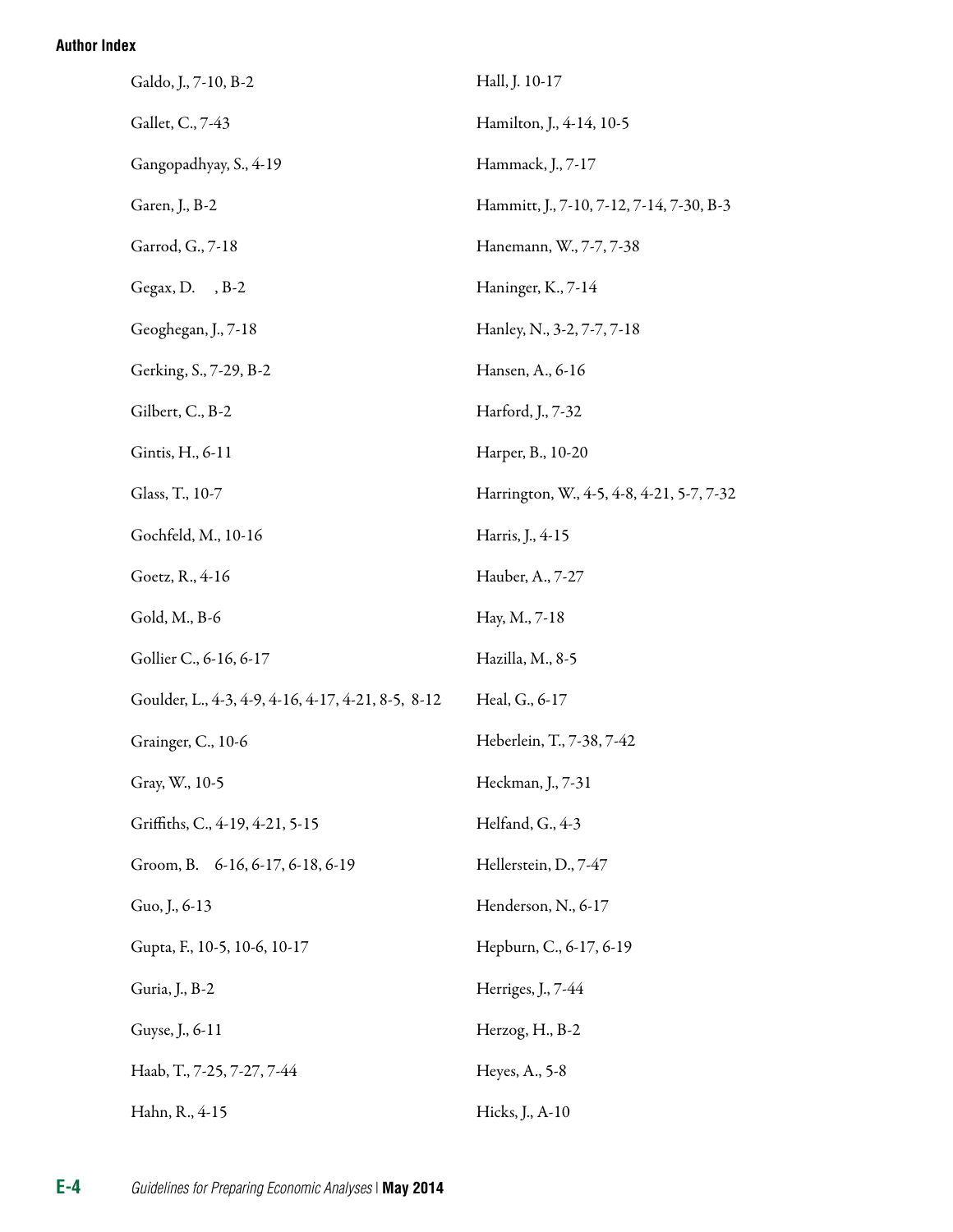Galdo, J., 7-10, B-2

Gallet, C., 7-43

Gangopadhyay, S., 4-19

Garen, J., B-2

Garrod, G., 7-18

Gegax, D. , B-2

Geoghegan, J., 7-18

Gerking, S., 7-29, B-2

Gilbert, C., B-2

Gintis, H., 6-11

Glass, T., 10-7

Gochfeld, M., 10-16

Goetz, R., 4-16

Gold, M., B-6

Gollier C., 6-16, 6-17

Goulder, L., 4-3, 4-9, 4-16, 4-17, 4-21, 8-5, 8-12

Grainger, C., 10-6

Gray, W., 10-5

Griffiths, C., 4-19, 4-21, 5-15

Groom, B. 6-16, 6-17, 6-18, 6-19

Guo, J., 6-13

Gupta, F., 10-5, 10-6, 10-17

Guria, J., B-2

Guyse, J., 6-11

Haab, T., 7-25, 7-27, 7-44

Hahn, R., 4-15

Hall, J. 10-17

Hamilton, J., 4-14, 10-5

Hammack, J., 7-17

Hammitt, J., 7-10, 7-12, 7-14, 7-30, B-3

Hanemann, W., 7-7, 7-38

Haninger, K., 7-14

Hanley, N., 3-2, 7-7, 7-18

Hansen, A., 6-16

Harford, J., 7-32

Harper, B., 10-20

Harrington, W., 4-5, 4-8, 4-21, 5-7, 7-32

Harris, J., 4-15

Hauber, A., 7-27

Hay, M., 7-18

Hazilla, M., 8-5

Heal, G., 6-17

Heberlein, T., 7-38, 7-42

Heckman, J., 7-31

Helfand, G., 4-3

Hellerstein, D., 7-47

Henderson, N., 6-17

Hepburn, C., 6-17, 6-19

Herriges, J., 7-44

Herzog, H., B-2

Heyes, A., 5-8

Hicks, J., A-10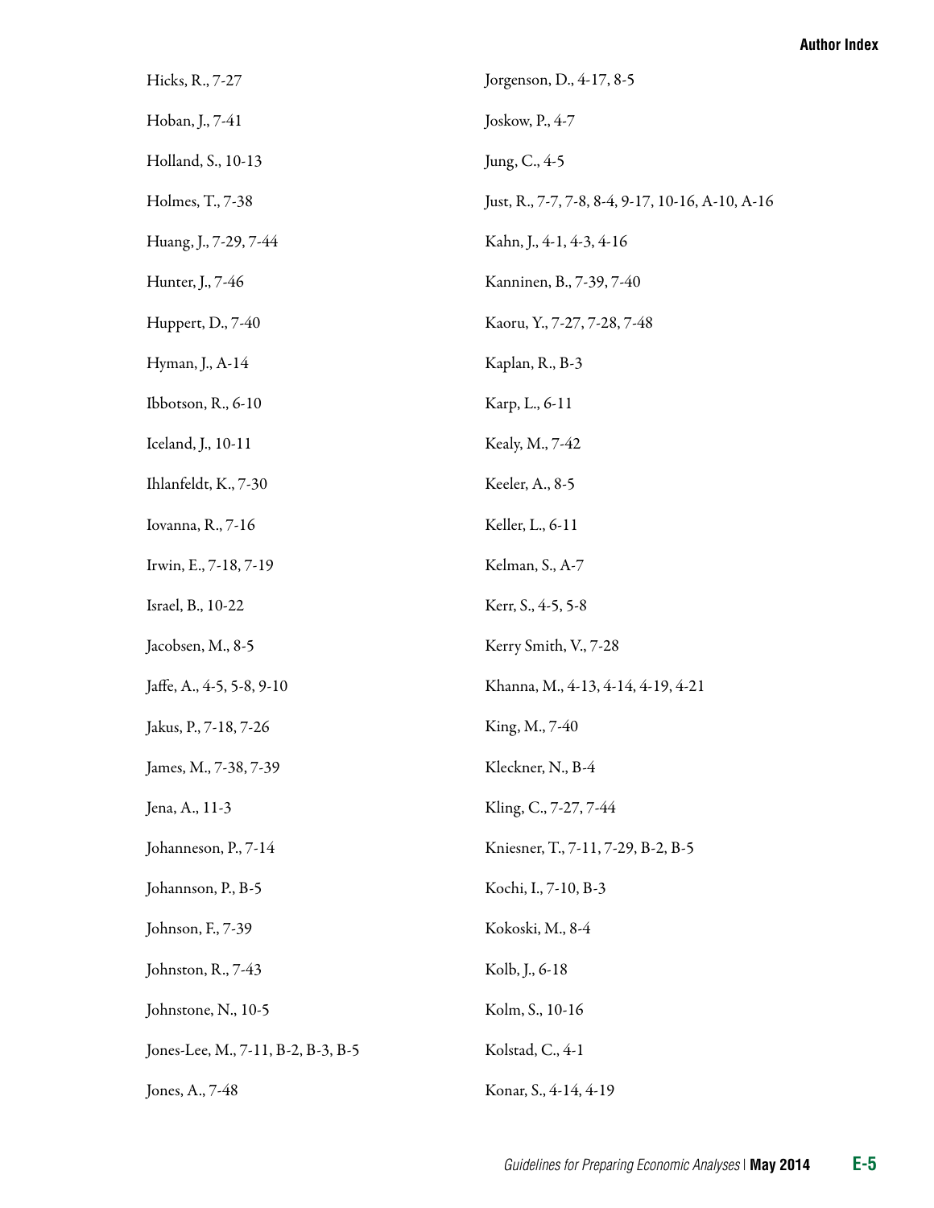Hicks, R., 7-27

Hoban, J., 7-41

Holland, S., 10-13

Holmes, T., 7-38

Huang, J., 7-29, 7-44

Hunter, J., 7-46

Huppert, D., 7-40

Hyman, J., A-14

Ibbotson, R., 6-10

Iceland, J., 10-11

Ihlanfeldt, K., 7-30

Iovanna, R., 7-16

Irwin, E., 7-18, 7-19

Israel, B., 10-22

Jacobsen, M., 8-5

Jaffe, A., 4-5, 5-8, 9-10

Jakus, P., 7-18, 7-26

James, M., 7-38, 7-39

Jena, A., 11-3

Johanneson, P., 7-14

Johannson, P., B-5

Johnson, F., 7-39

Johnston, R., 7-43

Johnstone, N., 10-5

Jones-Lee, M., 7-11, B-2, B-3, B-5

Jones, A., 7-48

Jorgenson, D., 4-17, 8-5

Joskow, P., 4-7

Jung, C., 4-5

Just, R., 7-7, 7-8, 8-4, 9-17, 10-16, A-10, A-16

Kahn, J., 4-1, 4-3, 4-16

Kanninen, B., 7-39, 7-40

Kaoru, Y., 7-27, 7-28, 7-48

Kaplan, R., B-3

Karp, L., 6-11

Kealy, M., 7-42

Keeler, A., 8-5

Keller, L., 6-11

Kelman, S., A-7

Kerr, S., 4-5, 5-8

Kerry Smith, V., 7-28

Khanna, M., 4-13, 4-14, 4-19, 4-21

King, M., 7-40

Kleckner, N., B-4

Kling, C., 7-27, 7-44

Kniesner, T., 7-11, 7-29, B-2, B-5

Kochi, I., 7-10, B-3

Kokoski, M., 8-4

Kolb, J., 6-18

Kolm, S., 10-16

Kolstad, C., 4-1

Konar, S., 4-14, 4-19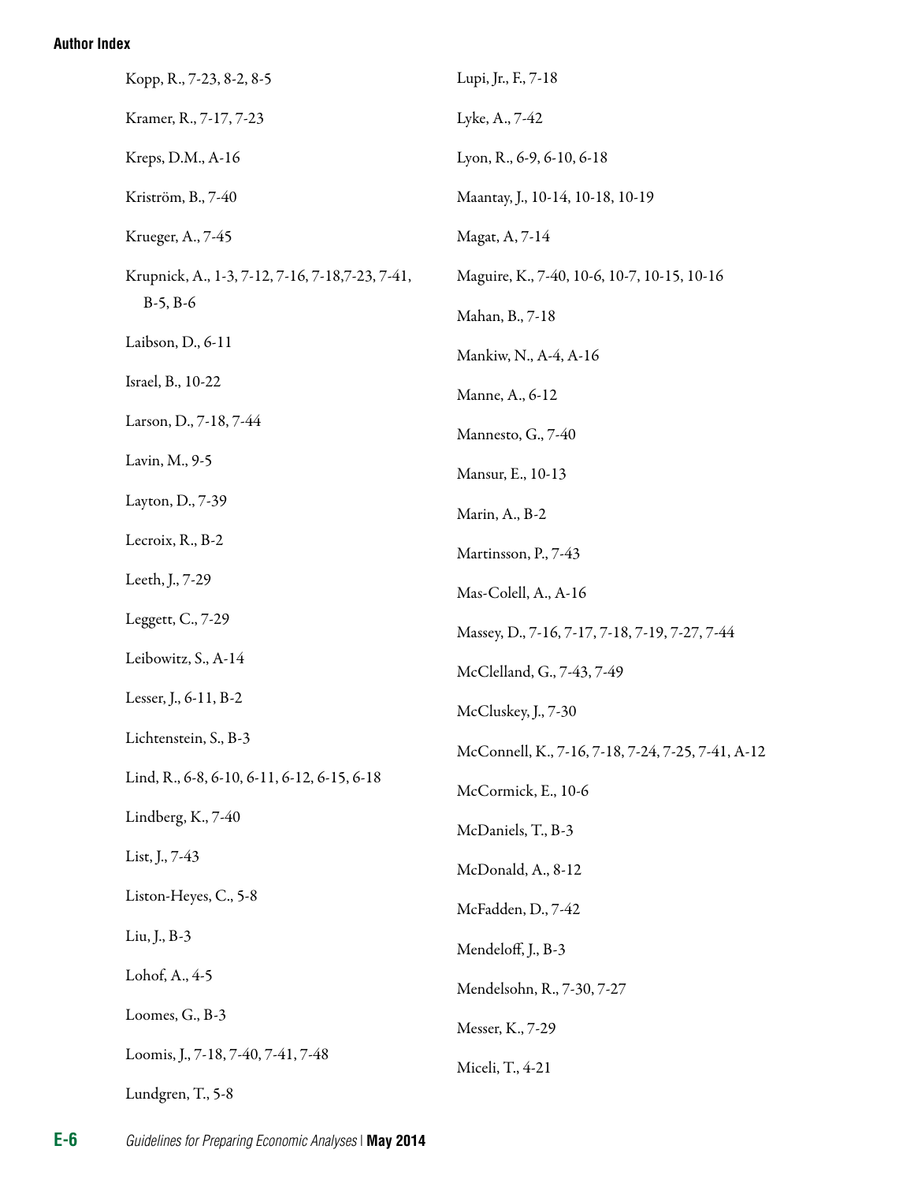Kopp, R., 7-23, 8-2, 8-5

Kramer, R., 7-17, 7-23

Kreps, D.M., A-16

Kriström, B., 7-40

Krueger, A., 7-45

Krupnick, A., 1-3, 7-12, 7-16, 7-18,7-23, 7-41, B-5, B-6

Laibson, D., 6-11

Israel, B., 10-22

Larson, D., 7-18, 7-44

Lavin, M., 9-5

Layton, D., 7-39

Lecroix, R., B-2

Leeth, J., 7-29

Leggett, C., 7-29

Leibowitz, S., A-14

Lesser, J., 6-11, B-2

Lichtenstein, S., B-3

Lind, R., 6-8, 6-10, 6-11, 6-12, 6-15, 6-18

Lindberg, K., 7-40

List, J., 7-43

Liston-Heyes, C., 5-8

Liu, J., B-3

Lohof, A., 4-5

Loomes, G., B-3

Loomis, J., 7-18, 7-40, 7-41, 7-48

Lundgren, T., 5-8

Lupi, Jr., F., 7-18

Lyke, A., 7-42

Lyon, R., 6-9, 6-10, 6-18

Maantay, J., 10-14, 10-18, 10-19

Magat, A, 7-14

Maguire, K., 7-40, 10-6, 10-7, 10-15, 10-16

Mahan, B., 7-18

Mankiw, N., A-4, A-16

Manne, A., 6-12

Mannesto, G., 7-40

Mansur, E., 10-13

Marin, A., B-2

Martinsson, P., 7-43

Mas-Colell, A., A-16

Massey, D., 7-16, 7-17, 7-18, 7-19, 7-27, 7-44

McClelland, G., 7-43, 7-49

McCluskey, J., 7-30

McConnell, K., 7-16, 7-18, 7-24, 7-25, 7-41, A-12

McCormick, E., 10-6

McDaniels, T., B-3

McDonald, A., 8-12

McFadden, D., 7-42

Mendeloff, J., B-3

Mendelsohn, R., 7-30, 7-27

Messer, K., 7-29

Miceli, T., 4-21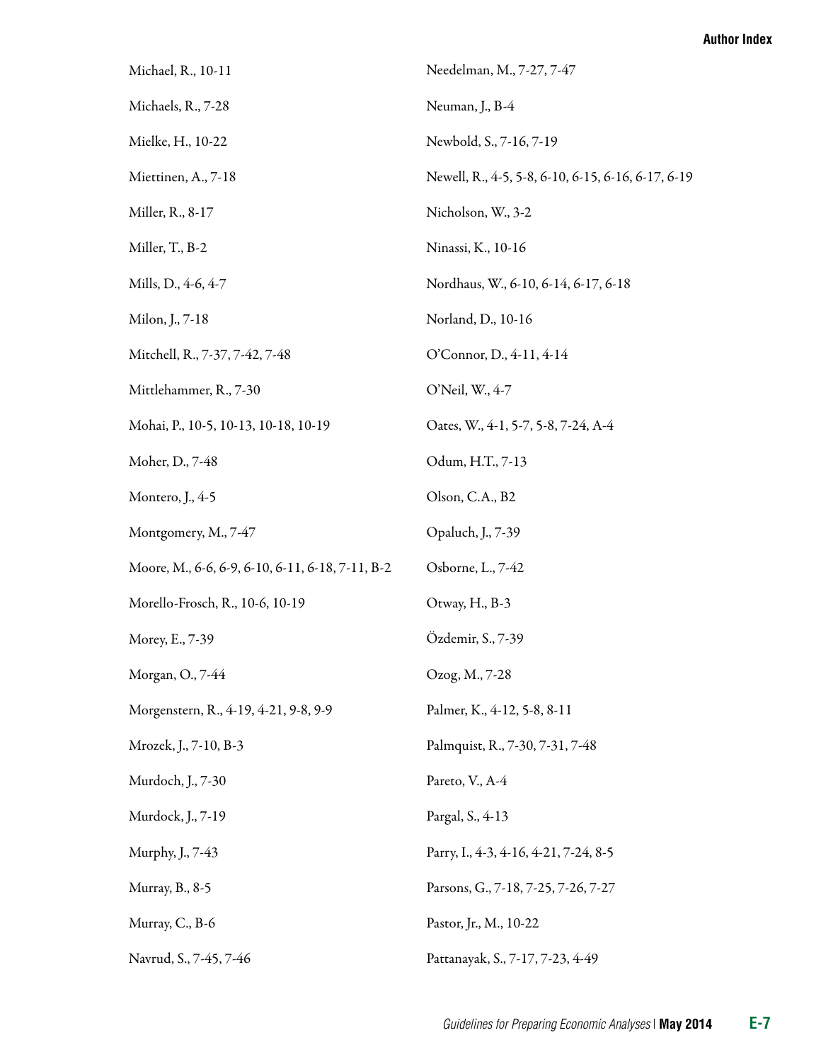Michael, R., 10-11

Michaels, R., 7-28

Mielke, H., 10-22

Miettinen, A., 7-18

Miller, R., 8-17

Miller, T., B-2

Mills, D., 4-6, 4-7

Milon, J., 7-18

Mitchell, R., 7-37, 7-42, 7-48

Mittlehammer, R., 7-30

Mohai, P., 10-5, 10-13, 10-18, 10-19

Moher, D., 7-48

Montero, J., 4-5

Montgomery, M., 7-47

Moore, M., 6-6, 6-9, 6-10, 6-11, 6-18, 7-11, B-2

Morello-Frosch, R., 10-6, 10-19

Morey, E., 7-39

Morgan, O., 7-44

Morgenstern, R., 4-19, 4-21, 9-8, 9-9

Mrozek, J., 7-10, B-3

Murdoch, J., 7-30

Murdock, J., 7-19

Murphy, J., 7-43

Murray, B., 8-5

Murray, C., B-6

Navrud, S., 7-45, 7-46

Needelman, M., 7-27, 7-47

Neuman, J., B-4

Newbold, S., 7-16, 7-19

Newell, R., 4-5, 5-8, 6-10, 6-15, 6-16, 6-17, 6-19

Nicholson, W., 3-2

Ninassi, K., 10-16

Nordhaus, W., 6-10, 6-14, 6-17, 6-18

Norland, D., 10-16

O'Connor, D., 4-11, 4-14

O'Neil, W., 4-7

Oates, W., 4-1, 5-7, 5-8, 7-24, A-4

Odum, H.T., 7-13

Olson, C.A., B2

Opaluch, J., 7-39

Osborne, L., 7-42

Otway, H., B-3

Özdemir, S., 7-39

Ozog, M., 7-28

Palmer, K., 4-12, 5-8, 8-11

Palmquist, R., 7-30, 7-31, 7-48

Pareto, V., A-4

Pargal, S., 4-13

Parry, I., 4-3, 4-16, 4-21, 7-24, 8-5

Parsons, G., 7-18, 7-25, 7-26, 7-27

Pastor, Jr., M., 10-22

Pattanayak, S., 7-17, 7-23, 4-49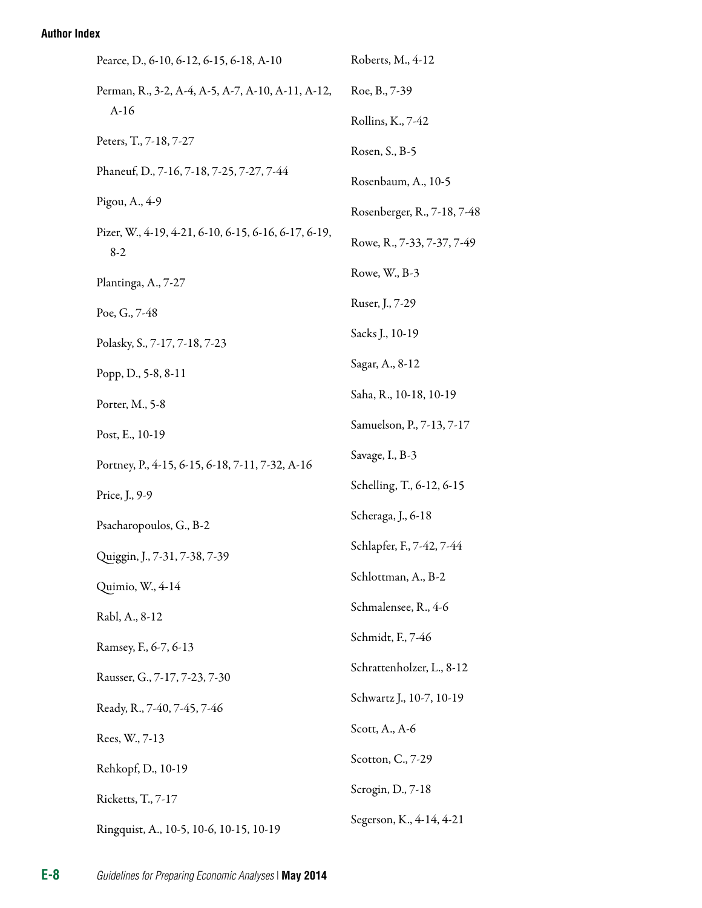Pearce, D., 6-10, 6-12, 6-15, 6-18, A-10

Perman, R., 3-2, A-4, A-5, A-7, A-10, A-11, A-12, A-16

Peters, T., 7-18, 7-27

Phaneuf, D., 7-16, 7-18, 7-25, 7-27, 7-44

Pigou, A., 4-9

Pizer, W., 4-19, 4-21, 6-10, 6-15, 6-16, 6-17, 6-19, 8-2

Plantinga, A., 7-27

Poe, G., 7-48

Polasky, S., 7-17, 7-18, 7-23

Popp, D., 5-8, 8-11

Porter, M., 5-8

Post, E., 10-19

Portney, P., 4-15, 6-15, 6-18, 7-11, 7-32, A-16

Price, J., 9-9

Psacharopoulos, G., B-2

Quiggin, J., 7-31, 7-38, 7-39

Quimio, W., 4-14

Rabl, A., 8-12

Ramsey, F., 6-7, 6-13

Rausser, G., 7-17, 7-23, 7-30

Ready, R., 7-40, 7-45, 7-46

Rees, W., 7-13

Rehkopf, D., 10-19

Ricketts, T., 7-17

Ringquist, A., 10-5, 10-6, 10-15, 10-19

Roberts, M., 4-12

Roe, B., 7-39

Rollins, K., 7-42

Rosen, S., B-5

Rosenbaum, A., 10-5

Rosenberger, R., 7-18, 7-48

Rowe, R., 7-33, 7-37, 7-49

Rowe, W., B-3

Ruser, J., 7-29

Sacks J., 10-19

Sagar, A., 8-12

Saha, R., 10-18, 10-19

Samuelson, P., 7-13, 7-17

Savage, I., B-3

Schelling, T., 6-12, 6-15

Scheraga, J., 6-18

Schlapfer, F., 7-42, 7-44

Schlottman, A., B-2

Schmalensee, R., 4-6

Schmidt, F., 7-46

Schrattenholzer, L., 8-12

Schwartz J., 10-7, 10-19

Scott, A., A-6

Scotton, C., 7-29

Scrogin, D., 7-18

Segerson, K., 4-14, 4-21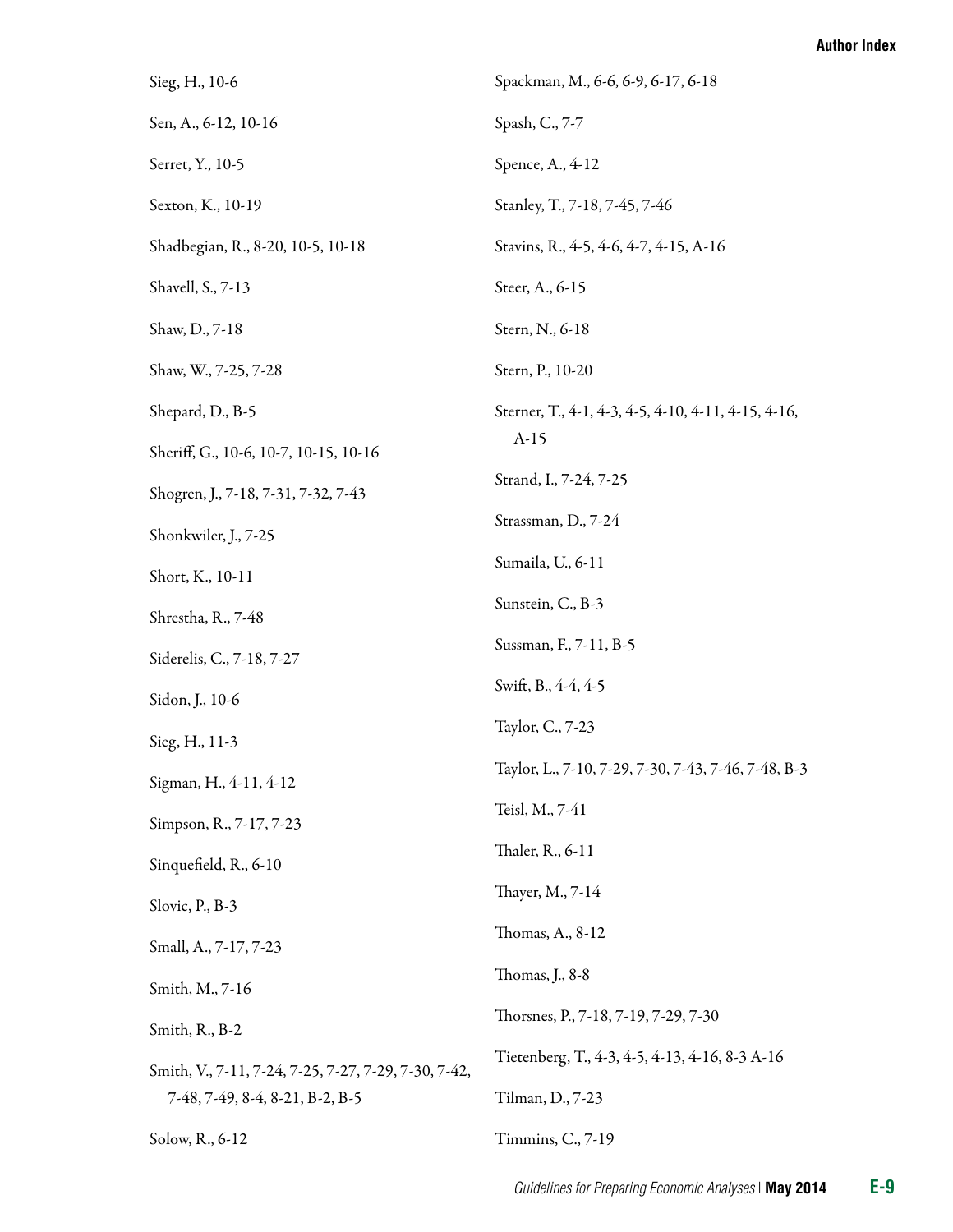Sieg, H., 10-6

Sen, A., 6-12, 10-16

Serret, Y., 10-5

Sexton, K., 10-19

Shadbegian, R., 8-20, 10-5, 10-18

Shavell, S., 7-13

Shaw, D., 7-18

Shaw, W., 7-25, 7-28

Shepard, D., B-5

Sheriff, G., 10-6, 10-7, 10-15, 10-16

Shogren, J., 7-18, 7-31, 7-32, 7-43

Shonkwiler, J., 7-25

Short, K., 10-11

Shrestha, R., 7-48

Siderelis, C., 7-18, 7-27

Sidon, J., 10-6

Sieg, H., 11-3

Sigman, H., 4-11, 4-12

Simpson, R., 7-17, 7-23

Sinquefield, R., 6-10

Slovic, P., B-3

Small, A., 7-17, 7-23

Smith, M., 7-16

Smith, R., B-2

Smith, V., 7-11, 7-24, 7-25, 7-27, 7-29, 7-30, 7-42, 7-48, 7-49, 8-4, 8-21, B-2, B-5

Solow, R., 6-12

Spackman, M., 6-6, 6-9, 6-17, 6-18

Spash, C., 7-7

Spence, A., 4-12

Stanley, T., 7-18, 7-45, 7-46

Stavins, R., 4-5, 4-6, 4-7, 4-15, A-16

Steer, A., 6-15

Stern, N., 6-18

Stern, P., 10-20

Sterner, T., 4-1, 4-3, 4-5, 4-10, 4-11, 4-15, 4-16, A-15

Strand, I., 7-24, 7-25

Strassman, D., 7-24

Sumaila, U., 6-11

Sunstein, C., B-3

Sussman, F., 7-11, B-5

Swift, B., 4-4, 4-5

Taylor, C., 7-23

Taylor, L., 7-10, 7-29, 7-30, 7-43, 7-46, 7-48, B-3

Teisl, M., 7-41

Thaler, R., 6-11

Thayer, M., 7-14

Thomas, A., 8-12

Thomas, J., 8-8

Thorsnes, P., 7-18, 7-19, 7-29, 7-30

Tietenberg, T., 4-3, 4-5, 4-13, 4-16, 8-3 A-16

Tilman, D., 7-23

Timmins, C., 7-19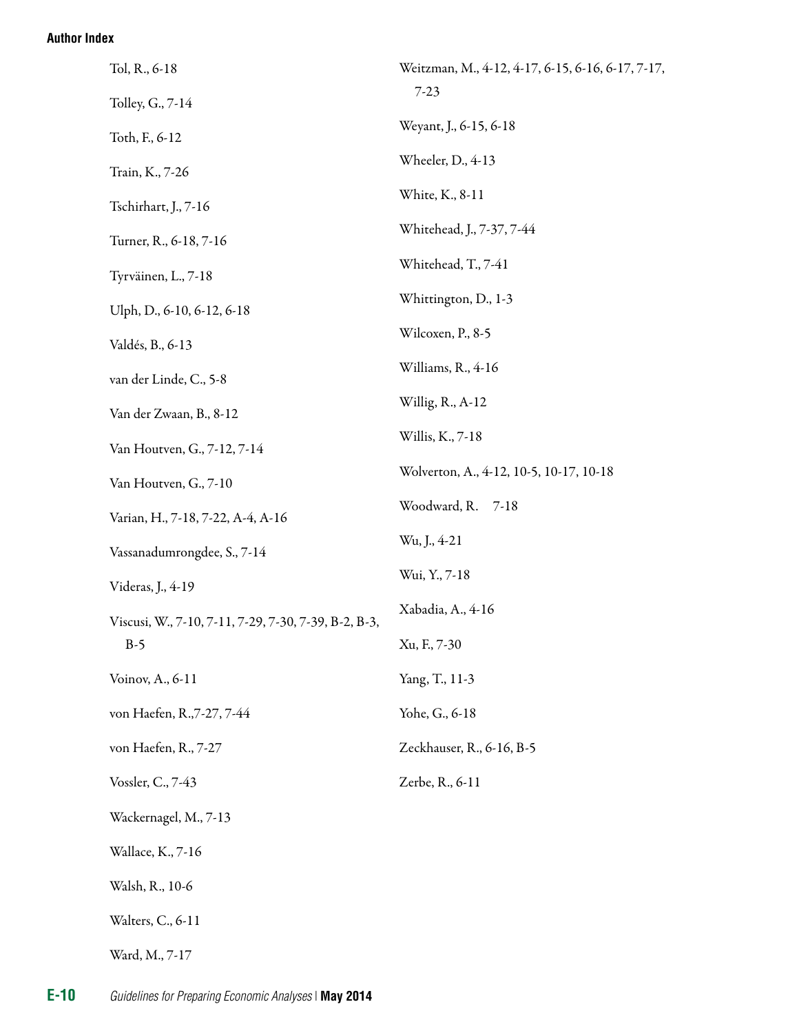Tol, R., 6-18

Tolley, G., 7-14

Toth, F., 6-12

Train, K., 7-26

Tschirhart, J., 7-16

Turner, R., 6-18, 7-16

Tyrväinen, L., 7-18

Ulph, D., 6-10, 6-12, 6-18

Valdés, B., 6-13

van der Linde, C., 5-8

Van der Zwaan, B., 8-12

Van Houtven, G., 7-12, 7-14

Van Houtven, G., 7-10

Varian, H., 7-18, 7-22, A-4, A-16

Vassanadumrongdee, S., 7-14

Videras, J., 4-19

Viscusi, W., 7-10, 7-11, 7-29, 7-30, 7-39, B-2, B-3, B-5

Voinov, A., 6-11

von Haefen, R.,7-27, 7-44

von Haefen, R., 7-27

Vossler, C., 7-43

Wackernagel, M., 7-13

Wallace, K., 7-16

Walsh, R., 10-6

Walters, C., 6-11

Ward, M., 7-17

Weitzman, M., 4-12, 4-17, 6-15, 6-16, 6-17, 7-17, 7-23

Weyant, J., 6-15, 6-18

Wheeler, D., 4-13

White, K., 8-11

Whitehead, J., 7-37, 7-44

Whitehead, T., 7-41

Whittington, D., 1-3

Wilcoxen, P., 8-5

Williams, R., 4-16

Willig, R., A-12

Willis, K., 7-18

Wolverton, A., 4-12, 10-5, 10-17, 10-18

Woodward, R. 7-18

Wu, J., 4-21

Wui, Y., 7-18

Xabadia, A., 4-16

Xu, F., 7-30

Yang, T., 11-3

Yohe, G., 6-18

Zeckhauser, R., 6-16, B-5

Zerbe, R., 6-11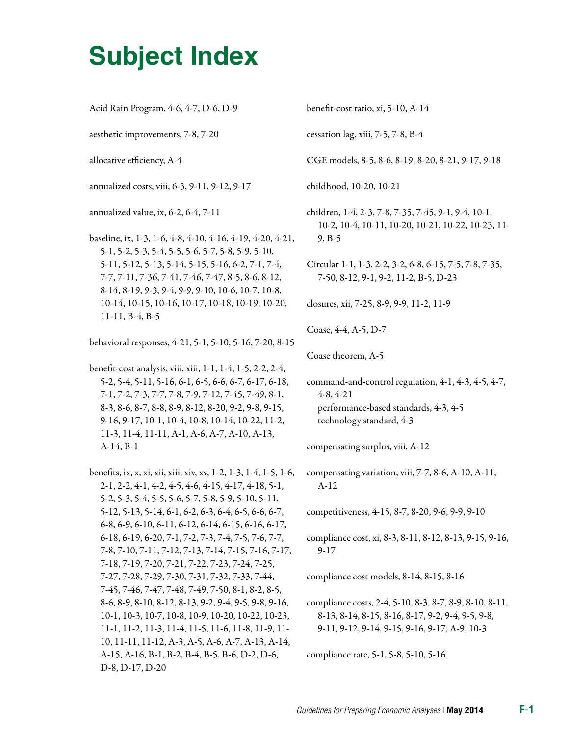# Subject Index

Acid Rain Program, 4-6, 4-7, D-6, D-9

aesthetic improvements, 7-8, 7-20

allocative efficiency, A-4

annualized costs, viii, 6-3, 9-11, 9-12, 9-17

annualized value, ix, 6-2, 6-4, 7-11

baseline, ix, 1-3, 1-6, 4-8, 4-10, 4-16, 4-19, 4-20, 4-21, 5-1, 5-2, 5-3, 5-4, 5-5, 5-6, 5-7, 5-8, 5-9, 5-10, 5-11, 5-12, 5-13, 5-14, 5-15, 5-16, 6-2, 7-1, 7-4, 7-7, 7-11, 7-36, 7-41, 7-46, 7-47, 8-5, 8-6, 8-12, 8-14, 8-19, 9-3, 9-4, 9-9, 9-10, 10-6, 10-7, 10-8, 10-14, 10-15, 10-16, 10-17, 10-18, 10-19, 10-20, 11-11, B-4, B-5

behavioral responses, 4-21, 5-1, 5-10, 5-16, 7-20, 8-15

benefit-cost analysis, viii, xiii, 1-1, 1-4, 1-5, 2-2, 2-4, 5-2, 5-4, 5-11, 5-16, 6-1, 6-5, 6-6, 6-7, 6-17, 6-18, 7-1, 7-2, 7-3, 7-7, 7-8, 7-9, 7-12, 7-45, 7-49, 8-1, 8-3, 8-6, 8-7, 8-8, 8-9, 8-12, 8-20, 9-2, 9-8, 9-15, 9-16, 9-17, 10-1, 10-4, 10-8, 10-14, 10-22, 11-2, 11-3, 11-4, 11-11, A-1, A-6, A-7, A-10, A-13, A-14, B-1

benefits, ix, x, xi, xii, xiii, xiv, xv, 1-2, 1-3, 1-4, 1-5, 1-6, 2-1, 2-2, 4-1, 4-2, 4-5, 4-6, 4-15, 4-17, 4-18, 5-1, 5-2, 5-3, 5-4, 5-5, 5-6, 5-7, 5-8, 5-9, 5-10, 5-11, 5-12, 5-13, 5-14, 6-1, 6-2, 6-3, 6-4, 6-5, 6-6, 6-7, 6-8, 6-9, 6-10, 6-11, 6-12, 6-14, 6-15, 6-16, 6-17, 6-18, 6-19, 6-20, 7-1, 7-2, 7-3, 7-4, 7-5, 7-6, 7-7, 7-8, 7-10, 7-11, 7-12, 7-13, 7-14, 7-15, 7-16, 7-17, 7-18, 7-19, 7-20, 7-21, 7-22, 7-23, 7-24, 7-25, 7-27, 7-28, 7-29, 7-30, 7-31, 7-32, 7-33, 7-44, 7-45, 7-46, 7-47, 7-48, 7-49, 7-50, 8-1, 8-2, 8-5, 8-6, 8-9, 8-10, 8-12, 8-13, 9-2, 9-4, 9-5, 9-8, 9-16, 10-1, 10-3, 10-7, 10-8, 10-9, 10-20, 10-22, 10-23, 11-1, 11-2, 11-3, 11-4, 11-5, 11-6, 11-8, 11-9, 11-10, 11-11, 11-12, A-3, A-5, A-6, A-7, A-13, A-14, A-15, A-16, B-1, B-2, B-4, B-5, B-6, D-2, D-6, D-8, D-17, D-20

benefit-cost ratio, xi, 5-10, A-14

cessation lag, xiii, 7-5, 7-8, B-4

CGE models, 8-5, 8-6, 8-19, 8-20, 8-21, 9-17, 9-18

childhood, 10-20, 10-21

children, 1-4, 2-3, 7-8, 7-35, 7-45, 9-1, 9-4, 10-1, 10-2, 10-4, 10-11, 10-20, 10-21, 10-22, 10-23, 11-9, B-5

Circular 1-1, 1-3, 2-2, 3-2, 6-8, 6-15, 7-5, 7-8, 7-35, 7-50, 8-12, 9-1, 9-2, 11-2, B-5, D-23

closures, xii, 7-25, 8-9, 9-9, 11-2, 11-9

Coase, 4-4, A-5, D-7

Coase theorem, A-5

command-and-control regulation, 4-1, 4-3, 4-5, 4-7, 4-8, 4-21
  - performance-based standards, 4-3, 4-5
  - technology standard, 4-3

compensating surplus, viii, A-12

compensating variation, viii, 7-7, 8-6, A-10, A-11, A-12

competitiveness, 4-15, 8-7, 8-20, 9-6, 9-9, 9-10

compliance cost, xi, 8-3, 8-11, 8-12, 8-13, 9-15, 9-16, 9-17

compliance cost models, 8-14, 8-15, 8-16

compliance costs, 2-4, 5-10, 8-3, 8-7, 8-9, 8-10, 8-11, 8-13, 8-14, 8-15, 8-16, 8-17, 9-2, 9-4, 9-5, 9-8, 9-11, 9-12, 9-14, 9-15, 9-16, 9-17, A-9, 10-3

compliance rate, 5-1, 5-8, 5-10, 5-16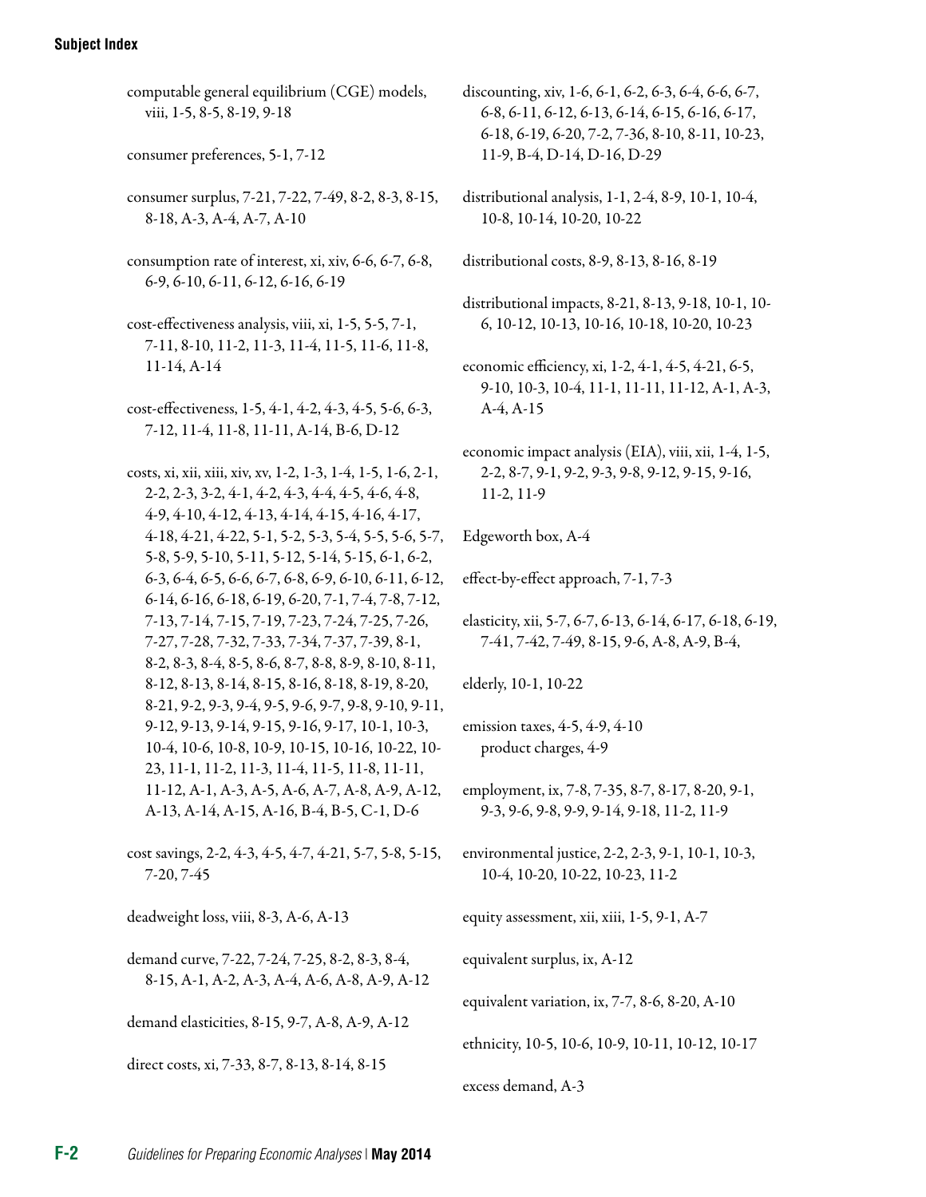computable general equilibrium (CGE) models, viii, 1-5, 8-5, 8-19, 9-18

consumer preferences, 5-1, 7-12

consumer surplus, 7-21, 7-22, 7-49, 8-2, 8-3, 8-15, 8-18, A-3, A-4, A-7, A-10

consumption rate of interest, xi, xiv, 6-6, 6-7, 6-8, 6-9, 6-10, 6-11, 6-12, 6-16, 6-19

cost-effectiveness analysis, viii, xi, 1-5, 5-5, 7-1, 7-11, 8-10, 11-2, 11-3, 11-4, 11-5, 11-6, 11-8, 11-14, A-14

cost-effectiveness, 1-5, 4-1, 4-2, 4-3, 4-5, 5-6, 6-3, 7-12, 11-4, 11-8, 11-11, A-14, B-6, D-12

costs, xi, xii, xiii, xiv, xv, 1-2, 1-3, 1-4, 1-5, 1-6, 2-1, 2-2, 2-3, 3-2, 4-1, 4-2, 4-3, 4-4, 4-5, 4-6, 4-8, 4-9, 4-10, 4-12, 4-13, 4-14, 4-15, 4-16, 4-17, 4-18, 4-21, 4-22, 5-1, 5-2, 5-3, 5-4, 5-5, 5-6, 5-7, 5-8, 5-9, 5-10, 5-11, 5-12, 5-14, 5-15, 6-1, 6-2, 6-3, 6-4, 6-5, 6-6, 6-7, 6-8, 6-9, 6-10, 6-11, 6-12, 6-14, 6-16, 6-18, 6-19, 6-20, 7-1, 7-4, 7-8, 7-12, 7-13, 7-14, 7-15, 7-19, 7-23, 7-24, 7-25, 7-26, 7-27, 7-28, 7-32, 7-33, 7-34, 7-37, 7-39, 8-1, 8-2, 8-3, 8-4, 8-5, 8-6, 8-7, 8-8, 8-9, 8-10, 8-11, 8-12, 8-13, 8-14, 8-15, 8-16, 8-18, 8-19, 8-20, 8-21, 9-2, 9-3, 9-4, 9-5, 9-6, 9-7, 9-8, 9-10, 9-11, 9-12, 9-13, 9-14, 9-15, 9-16, 9-17, 10-1, 10-3, 10-4, 10-6, 10-8, 10-9, 10-15, 10-16, 10-22, 10-23, 11-1, 11-2, 11-3, 11-4, 11-5, 11-8, 11-11, 11-12, A-1, A-3, A-5, A-6, A-7, A-8, A-9, A-12, A-13, A-14, A-15, A-16, B-4, B-5, C-1, D-6

cost savings, 2-2, 4-3, 4-5, 4-7, 4-21, 5-7, 5-8, 5-15, 7-20, 7-45

deadweight loss, viii, 8-3, A-6, A-13

demand curve, 7-22, 7-24, 7-25, 8-2, 8-3, 8-4, 8-15, A-1, A-2, A-3, A-4, A-6, A-8, A-9, A-12

demand elasticities, 8-15, 9-7, A-8, A-9, A-12

direct costs, xi, 7-33, 8-7, 8-13, 8-14, 8-15

discounting, xiv, 1-6, 6-1, 6-2, 6-3, 6-4, 6-6, 6-7, 6-8, 6-11, 6-12, 6-13, 6-14, 6-15, 6-16, 6-17, 6-18, 6-19, 6-20, 7-2, 7-36, 8-10, 8-11, 10-23, 11-9, B-4, D-14, D-16, D-29

distributional analysis, 1-1, 2-4, 8-9, 10-1, 10-4, 10-8, 10-14, 10-20, 10-22

distributional costs, 8-9, 8-13, 8-16, 8-19

distributional impacts, 8-21, 8-13, 9-18, 10-1, 10-6, 10-12, 10-13, 10-16, 10-18, 10-20, 10-23

economic efficiency, xi, 1-2, 4-1, 4-5, 4-21, 6-5, 9-10, 10-3, 10-4, 11-1, 11-11, 11-12, A-1, A-3, A-4, A-15

economic impact analysis (EIA), viii, xii, 1-4, 1-5, 2-2, 8-7, 9-1, 9-2, 9-3, 9-8, 9-12, 9-15, 9-16, 11-2, 11-9

Edgeworth box, A-4

effect-by-effect approach, 7-1, 7-3

elasticity, xii, 5-7, 6-7, 6-13, 6-14, 6-17, 6-18, 6-19, 7-41, 7-42, 7-49, 8-15, 9-6, A-8, A-9, B-4,

elderly, 10-1, 10-22

emission taxes, 4-5, 4-9, 4-10
  product charges, 4-9

employment, ix, 7-8, 7-35, 8-7, 8-17, 8-20, 9-1, 9-3, 9-6, 9-8, 9-9, 9-14, 9-18, 11-2, 11-9

environmental justice, 2-2, 2-3, 9-1, 10-1, 10-3, 10-4, 10-20, 10-22, 10-23, 11-2

equity assessment, xii, xiii, 1-5, 9-1, A-7

equivalent surplus, ix, A-12

equivalent variation, ix, 7-7, 8-6, 8-20, A-10

ethnicity, 10-5, 10-6, 10-9, 10-11, 10-12, 10-17

excess demand, A-3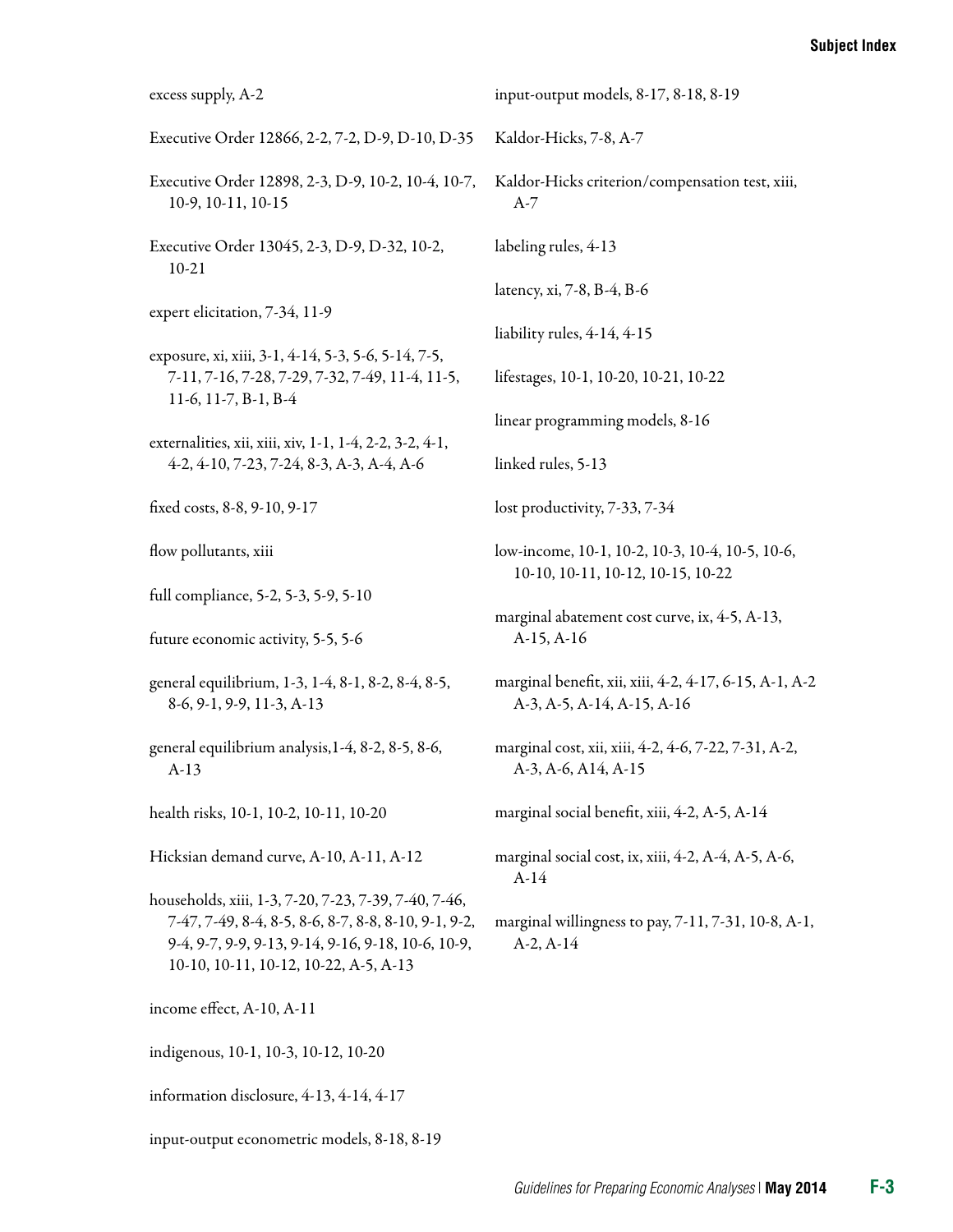excess supply, A-2

Executive Order 12866, 2-2, 7-2, D-9, D-10, D-35

Executive Order 12898, 2-3, D-9, 10-2, 10-4, 10-7, 10-9, 10-11, 10-15

Executive Order 13045, 2-3, D-9, D-32, 10-2, 10-21

expert elicitation, 7-34, 11-9

exposure, xi, xiii, 3-1, 4-14, 5-3, 5-6, 5-14, 7-5, 7-11, 7-16, 7-28, 7-29, 7-32, 7-49, 11-4, 11-5, 11-6, 11-7, B-1, B-4

externalities, xii, xiii, xiv, 1-1, 1-4, 2-2, 3-2, 4-1, 4-2, 4-10, 7-23, 7-24, 8-3, A-3, A-4, A-6

fixed costs, 8-8, 9-10, 9-17

flow pollutants, xiii

full compliance, 5-2, 5-3, 5-9, 5-10

future economic activity, 5-5, 5-6

general equilibrium, 1-3, 1-4, 8-1, 8-2, 8-4, 8-5, 8-6, 9-1, 9-9, 11-3, A-13

general equilibrium analysis,1-4, 8-2, 8-5, 8-6, A-13

health risks, 10-1, 10-2, 10-11, 10-20

Hicksian demand curve, A-10, A-11, A-12

households, xiii, 1-3, 7-20, 7-23, 7-39, 7-40, 7-46, 7-47, 7-49, 8-4, 8-5, 8-6, 8-7, 8-8, 8-10, 9-1, 9-2, 9-4, 9-7, 9-9, 9-13, 9-14, 9-16, 9-18, 10-6, 10-9, 10-10, 10-11, 10-12, 10-22, A-5, A-13

income effect, A-10, A-11

indigenous, 10-1, 10-3, 10-12, 10-20

information disclosure, 4-13, 4-14, 4-17

input-output econometric models, 8-18, 8-19

input-output models, 8-17, 8-18, 8-19

Kaldor-Hicks, 7-8, A-7

Kaldor-Hicks criterion/compensation test, xiii, A-7

labeling rules, 4-13

latency, xi, 7-8, B-4, B-6

liability rules, 4-14, 4-15

lifestages, 10-1, 10-20, 10-21, 10-22

linear programming models, 8-16

linked rules, 5-13

lost productivity, 7-33, 7-34

low-income, 10-1, 10-2, 10-3, 10-4, 10-5, 10-6, 10-10, 10-11, 10-12, 10-15, 10-22

marginal abatement cost curve, ix, 4-5, A-13, A-15, A-16

marginal benefit, xii, xiii, 4-2, 4-17, 6-15, A-1, A-2 A-3, A-5, A-14, A-15, A-16

marginal cost, xii, xiii, 4-2, 4-6, 7-22, 7-31, A-2, A-3, A-6, A14, A-15

marginal social benefit, xiii, 4-2, A-5, A-14

marginal social cost, ix, xiii, 4-2, A-4, A-5, A-6, A-14

marginal willingness to pay, 7-11, 7-31, 10-8, A-1, A-2, A-14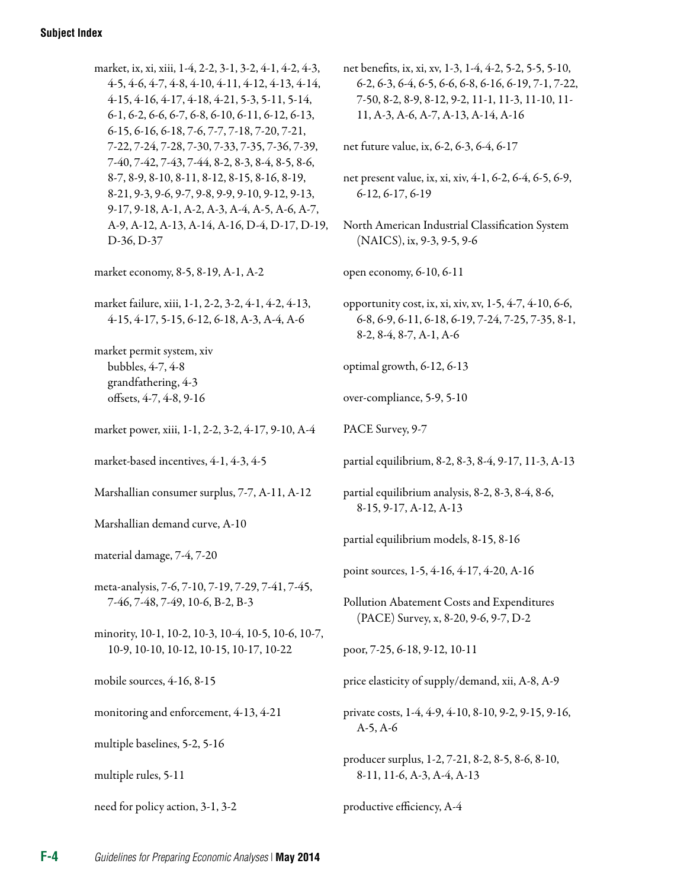market, ix, xi, xiii, 1-4, 2-2, 3-1, 3-2, 4-1, 4-2, 4-3, 4-5, 4-6, 4-7, 4-8, 4-10, 4-11, 4-12, 4-13, 4-14, 4-15, 4-16, 4-17, 4-18, 4-21, 5-3, 5-11, 5-14, 6-1, 6-2, 6-6, 6-7, 6-8, 6-10, 6-11, 6-12, 6-13, 6-15, 6-16, 6-18, 7-6, 7-7, 7-18, 7-20, 7-21, 7-22, 7-24, 7-28, 7-30, 7-33, 7-35, 7-36, 7-39, 7-40, 7-42, 7-43, 7-44, 8-2, 8-3, 8-4, 8-5, 8-6, 8-7, 8-9, 8-10, 8-11, 8-12, 8-15, 8-16, 8-19, 8-21, 9-3, 9-6, 9-7, 9-8, 9-9, 9-10, 9-12, 9-13, 9-17, 9-18, A-1, A-2, A-3, A-4, A-5, A-6, A-7, A-9, A-12, A-13, A-14, A-16, D-4, D-17, D-19, D-36, D-37

market economy, 8-5, 8-19, A-1, A-2

market failure, xiii, 1-1, 2-2, 3-2, 4-1, 4-2, 4-13, 4-15, 4-17, 5-15, 6-12, 6-18, A-3, A-4, A-6

market permit system, xiv
  bubbles, 4-7, 4-8
  grandfathering, 4-3
  offsets, 4-7, 4-8, 9-16

market power, xiii, 1-1, 2-2, 3-2, 4-17, 9-10, A-4

market-based incentives, 4-1, 4-3, 4-5

Marshallian consumer surplus, 7-7, A-11, A-12

Marshallian demand curve, A-10

material damage, 7-4, 7-20

meta-analysis, 7-6, 7-10, 7-19, 7-29, 7-41, 7-45, 7-46, 7-48, 7-49, 10-6, B-2, B-3

minority, 10-1, 10-2, 10-3, 10-4, 10-5, 10-6, 10-7, 10-9, 10-10, 10-12, 10-15, 10-17, 10-22

mobile sources, 4-16, 8-15

monitoring and enforcement, 4-13, 4-21

multiple baselines, 5-2, 5-16

multiple rules, 5-11

need for policy action, 3-1, 3-2

net benefits, ix, xi, xv, 1-3, 1-4, 4-2, 5-2, 5-5, 5-10, 6-2, 6-3, 6-4, 6-5, 6-6, 6-8, 6-16, 6-19, 7-1, 7-22, 7-50, 8-2, 8-9, 8-12, 9-2, 11-1, 11-3, 11-10, 11-11, A-3, A-6, A-7, A-13, A-14, A-16

net future value, ix, 6-2, 6-3, 6-4, 6-17

net present value, ix, xi, xiv, 4-1, 6-2, 6-4, 6-5, 6-9, 6-12, 6-17, 6-19

North American Industrial Classification System (NAICS), ix, 9-3, 9-5, 9-6

open economy, 6-10, 6-11

opportunity cost, ix, xi, xiv, xv, 1-5, 4-7, 4-10, 6-6, 6-8, 6-9, 6-11, 6-18, 6-19, 7-24, 7-25, 7-35, 8-1, 8-2, 8-4, 8-7, A-1, A-6

optimal growth, 6-12, 6-13

over-compliance, 5-9, 5-10

PACE Survey, 9-7

partial equilibrium, 8-2, 8-3, 8-4, 9-17, 11-3, A-13

partial equilibrium analysis, 8-2, 8-3, 8-4, 8-6, 8-15, 9-17, A-12, A-13

partial equilibrium models, 8-15, 8-16

point sources, 1-5, 4-16, 4-17, 4-20, A-16

Pollution Abatement Costs and Expenditures (PACE) Survey, x, 8-20, 9-6, 9-7, D-2

poor, 7-25, 6-18, 9-12, 10-11

price elasticity of supply/demand, xii, A-8, A-9

private costs, 1-4, 4-9, 4-10, 8-10, 9-2, 9-15, 9-16, A-5, A-6

producer surplus, 1-2, 7-21, 8-2, 8-5, 8-6, 8-10, 8-11, 11-6, A-3, A-4, A-13

productive efficiency, A-4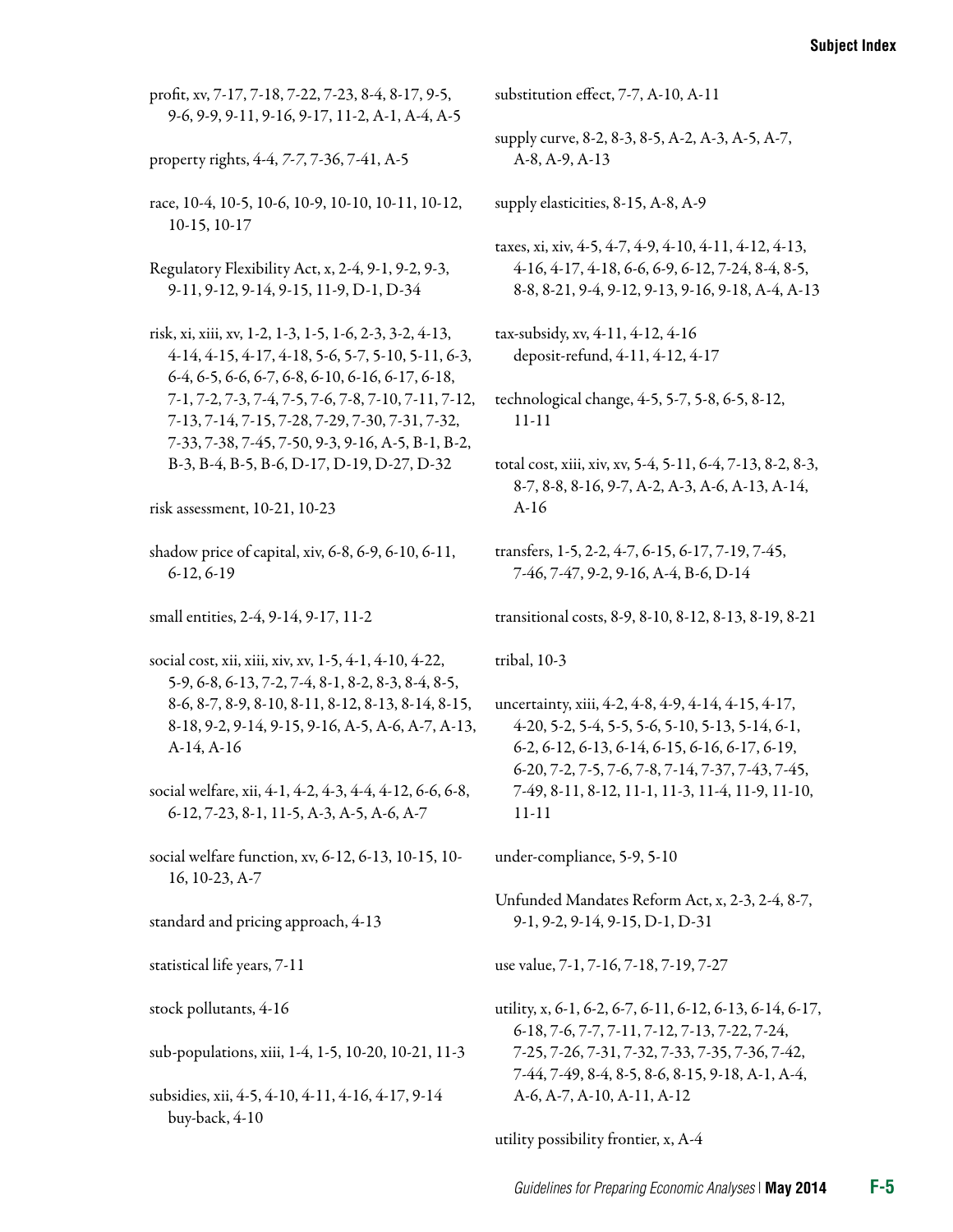profit, xv, 7-17, 7-18, 7-22, 7-23, 8-4, 8-17, 9-5, 9-6, 9-9, 9-11, 9-16, 9-17, 11-2, A-1, A-4, A-5

property rights, 4-4, *7-7*, 7-36, 7-41, A-5

race, 10-4, 10-5, 10-6, 10-9, 10-10, 10-11, 10-12, 10-15, 10-17

Regulatory Flexibility Act, x, 2-4, 9-1, 9-2, 9-3, 9-11, 9-12, 9-14, 9-15, 11-9, D-1, D-34

risk, xi, xiii, xv, 1-2, 1-3, 1-5, 1-6, 2-3, 3-2, 4-13, 4-14, 4-15, 4-17, 4-18, 5-6, 5-7, 5-10, 5-11, 6-3, 6-4, 6-5, 6-6, 6-7, 6-8, 6-10, 6-16, 6-17, 6-18, 7-1, 7-2, 7-3, 7-4, 7-5, 7-6, 7-8, 7-10, 7-11, 7-12, 7-13, 7-14, 7-15, 7-28, 7-29, 7-30, 7-31, 7-32, 7-33, 7-38, 7-45, 7-50, 9-3, 9-16, A-5, B-1, B-2, B-3, B-4, B-5, B-6, D-17, D-19, D-27, D-32

risk assessment, 10-21, 10-23

shadow price of capital, xiv, 6-8, 6-9, 6-10, 6-11, 6-12, 6-19

small entities, 2-4, 9-14, 9-17, 11-2

social cost, xii, xiii, xiv, xv, 1-5, 4-1, 4-10, 4-22, 5-9, 6-8, 6-13, 7-2, 7-4, 8-1, 8-2, 8-3, 8-4, 8-5, 8-6, 8-7, 8-9, 8-10, 8-11, 8-12, 8-13, 8-14, 8-15, 8-18, 9-2, 9-14, 9-15, 9-16, A-5, A-6, A-7, A-13, A-14, A-16

social welfare, xii, 4-1, 4-2, 4-3, 4-4, 4-12, 6-6, 6-8, 6-12, 7-23, 8-1, 11-5, A-3, A-5, A-6, A-7

social welfare function, xv, 6-12, 6-13, 10-15, 10-16, 10-23, A-7

standard and pricing approach, 4-13

statistical life years, 7-11

stock pollutants, 4-16

sub-populations, xiii, 1-4, 1-5, 10-20, 10-21, 11-3

subsidies, xii, 4-5, 4-10, 4-11, 4-16, 4-17, 9-14
    buy-back, 4-10

substitution effect, 7-7, A-10, A-11

supply curve, 8-2, 8-3, 8-5, A-2, A-3, A-5, A-7, A-8, A-9, A-13

supply elasticities, 8-15, A-8, A-9

taxes, xi, xiv, 4-5, 4-7, 4-9, 4-10, 4-11, 4-12, 4-13, 4-16, 4-17, 4-18, 6-6, 6-9, 6-12, 7-24, 8-4, 8-5, 8-8, 8-21, 9-4, 9-12, 9-13, 9-16, 9-18, A-4, A-13

tax-subsidy, xv, 4-11, 4-12, 4-16
    deposit-refund, 4-11, 4-12, 4-17

technological change, 4-5, 5-7, 5-8, 6-5, 8-12, 11-11

total cost, xiii, xiv, xv, 5-4, 5-11, 6-4, 7-13, 8-2, 8-3, 8-7, 8-8, 8-16, 9-7, A-2, A-3, A-6, A-13, A-14, A-16

transfers, 1-5, 2-2, 4-7, 6-15, 6-17, 7-19, 7-45, 7-46, 7-47, 9-2, 9-16, A-4, B-6, D-14

transitional costs, 8-9, 8-10, 8-12, 8-13, 8-19, 8-21

tribal, 10-3

uncertainty, xiii, 4-2, 4-8, 4-9, 4-14, 4-15, 4-17, 4-20, 5-2, 5-4, 5-5, 5-6, 5-10, 5-13, 5-14, 6-1, 6-2, 6-12, 6-13, 6-14, 6-15, 6-16, 6-17, 6-19, 6-20, 7-2, 7-5, 7-6, 7-8, 7-14, 7-37, 7-43, 7-45, 7-49, 8-11, 8-12, 11-1, 11-3, 11-4, 11-9, 11-10, 11-11

under-compliance, 5-9, 5-10

Unfunded Mandates Reform Act, x, 2-3, 2-4, 8-7, 9-1, 9-2, 9-14, 9-15, D-1, D-31

use value, 7-1, 7-16, 7-18, 7-19, 7-27

utility, x, 6-1, 6-2, 6-7, 6-11, 6-12, 6-13, 6-14, 6-17, 6-18, 7-6, 7-7, 7-11, 7-12, 7-13, 7-22, 7-24, 7-25, 7-26, 7-31, 7-32, 7-33, 7-35, 7-36, 7-42, 7-44, 7-49, 8-4, 8-5, 8-6, 8-15, 9-18, A-1, A-4, A-6, A-7, A-10, A-11, A-12

utility possibility frontier, x, A-4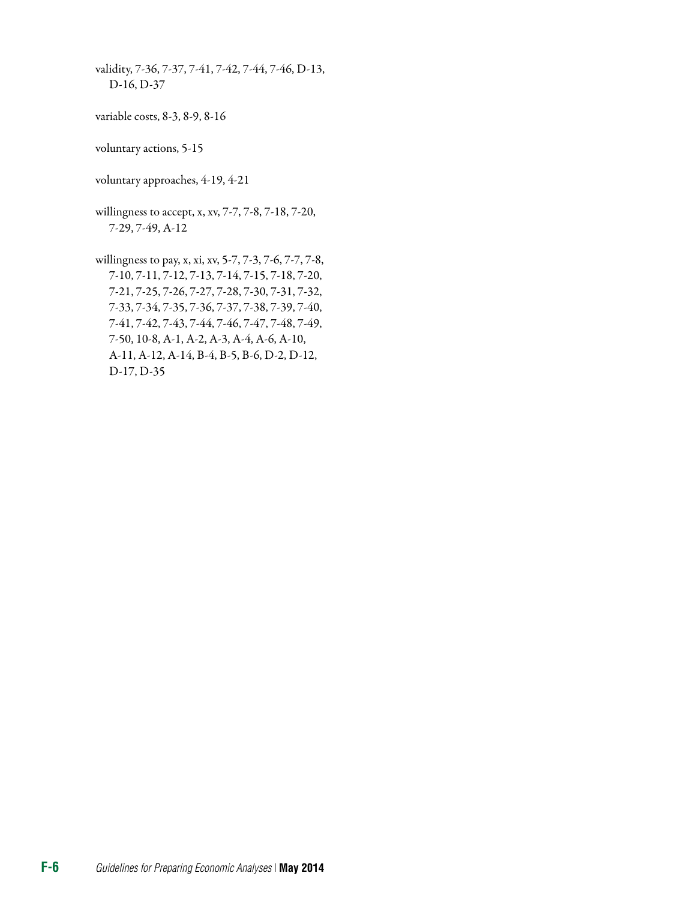validity, 7-36, 7-37, 7-41, 7-42, 7-44, 7-46, D-13, D-16, D-37

variable costs, 8-3, 8-9, 8-16

voluntary actions, 5-15

voluntary approaches, 4-19, 4-21

willingness to accept, x, xv, 7-7, 7-8, 7-18, 7-20, 7-29, 7-49, A-12

willingness to pay, x, xi, xv, 5-7, 7-3, 7-6, 7-7, 7-8, 7-10, 7-11, 7-12, 7-13, 7-14, 7-15, 7-18, 7-20, 7-21, 7-25, 7-26, 7-27, 7-28, 7-30, 7-31, 7-32, 7-33, 7-34, 7-35, 7-36, 7-37, 7-38, 7-39, 7-40, 7-41, 7-42, 7-43, 7-44, 7-46, 7-47, 7-48, 7-49, 7-50, 10-8, A-1, A-2, A-3, A-4, A-6, A-10, A-11, A-12, A-14, B-4, B-5, B-6, D-2, D-12, D-17, D-35